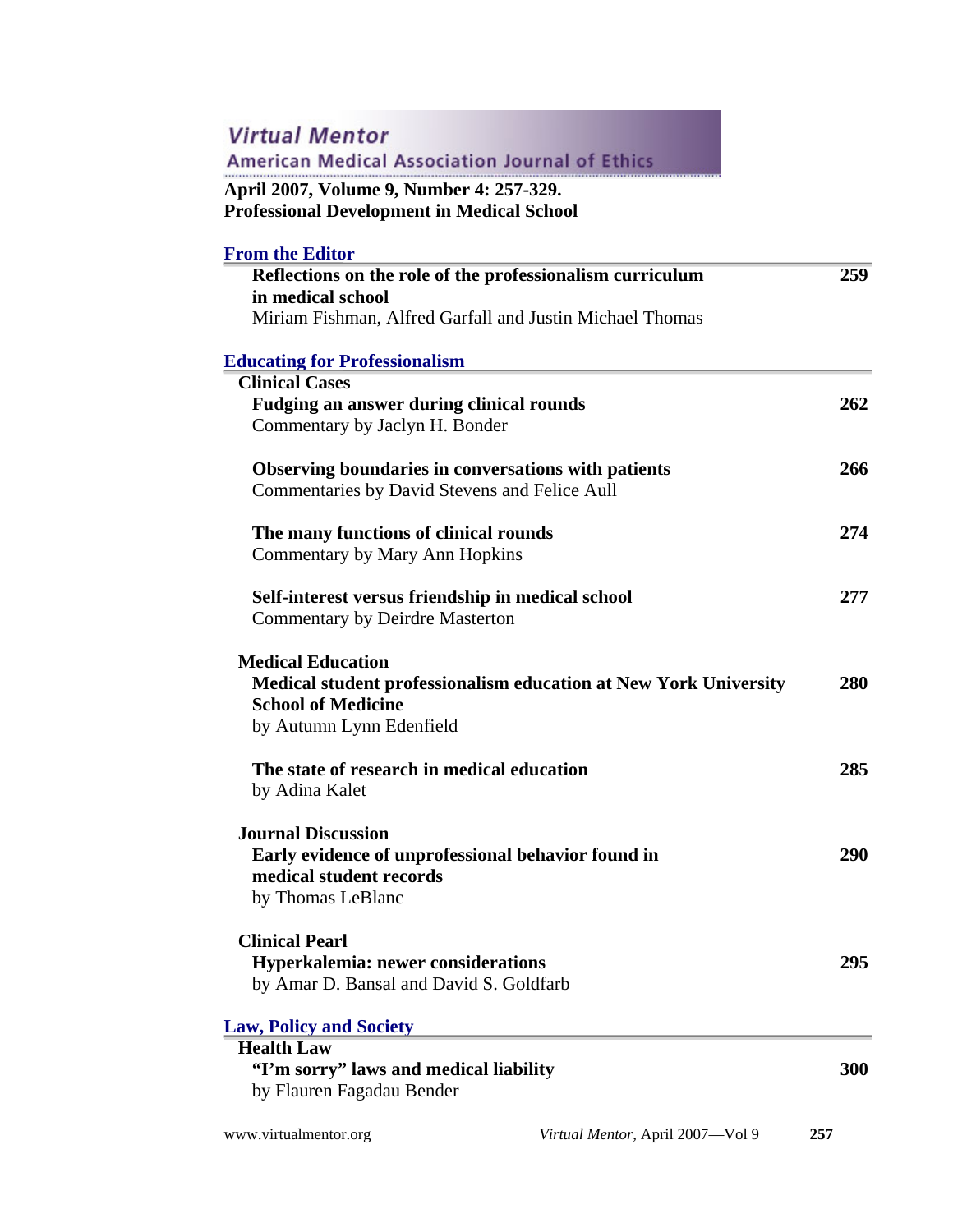# Virtual Mentor
## American Medical Association Journal of Ethics

**April 2007, Volume 9, Number 4: 257-329.**
**Professional Development in Medical School**

## From the Editor

**Reflections on the role of the professionalism curriculum in medical school** — 259
Miriam Fishman, Alfred Garfall and Justin Michael Thomas

## Educating for Professionalism

### Clinical Cases

**Fudging an answer during clinical rounds** — 262
Commentary by Jaclyn H. Bonder

**Observing boundaries in conversations with patients** — 266
Commentaries by David Stevens and Felice Aull

**The many functions of clinical rounds** — 274
Commentary by Mary Ann Hopkins

**Self-interest versus friendship in medical school** — 277
Commentary by Deirdre Masterton

### Medical Education

**Medical student professionalism education at New York University School of Medicine** — 280
by Autumn Lynn Edenfield

**The state of research in medical education** — 285
by Adina Kalet

### Journal Discussion

**Early evidence of unprofessional behavior found in medical student records** — 290
by Thomas LeBlanc

### Clinical Pearl

**Hyperkalemia: newer considerations** — 295
by Amar D. Bansal and David S. Goldfarb

## Law, Policy and Society

### Health Law

**"I'm sorry" laws and medical liability** — 300
by Flauren Fagadau Bender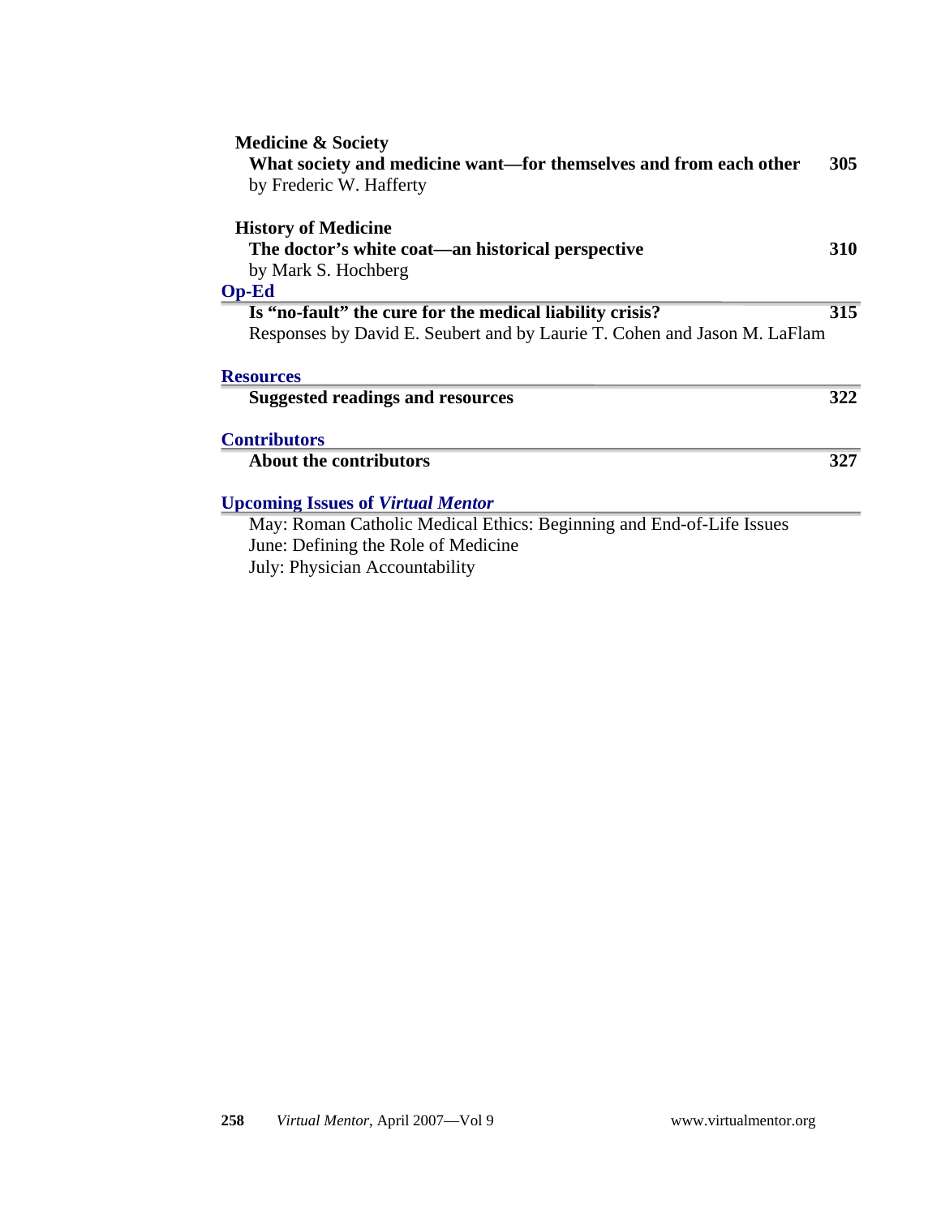**Medicine & Society**

**What society and medicine want—for themselves and from each other** **305**
by Frederic W. Hafferty

**History of Medicine**

**The doctor's white coat—an historical perspective** **310**
by Mark S. Hochberg

## Op-Ed

**Is "no-fault" the cure for the medical liability crisis?** **315**
Responses by David E. Seubert and by Laurie T. Cohen and Jason M. LaFlam

## Resources

**Suggested readings and resources** **322**

## Contributors

**About the contributors** **327**

## Upcoming Issues of *Virtual Mentor*

May: Roman Catholic Medical Ethics: Beginning and End-of-Life Issues
June: Defining the Role of Medicine
July: Physician Accountability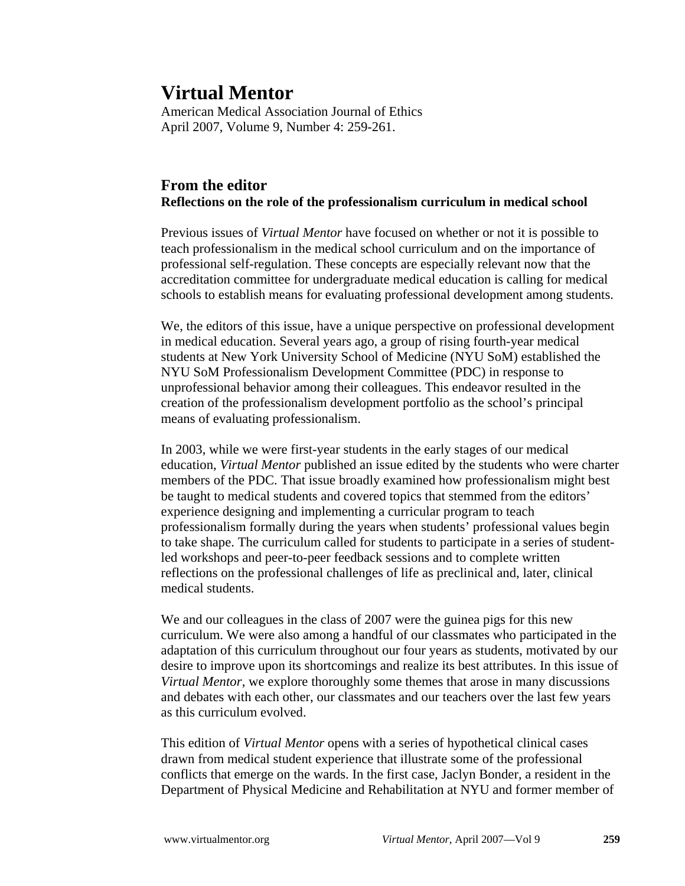# Virtual Mentor

American Medical Association Journal of Ethics
April 2007, Volume 9, Number 4: 259-261.

## From the editor

**Reflections on the role of the professionalism curriculum in medical school**

Previous issues of *Virtual Mentor* have focused on whether or not it is possible to teach professionalism in the medical school curriculum and on the importance of professional self-regulation. These concepts are especially relevant now that the accreditation committee for undergraduate medical education is calling for medical schools to establish means for evaluating professional development among students.

We, the editors of this issue, have a unique perspective on professional development in medical education. Several years ago, a group of rising fourth-year medical students at New York University School of Medicine (NYU SoM) established the NYU SoM Professionalism Development Committee (PDC) in response to unprofessional behavior among their colleagues. This endeavor resulted in the creation of the professionalism development portfolio as the school's principal means of evaluating professionalism.

In 2003, while we were first-year students in the early stages of our medical education, *Virtual Mentor* published an issue edited by the students who were charter members of the PDC. That issue broadly examined how professionalism might best be taught to medical students and covered topics that stemmed from the editors' experience designing and implementing a curricular program to teach professionalism formally during the years when students' professional values begin to take shape. The curriculum called for students to participate in a series of student-led workshops and peer-to-peer feedback sessions and to complete written reflections on the professional challenges of life as preclinical and, later, clinical medical students.

We and our colleagues in the class of 2007 were the guinea pigs for this new curriculum. We were also among a handful of our classmates who participated in the adaptation of this curriculum throughout our four years as students, motivated by our desire to improve upon its shortcomings and realize its best attributes. In this issue of *Virtual Mentor*, we explore thoroughly some themes that arose in many discussions and debates with each other, our classmates and our teachers over the last few years as this curriculum evolved.

This edition of *Virtual Mentor* opens with a series of hypothetical clinical cases drawn from medical student experience that illustrate some of the professional conflicts that emerge on the wards. In the first case, Jaclyn Bonder, a resident in the Department of Physical Medicine and Rehabilitation at NYU and former member of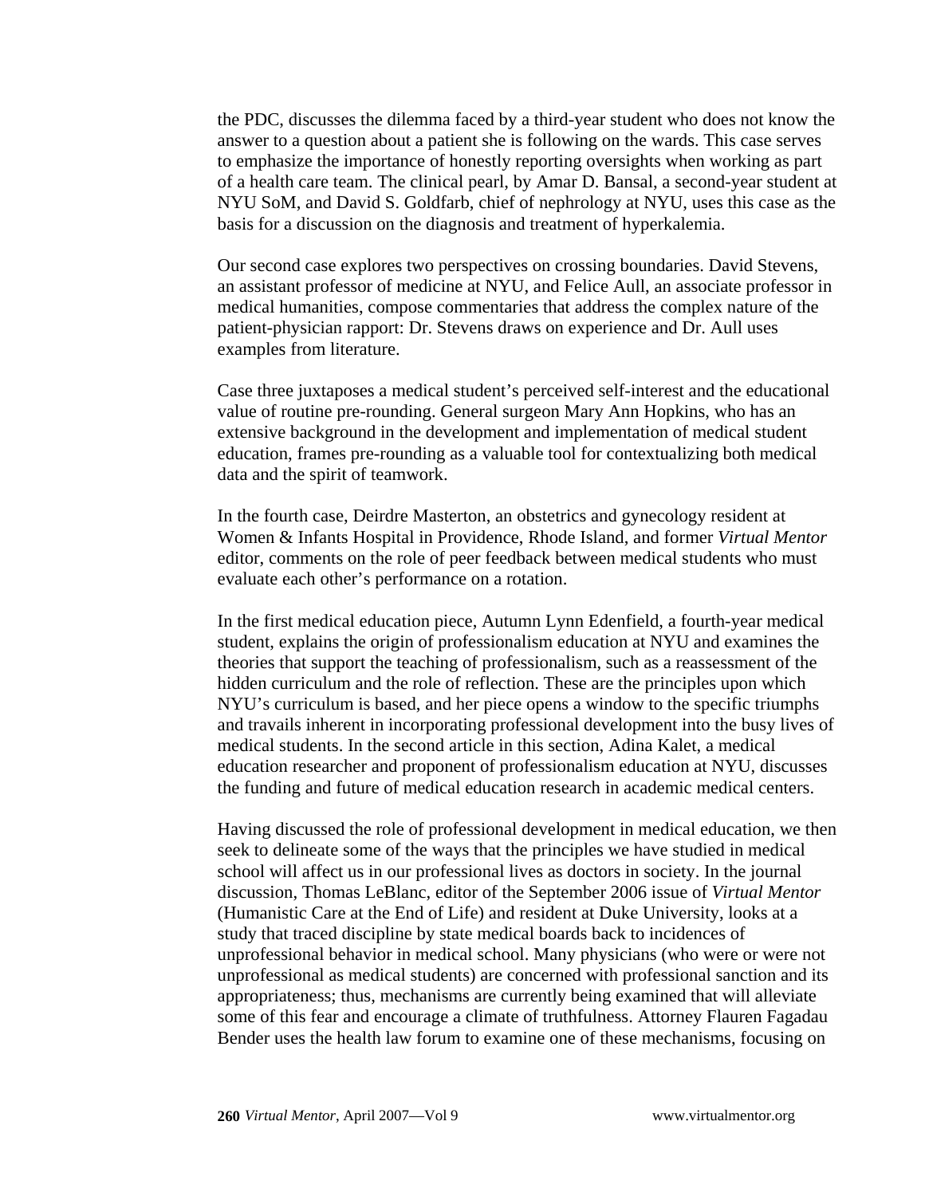the PDC, discusses the dilemma faced by a third-year student who does not know the answer to a question about a patient she is following on the wards. This case serves to emphasize the importance of honestly reporting oversights when working as part of a health care team. The clinical pearl, by Amar D. Bansal, a second-year student at NYU SoM, and David S. Goldfarb, chief of nephrology at NYU, uses this case as the basis for a discussion on the diagnosis and treatment of hyperkalemia.

Our second case explores two perspectives on crossing boundaries. David Stevens, an assistant professor of medicine at NYU, and Felice Aull, an associate professor in medical humanities, compose commentaries that address the complex nature of the patient-physician rapport: Dr. Stevens draws on experience and Dr. Aull uses examples from literature.

Case three juxtaposes a medical student's perceived self-interest and the educational value of routine pre-rounding. General surgeon Mary Ann Hopkins, who has an extensive background in the development and implementation of medical student education, frames pre-rounding as a valuable tool for contextualizing both medical data and the spirit of teamwork.

In the fourth case, Deirdre Masterton, an obstetrics and gynecology resident at Women & Infants Hospital in Providence, Rhode Island, and former *Virtual Mentor* editor, comments on the role of peer feedback between medical students who must evaluate each other's performance on a rotation.

In the first medical education piece, Autumn Lynn Edenfield, a fourth-year medical student, explains the origin of professionalism education at NYU and examines the theories that support the teaching of professionalism, such as a reassessment of the hidden curriculum and the role of reflection. These are the principles upon which NYU's curriculum is based, and her piece opens a window to the specific triumphs and travails inherent in incorporating professional development into the busy lives of medical students. In the second article in this section, Adina Kalet, a medical education researcher and proponent of professionalism education at NYU, discusses the funding and future of medical education research in academic medical centers.

Having discussed the role of professional development in medical education, we then seek to delineate some of the ways that the principles we have studied in medical school will affect us in our professional lives as doctors in society. In the journal discussion, Thomas LeBlanc, editor of the September 2006 issue of *Virtual Mentor* (Humanistic Care at the End of Life) and resident at Duke University, looks at a study that traced discipline by state medical boards back to incidences of unprofessional behavior in medical school. Many physicians (who were or were not unprofessional as medical students) are concerned with professional sanction and its appropriateness; thus, mechanisms are currently being examined that will alleviate some of this fear and encourage a climate of truthfulness. Attorney Flauren Fagadau Bender uses the health law forum to examine one of these mechanisms, focusing on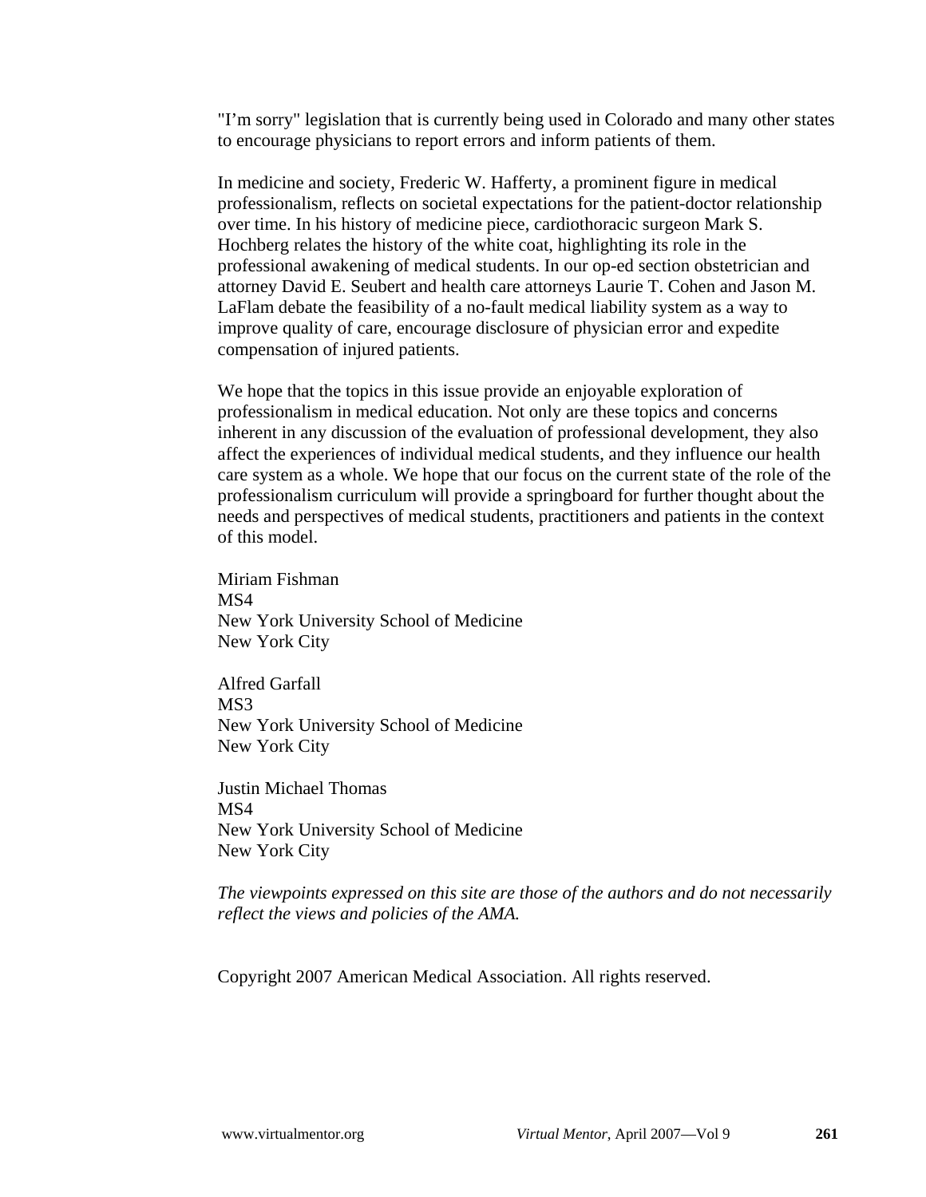"I'm sorry" legislation that is currently being used in Colorado and many other states to encourage physicians to report errors and inform patients of them.

In medicine and society, Frederic W. Hafferty, a prominent figure in medical professionalism, reflects on societal expectations for the patient-doctor relationship over time. In his history of medicine piece, cardiothoracic surgeon Mark S. Hochberg relates the history of the white coat, highlighting its role in the professional awakening of medical students. In our op-ed section obstetrician and attorney David E. Seubert and health care attorneys Laurie T. Cohen and Jason M. LaFlam debate the feasibility of a no-fault medical liability system as a way to improve quality of care, encourage disclosure of physician error and expedite compensation of injured patients.

We hope that the topics in this issue provide an enjoyable exploration of professionalism in medical education. Not only are these topics and concerns inherent in any discussion of the evaluation of professional development, they also affect the experiences of individual medical students, and they influence our health care system as a whole. We hope that our focus on the current state of the role of the professionalism curriculum will provide a springboard for further thought about the needs and perspectives of medical students, practitioners and patients in the context of this model.

Miriam Fishman
MS4
New York University School of Medicine
New York City

Alfred Garfall
MS3
New York University School of Medicine
New York City

Justin Michael Thomas
MS4
New York University School of Medicine
New York City

*The viewpoints expressed on this site are those of the authors and do not necessarily reflect the views and policies of the AMA.*

Copyright 2007 American Medical Association. All rights reserved.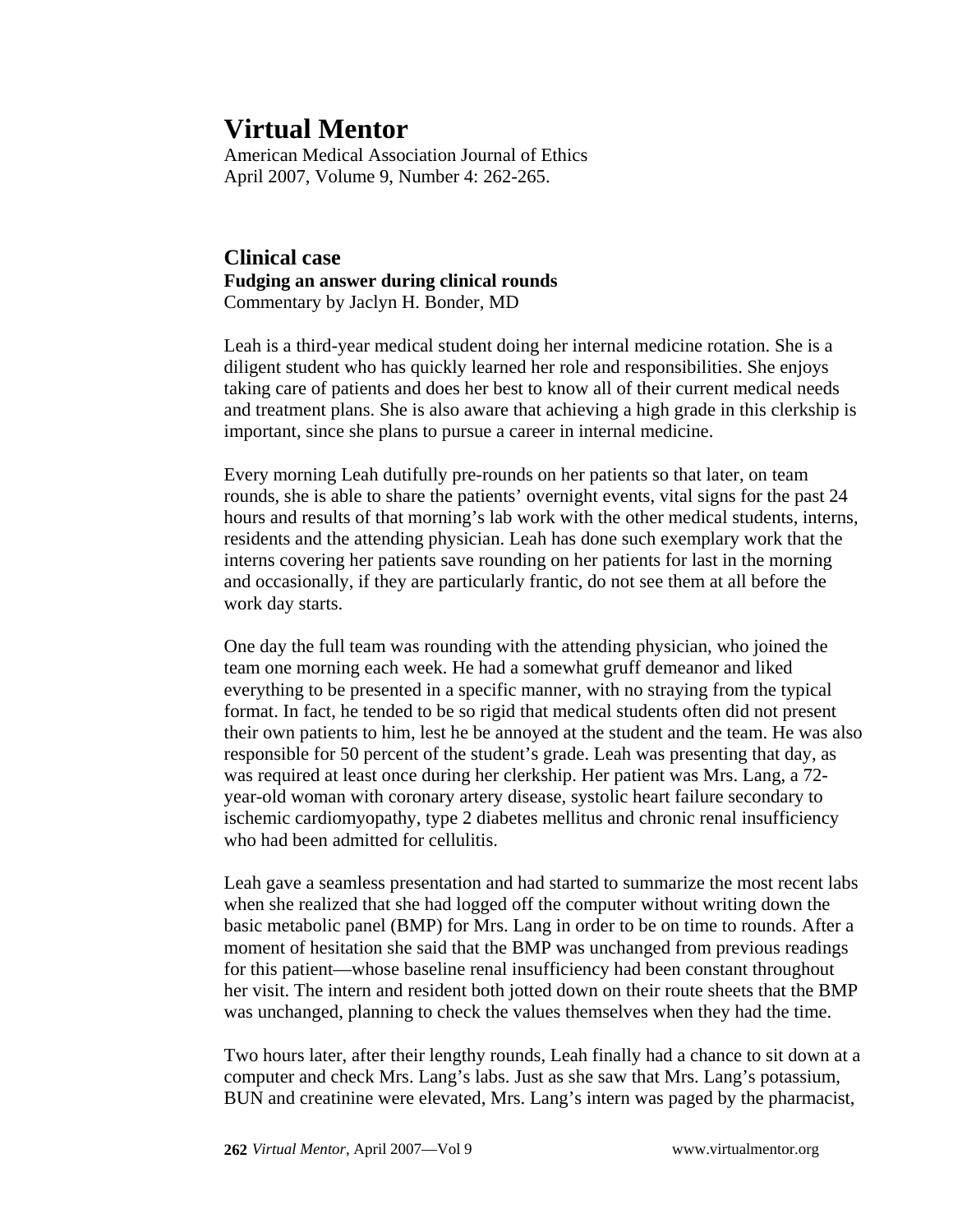# Virtual Mentor

American Medical Association Journal of Ethics
April 2007, Volume 9, Number 4: 262-265.

## Clinical case

**Fudging an answer during clinical rounds**

Commentary by Jaclyn H. Bonder, MD

Leah is a third-year medical student doing her internal medicine rotation. She is a diligent student who has quickly learned her role and responsibilities. She enjoys taking care of patients and does her best to know all of their current medical needs and treatment plans. She is also aware that achieving a high grade in this clerkship is important, since she plans to pursue a career in internal medicine.

Every morning Leah dutifully pre-rounds on her patients so that later, on team rounds, she is able to share the patients' overnight events, vital signs for the past 24 hours and results of that morning's lab work with the other medical students, interns, residents and the attending physician. Leah has done such exemplary work that the interns covering her patients save rounding on her patients for last in the morning and occasionally, if they are particularly frantic, do not see them at all before the work day starts.

One day the full team was rounding with the attending physician, who joined the team one morning each week. He had a somewhat gruff demeanor and liked everything to be presented in a specific manner, with no straying from the typical format. In fact, he tended to be so rigid that medical students often did not present their own patients to him, lest he be annoyed at the student and the team. He was also responsible for 50 percent of the student's grade. Leah was presenting that day, as was required at least once during her clerkship. Her patient was Mrs. Lang, a 72-year-old woman with coronary artery disease, systolic heart failure secondary to ischemic cardiomyopathy, type 2 diabetes mellitus and chronic renal insufficiency who had been admitted for cellulitis.

Leah gave a seamless presentation and had started to summarize the most recent labs when she realized that she had logged off the computer without writing down the basic metabolic panel (BMP) for Mrs. Lang in order to be on time to rounds. After a moment of hesitation she said that the BMP was unchanged from previous readings for this patient—whose baseline renal insufficiency had been constant throughout her visit. The intern and resident both jotted down on their route sheets that the BMP was unchanged, planning to check the values themselves when they had the time.

Two hours later, after their lengthy rounds, Leah finally had a chance to sit down at a computer and check Mrs. Lang's labs. Just as she saw that Mrs. Lang's potassium, BUN and creatinine were elevated, Mrs. Lang's intern was paged by the pharmacist,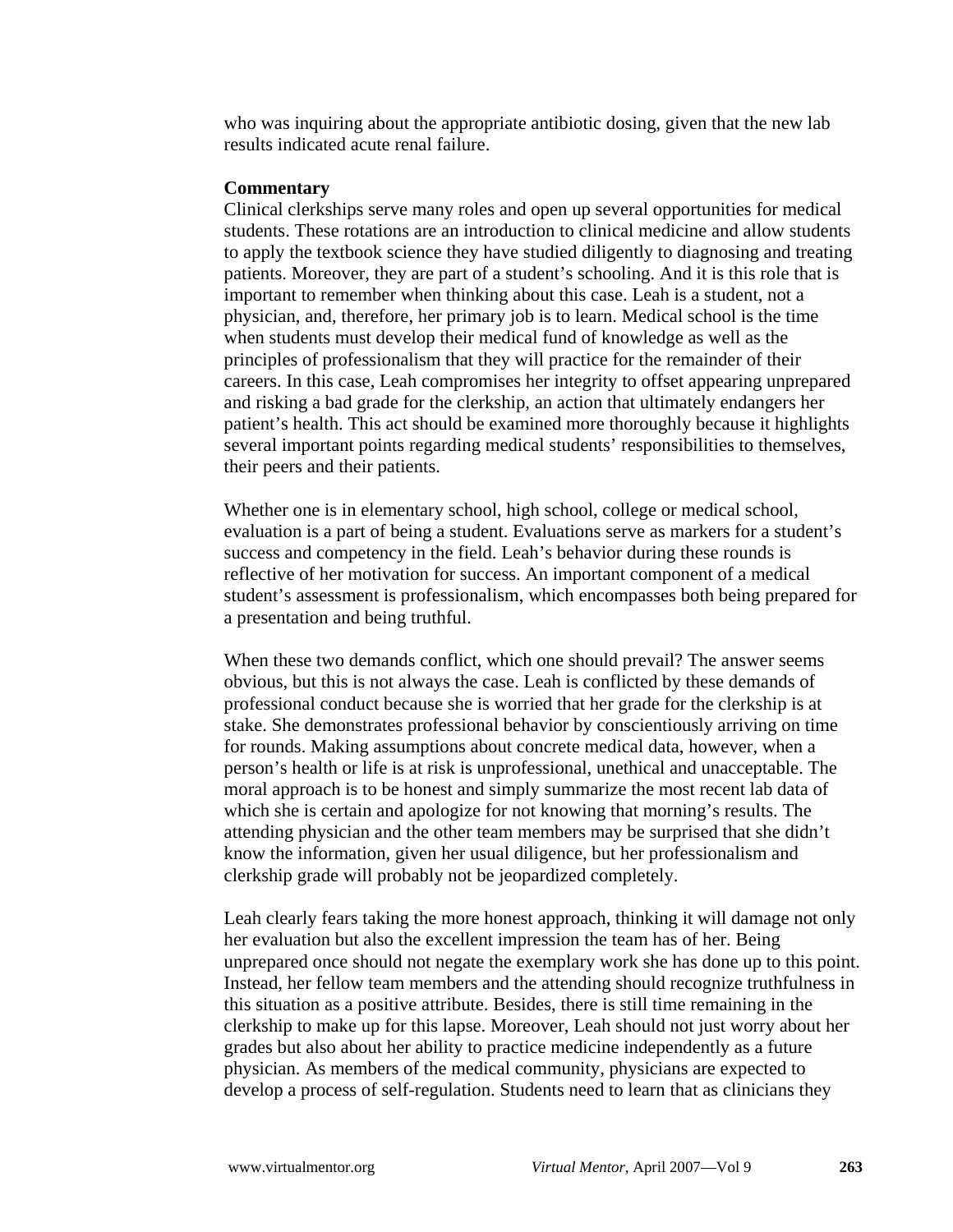who was inquiring about the appropriate antibiotic dosing, given that the new lab results indicated acute renal failure.

**Commentary**

Clinical clerkships serve many roles and open up several opportunities for medical students. These rotations are an introduction to clinical medicine and allow students to apply the textbook science they have studied diligently to diagnosing and treating patients. Moreover, they are part of a student's schooling. And it is this role that is important to remember when thinking about this case. Leah is a student, not a physician, and, therefore, her primary job is to learn. Medical school is the time when students must develop their medical fund of knowledge as well as the principles of professionalism that they will practice for the remainder of their careers. In this case, Leah compromises her integrity to offset appearing unprepared and risking a bad grade for the clerkship, an action that ultimately endangers her patient's health. This act should be examined more thoroughly because it highlights several important points regarding medical students' responsibilities to themselves, their peers and their patients.

Whether one is in elementary school, high school, college or medical school, evaluation is a part of being a student. Evaluations serve as markers for a student's success and competency in the field. Leah's behavior during these rounds is reflective of her motivation for success. An important component of a medical student's assessment is professionalism, which encompasses both being prepared for a presentation and being truthful.

When these two demands conflict, which one should prevail? The answer seems obvious, but this is not always the case. Leah is conflicted by these demands of professional conduct because she is worried that her grade for the clerkship is at stake. She demonstrates professional behavior by conscientiously arriving on time for rounds. Making assumptions about concrete medical data, however, when a person's health or life is at risk is unprofessional, unethical and unacceptable. The moral approach is to be honest and simply summarize the most recent lab data of which she is certain and apologize for not knowing that morning's results. The attending physician and the other team members may be surprised that she didn't know the information, given her usual diligence, but her professionalism and clerkship grade will probably not be jeopardized completely.

Leah clearly fears taking the more honest approach, thinking it will damage not only her evaluation but also the excellent impression the team has of her. Being unprepared once should not negate the exemplary work she has done up to this point. Instead, her fellow team members and the attending should recognize truthfulness in this situation as a positive attribute. Besides, there is still time remaining in the clerkship to make up for this lapse. Moreover, Leah should not just worry about her grades but also about her ability to practice medicine independently as a future physician. As members of the medical community, physicians are expected to develop a process of self-regulation. Students need to learn that as clinicians they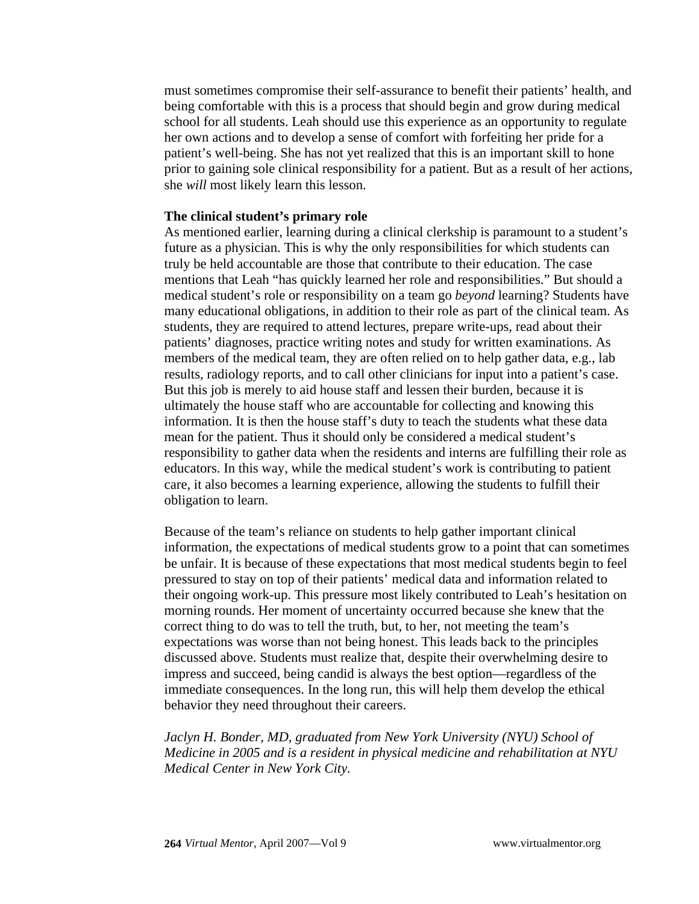must sometimes compromise their self-assurance to benefit their patients' health, and being comfortable with this is a process that should begin and grow during medical school for all students. Leah should use this experience as an opportunity to regulate her own actions and to develop a sense of comfort with forfeiting her pride for a patient's well-being. She has not yet realized that this is an important skill to hone prior to gaining sole clinical responsibility for a patient. But as a result of her actions, she *will* most likely learn this lesson.

**The clinical student's primary role**

As mentioned earlier, learning during a clinical clerkship is paramount to a student's future as a physician. This is why the only responsibilities for which students can truly be held accountable are those that contribute to their education. The case mentions that Leah "has quickly learned her role and responsibilities." But should a medical student's role or responsibility on a team go *beyond* learning? Students have many educational obligations, in addition to their role as part of the clinical team. As students, they are required to attend lectures, prepare write-ups, read about their patients' diagnoses, practice writing notes and study for written examinations. As members of the medical team, they are often relied on to help gather data, e.g., lab results, radiology reports, and to call other clinicians for input into a patient's case. But this job is merely to aid house staff and lessen their burden, because it is ultimately the house staff who are accountable for collecting and knowing this information. It is then the house staff's duty to teach the students what these data mean for the patient. Thus it should only be considered a medical student's responsibility to gather data when the residents and interns are fulfilling their role as educators. In this way, while the medical student's work is contributing to patient care, it also becomes a learning experience, allowing the students to fulfill their obligation to learn.

Because of the team's reliance on students to help gather important clinical information, the expectations of medical students grow to a point that can sometimes be unfair. It is because of these expectations that most medical students begin to feel pressured to stay on top of their patients' medical data and information related to their ongoing work-up. This pressure most likely contributed to Leah's hesitation on morning rounds. Her moment of uncertainty occurred because she knew that the correct thing to do was to tell the truth, but, to her, not meeting the team's expectations was worse than not being honest. This leads back to the principles discussed above. Students must realize that, despite their overwhelming desire to impress and succeed, being candid is always the best option—regardless of the immediate consequences. In the long run, this will help them develop the ethical behavior they need throughout their careers.

*Jaclyn H. Bonder, MD, graduated from New York University (NYU) School of Medicine in 2005 and is a resident in physical medicine and rehabilitation at NYU Medical Center in New York City.*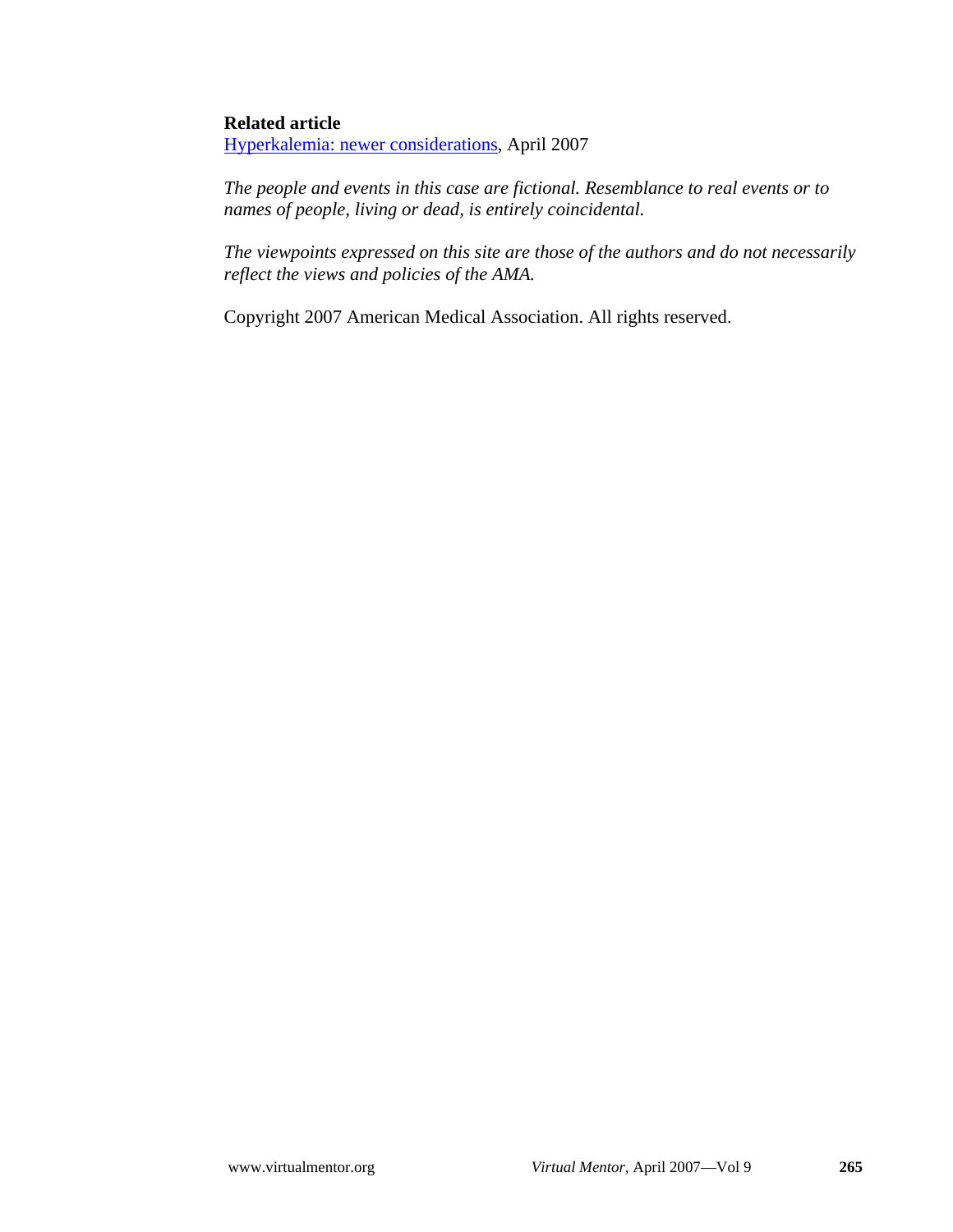**Related article**

[Hyperkalemia: newer considerations], April 2007

*The people and events in this case are fictional. Resemblance to real events or to names of people, living or dead, is entirely coincidental.*

*The viewpoints expressed on this site are those of the authors and do not necessarily reflect the views and policies of the AMA.*

Copyright 2007 American Medical Association. All rights reserved.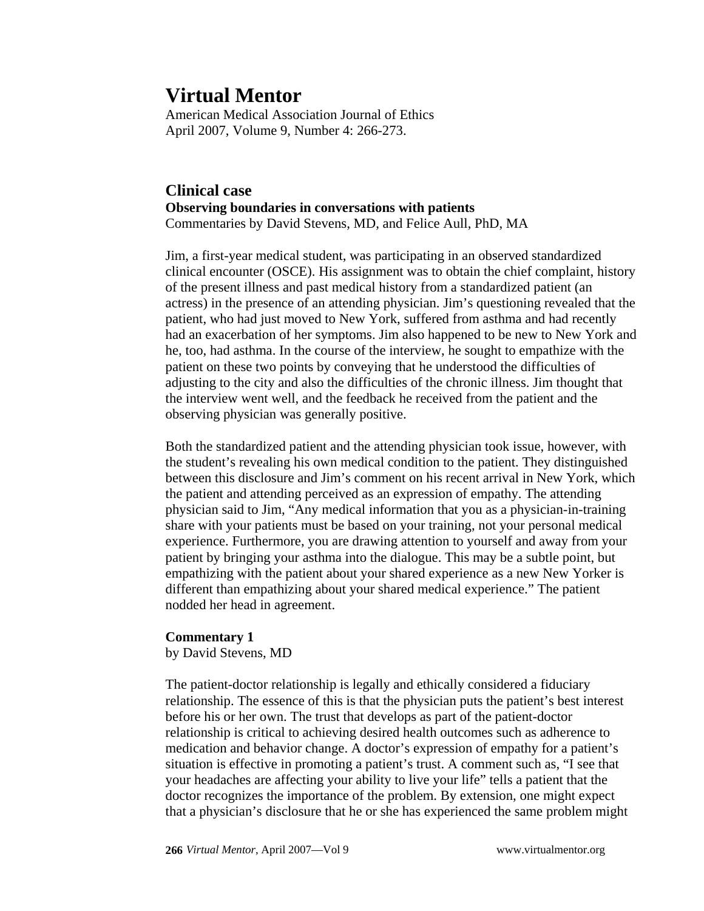# Virtual Mentor

American Medical Association Journal of Ethics
April 2007, Volume 9, Number 4: 266-273.

## Clinical case

### Observing boundaries in conversations with patients

Commentaries by David Stevens, MD, and Felice Aull, PhD, MA

Jim, a first-year medical student, was participating in an observed standardized clinical encounter (OSCE). His assignment was to obtain the chief complaint, history of the present illness and past medical history from a standardized patient (an actress) in the presence of an attending physician. Jim's questioning revealed that the patient, who had just moved to New York, suffered from asthma and had recently had an exacerbation of her symptoms. Jim also happened to be new to New York and he, too, had asthma. In the course of the interview, he sought to empathize with the patient on these two points by conveying that he understood the difficulties of adjusting to the city and also the difficulties of the chronic illness. Jim thought that the interview went well, and the feedback he received from the patient and the observing physician was generally positive.

Both the standardized patient and the attending physician took issue, however, with the student's revealing his own medical condition to the patient. They distinguished between this disclosure and Jim's comment on his recent arrival in New York, which the patient and attending perceived as an expression of empathy. The attending physician said to Jim, "Any medical information that you as a physician-in-training share with your patients must be based on your training, not your personal medical experience. Furthermore, you are drawing attention to yourself and away from your patient by bringing your asthma into the dialogue. This may be a subtle point, but empathizing with the patient about your shared experience as a new New Yorker is different than empathizing about your shared medical experience." The patient nodded her head in agreement.

### Commentary 1

by David Stevens, MD

The patient-doctor relationship is legally and ethically considered a fiduciary relationship. The essence of this is that the physician puts the patient's best interest before his or her own. The trust that develops as part of the patient-doctor relationship is critical to achieving desired health outcomes such as adherence to medication and behavior change. A doctor's expression of empathy for a patient's situation is effective in promoting a patient's trust. A comment such as, "I see that your headaches are affecting your ability to live your life" tells a patient that the doctor recognizes the importance of the problem. By extension, one might expect that a physician's disclosure that he or she has experienced the same problem might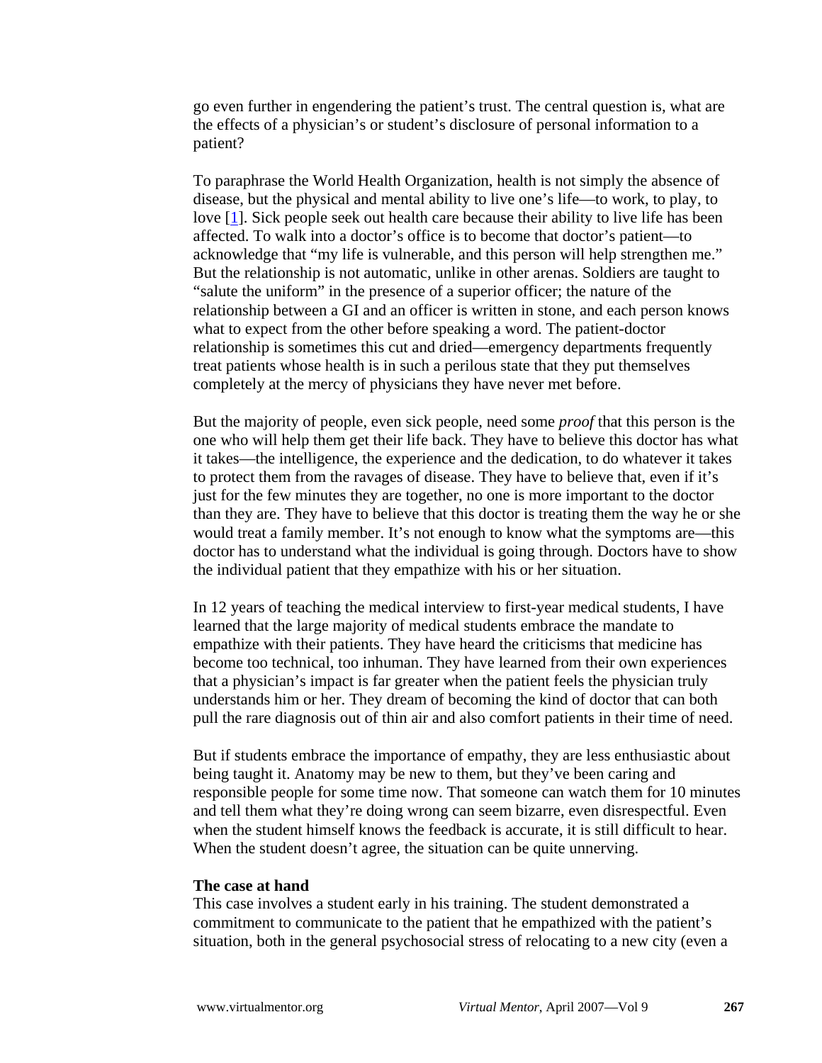go even further in engendering the patient's trust. The central question is, what are the effects of a physician's or student's disclosure of personal information to a patient?

To paraphrase the World Health Organization, health is not simply the absence of disease, but the physical and mental ability to live one's life—to work, to play, to love [1]. Sick people seek out health care because their ability to live life has been affected. To walk into a doctor's office is to become that doctor's patient—to acknowledge that "my life is vulnerable, and this person will help strengthen me." But the relationship is not automatic, unlike in other arenas. Soldiers are taught to "salute the uniform" in the presence of a superior officer; the nature of the relationship between a GI and an officer is written in stone, and each person knows what to expect from the other before speaking a word. The patient-doctor relationship is sometimes this cut and dried—emergency departments frequently treat patients whose health is in such a perilous state that they put themselves completely at the mercy of physicians they have never met before.

But the majority of people, even sick people, need some *proof* that this person is the one who will help them get their life back. They have to believe this doctor has what it takes—the intelligence, the experience and the dedication, to do whatever it takes to protect them from the ravages of disease. They have to believe that, even if it's just for the few minutes they are together, no one is more important to the doctor than they are. They have to believe that this doctor is treating them the way he or she would treat a family member. It's not enough to know what the symptoms are—this doctor has to understand what the individual is going through. Doctors have to show the individual patient that they empathize with his or her situation.

In 12 years of teaching the medical interview to first-year medical students, I have learned that the large majority of medical students embrace the mandate to empathize with their patients. They have heard the criticisms that medicine has become too technical, too inhuman. They have learned from their own experiences that a physician's impact is far greater when the patient feels the physician truly understands him or her. They dream of becoming the kind of doctor that can both pull the rare diagnosis out of thin air and also comfort patients in their time of need.

But if students embrace the importance of empathy, they are less enthusiastic about being taught it. Anatomy may be new to them, but they've been caring and responsible people for some time now. That someone can watch them for 10 minutes and tell them what they're doing wrong can seem bizarre, even disrespectful. Even when the student himself knows the feedback is accurate, it is still difficult to hear. When the student doesn't agree, the situation can be quite unnerving.

**The case at hand**

This case involves a student early in his training. The student demonstrated a commitment to communicate to the patient that he empathized with the patient's situation, both in the general psychosocial stress of relocating to a new city (even a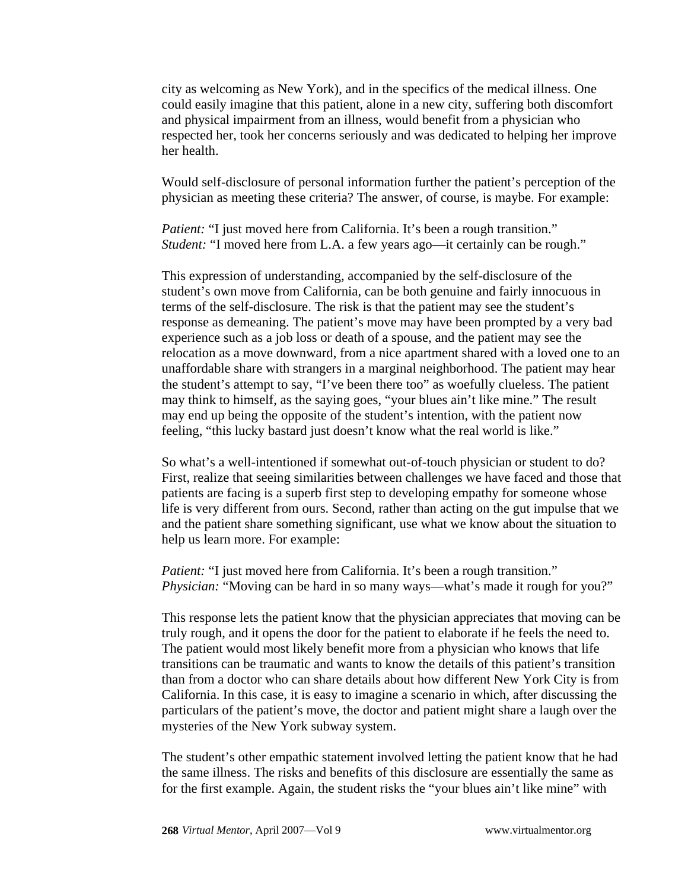city as welcoming as New York), and in the specifics of the medical illness. One could easily imagine that this patient, alone in a new city, suffering both discomfort and physical impairment from an illness, would benefit from a physician who respected her, took her concerns seriously and was dedicated to helping her improve her health.

Would self-disclosure of personal information further the patient's perception of the physician as meeting these criteria? The answer, of course, is maybe. For example:

*Patient:* "I just moved here from California. It's been a rough transition."
*Student:* "I moved here from L.A. a few years ago—it certainly can be rough."

This expression of understanding, accompanied by the self-disclosure of the student's own move from California, can be both genuine and fairly innocuous in terms of the self-disclosure. The risk is that the patient may see the student's response as demeaning. The patient's move may have been prompted by a very bad experience such as a job loss or death of a spouse, and the patient may see the relocation as a move downward, from a nice apartment shared with a loved one to an unaffordable share with strangers in a marginal neighborhood. The patient may hear the student's attempt to say, "I've been there too" as woefully clueless. The patient may think to himself, as the saying goes, "your blues ain't like mine." The result may end up being the opposite of the student's intention, with the patient now feeling, "this lucky bastard just doesn't know what the real world is like."

So what's a well-intentioned if somewhat out-of-touch physician or student to do? First, realize that seeing similarities between challenges we have faced and those that patients are facing is a superb first step to developing empathy for someone whose life is very different from ours. Second, rather than acting on the gut impulse that we and the patient share something significant, use what we know about the situation to help us learn more. For example:

*Patient:* "I just moved here from California. It's been a rough transition."
*Physician:* "Moving can be hard in so many ways—what's made it rough for you?"

This response lets the patient know that the physician appreciates that moving can be truly rough, and it opens the door for the patient to elaborate if he feels the need to. The patient would most likely benefit more from a physician who knows that life transitions can be traumatic and wants to know the details of this patient's transition than from a doctor who can share details about how different New York City is from California. In this case, it is easy to imagine a scenario in which, after discussing the particulars of the patient's move, the doctor and patient might share a laugh over the mysteries of the New York subway system.

The student's other empathic statement involved letting the patient know that he had the same illness. The risks and benefits of this disclosure are essentially the same as for the first example. Again, the student risks the "your blues ain't like mine" with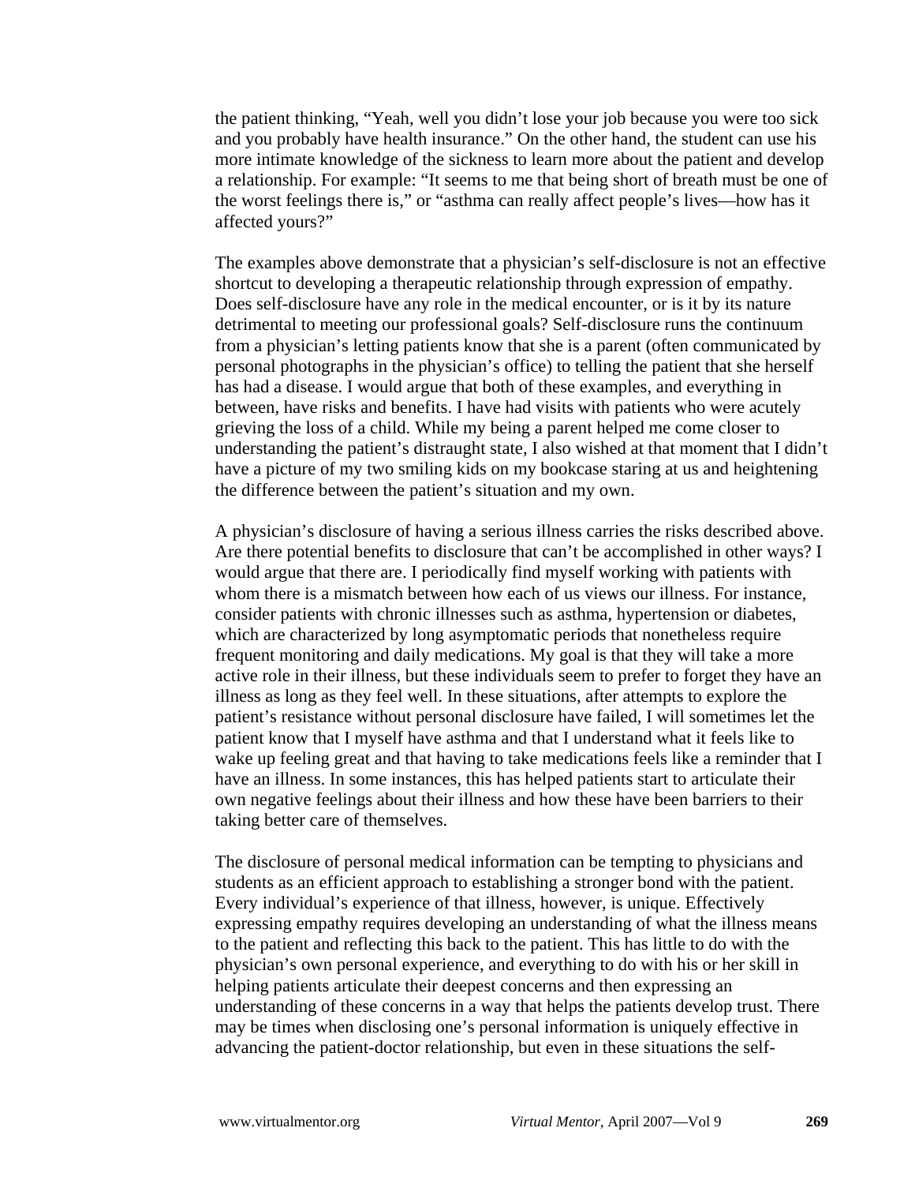the patient thinking, "Yeah, well you didn't lose your job because you were too sick and you probably have health insurance." On the other hand, the student can use his more intimate knowledge of the sickness to learn more about the patient and develop a relationship. For example: "It seems to me that being short of breath must be one of the worst feelings there is," or "asthma can really affect people's lives—how has it affected yours?"

The examples above demonstrate that a physician's self-disclosure is not an effective shortcut to developing a therapeutic relationship through expression of empathy. Does self-disclosure have any role in the medical encounter, or is it by its nature detrimental to meeting our professional goals? Self-disclosure runs the continuum from a physician's letting patients know that she is a parent (often communicated by personal photographs in the physician's office) to telling the patient that she herself has had a disease. I would argue that both of these examples, and everything in between, have risks and benefits. I have had visits with patients who were acutely grieving the loss of a child. While my being a parent helped me come closer to understanding the patient's distraught state, I also wished at that moment that I didn't have a picture of my two smiling kids on my bookcase staring at us and heightening the difference between the patient's situation and my own.

A physician's disclosure of having a serious illness carries the risks described above. Are there potential benefits to disclosure that can't be accomplished in other ways? I would argue that there are. I periodically find myself working with patients with whom there is a mismatch between how each of us views our illness. For instance, consider patients with chronic illnesses such as asthma, hypertension or diabetes, which are characterized by long asymptomatic periods that nonetheless require frequent monitoring and daily medications. My goal is that they will take a more active role in their illness, but these individuals seem to prefer to forget they have an illness as long as they feel well. In these situations, after attempts to explore the patient's resistance without personal disclosure have failed, I will sometimes let the patient know that I myself have asthma and that I understand what it feels like to wake up feeling great and that having to take medications feels like a reminder that I have an illness. In some instances, this has helped patients start to articulate their own negative feelings about their illness and how these have been barriers to their taking better care of themselves.

The disclosure of personal medical information can be tempting to physicians and students as an efficient approach to establishing a stronger bond with the patient. Every individual's experience of that illness, however, is unique. Effectively expressing empathy requires developing an understanding of what the illness means to the patient and reflecting this back to the patient. This has little to do with the physician's own personal experience, and everything to do with his or her skill in helping patients articulate their deepest concerns and then expressing an understanding of these concerns in a way that helps the patients develop trust. There may be times when disclosing one's personal information is uniquely effective in advancing the patient-doctor relationship, but even in these situations the self-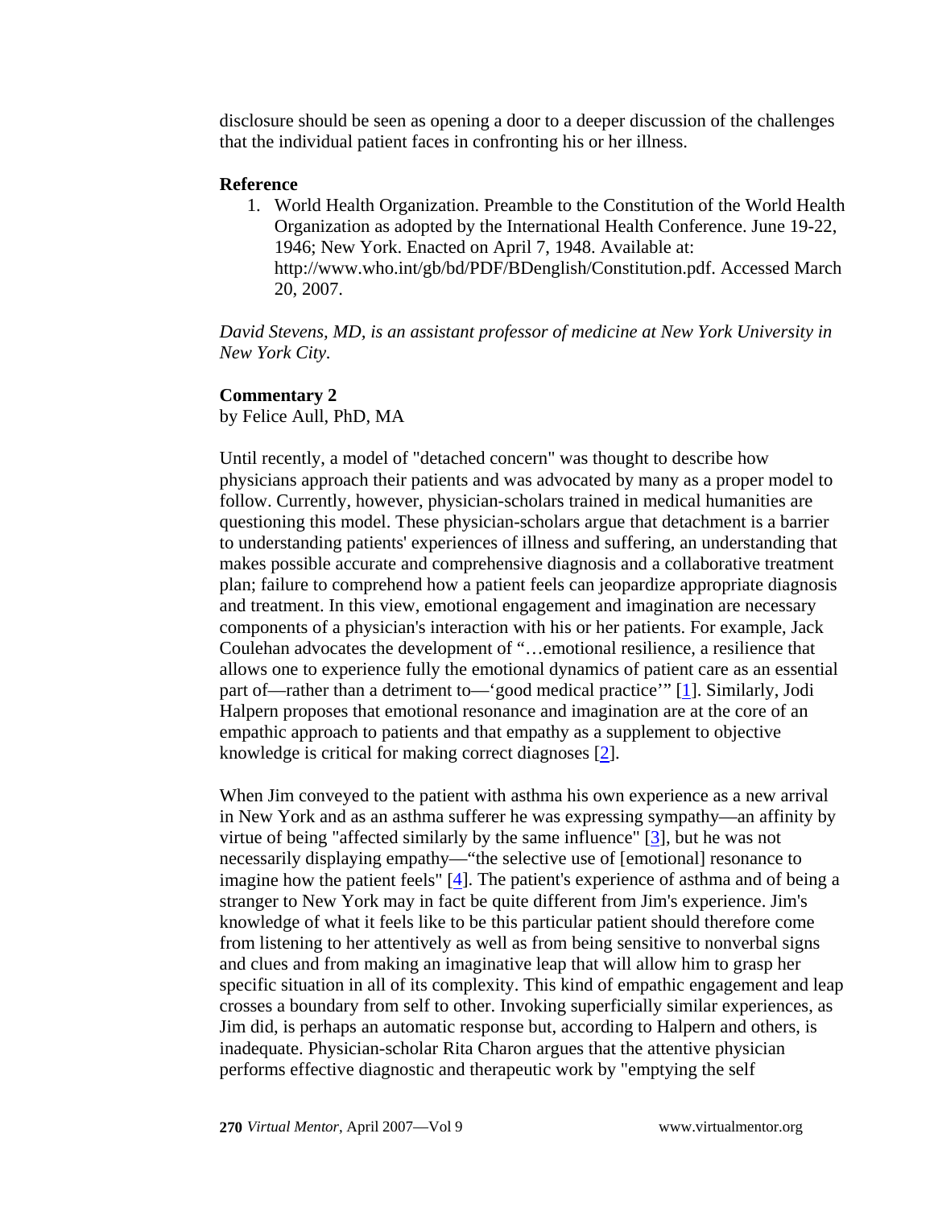disclosure should be seen as opening a door to a deeper discussion of the challenges that the individual patient faces in confronting his or her illness.

**Reference**

1. World Health Organization. Preamble to the Constitution of the World Health Organization as adopted by the International Health Conference. June 19-22, 1946; New York. Enacted on April 7, 1948. Available at: http://www.who.int/gb/bd/PDF/BDenglish/Constitution.pdf. Accessed March 20, 2007.

*David Stevens, MD, is an assistant professor of medicine at New York University in New York City.*

**Commentary 2**

by Felice Aull, PhD, MA

Until recently, a model of "detached concern" was thought to describe how physicians approach their patients and was advocated by many as a proper model to follow. Currently, however, physician-scholars trained in medical humanities are questioning this model. These physician-scholars argue that detachment is a barrier to understanding patients' experiences of illness and suffering, an understanding that makes possible accurate and comprehensive diagnosis and a collaborative treatment plan; failure to comprehend how a patient feels can jeopardize appropriate diagnosis and treatment. In this view, emotional engagement and imagination are necessary components of a physician's interaction with his or her patients. For example, Jack Coulehan advocates the development of "…emotional resilience, a resilience that allows one to experience fully the emotional dynamics of patient care as an essential part of—rather than a detriment to—'good medical practice'" [1]. Similarly, Jodi Halpern proposes that emotional resonance and imagination are at the core of an empathic approach to patients and that empathy as a supplement to objective knowledge is critical for making correct diagnoses [2].

When Jim conveyed to the patient with asthma his own experience as a new arrival in New York and as an asthma sufferer he was expressing sympathy—an affinity by virtue of being "affected similarly by the same influence" [3], but he was not necessarily displaying empathy—"the selective use of [emotional] resonance to imagine how the patient feels" [4]. The patient's experience of asthma and of being a stranger to New York may in fact be quite different from Jim's experience. Jim's knowledge of what it feels like to be this particular patient should therefore come from listening to her attentively as well as from being sensitive to nonverbal signs and clues and from making an imaginative leap that will allow him to grasp her specific situation in all of its complexity. This kind of empathic engagement and leap crosses a boundary from self to other. Invoking superficially similar experiences, as Jim did, is perhaps an automatic response but, according to Halpern and others, is inadequate. Physician-scholar Rita Charon argues that the attentive physician performs effective diagnostic and therapeutic work by "emptying the self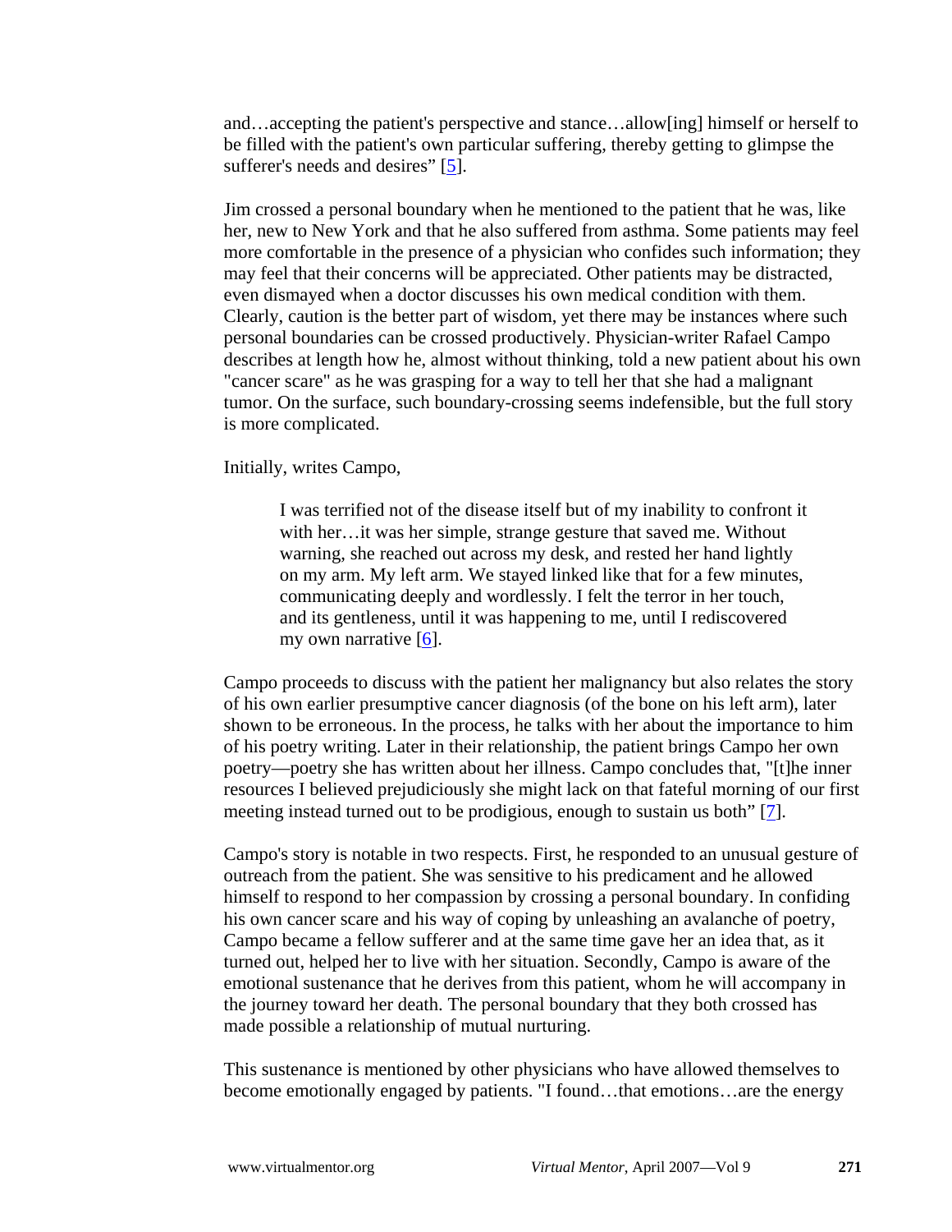and…accepting the patient's perspective and stance…allow[ing] himself or herself to be filled with the patient's own particular suffering, thereby getting to glimpse the sufferer's needs and desires" [5].

Jim crossed a personal boundary when he mentioned to the patient that he was, like her, new to New York and that he also suffered from asthma. Some patients may feel more comfortable in the presence of a physician who confides such information; they may feel that their concerns will be appreciated. Other patients may be distracted, even dismayed when a doctor discusses his own medical condition with them. Clearly, caution is the better part of wisdom, yet there may be instances where such personal boundaries can be crossed productively. Physician-writer Rafael Campo describes at length how he, almost without thinking, told a new patient about his own "cancer scare" as he was grasping for a way to tell her that she had a malignant tumor. On the surface, such boundary-crossing seems indefensible, but the full story is more complicated.

Initially, writes Campo,

> I was terrified not of the disease itself but of my inability to confront it with her…it was her simple, strange gesture that saved me. Without warning, she reached out across my desk, and rested her hand lightly on my arm. My left arm. We stayed linked like that for a few minutes, communicating deeply and wordlessly. I felt the terror in her touch, and its gentleness, until it was happening to me, until I rediscovered my own narrative [6].

Campo proceeds to discuss with the patient her malignancy but also relates the story of his own earlier presumptive cancer diagnosis (of the bone on his left arm), later shown to be erroneous. In the process, he talks with her about the importance to him of his poetry writing. Later in their relationship, the patient brings Campo her own poetry—poetry she has written about her illness. Campo concludes that, "[t]he inner resources I believed prejudiciously she might lack on that fateful morning of our first meeting instead turned out to be prodigious, enough to sustain us both" [7].

Campo's story is notable in two respects. First, he responded to an unusual gesture of outreach from the patient. She was sensitive to his predicament and he allowed himself to respond to her compassion by crossing a personal boundary. In confiding his own cancer scare and his way of coping by unleashing an avalanche of poetry, Campo became a fellow sufferer and at the same time gave her an idea that, as it turned out, helped her to live with her situation. Secondly, Campo is aware of the emotional sustenance that he derives from this patient, whom he will accompany in the journey toward her death. The personal boundary that they both crossed has made possible a relationship of mutual nurturing.

This sustenance is mentioned by other physicians who have allowed themselves to become emotionally engaged by patients. "I found…that emotions…are the energy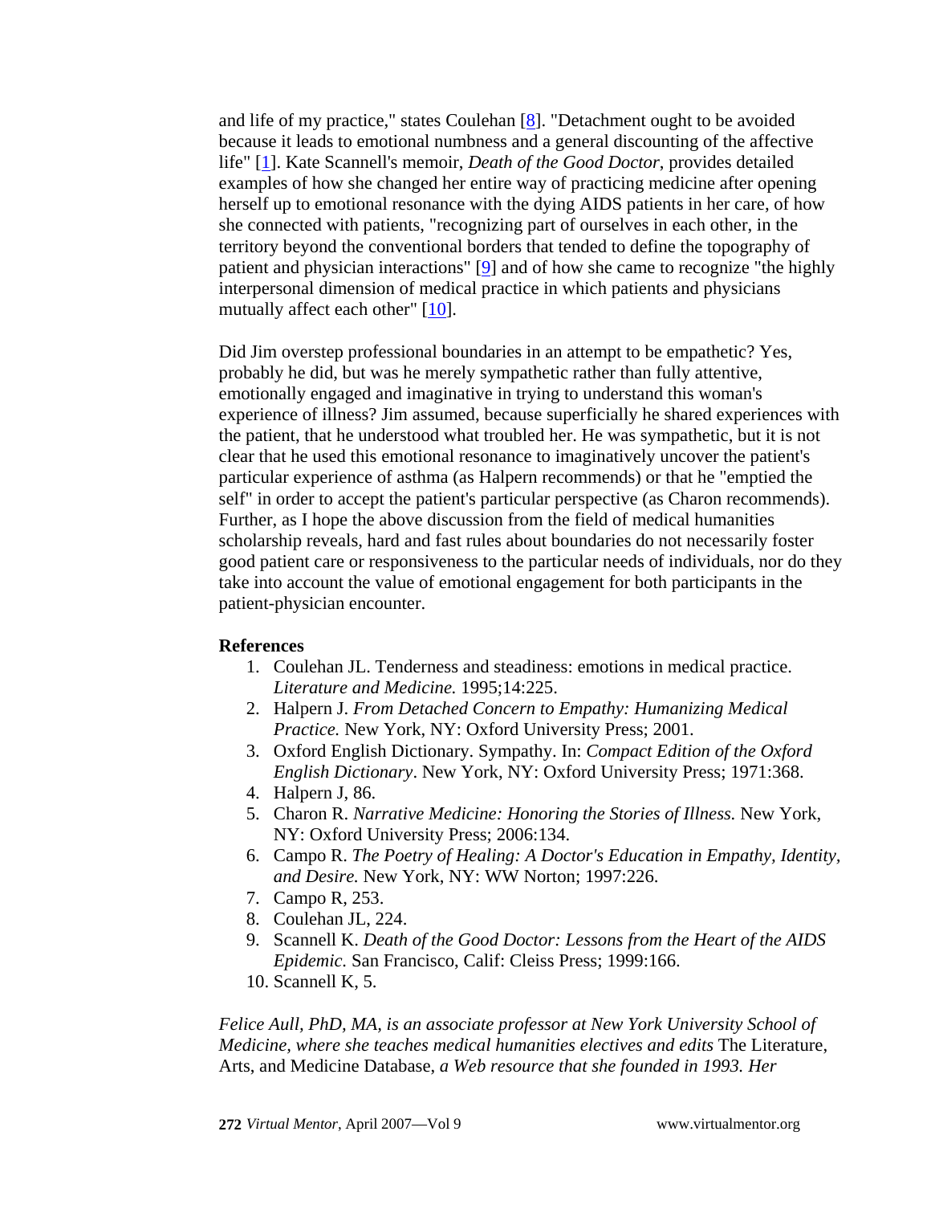and life of my practice," states Coulehan [8]. "Detachment ought to be avoided because it leads to emotional numbness and a general discounting of the affective life" [1]. Kate Scannell's memoir, *Death of the Good Doctor*, provides detailed examples of how she changed her entire way of practicing medicine after opening herself up to emotional resonance with the dying AIDS patients in her care, of how she connected with patients, "recognizing part of ourselves in each other, in the territory beyond the conventional borders that tended to define the topography of patient and physician interactions" [9] and of how she came to recognize "the highly interpersonal dimension of medical practice in which patients and physicians mutually affect each other" [10].

Did Jim overstep professional boundaries in an attempt to be empathetic? Yes, probably he did, but was he merely sympathetic rather than fully attentive, emotionally engaged and imaginative in trying to understand this woman's experience of illness? Jim assumed, because superficially he shared experiences with the patient, that he understood what troubled her. He was sympathetic, but it is not clear that he used this emotional resonance to imaginatively uncover the patient's particular experience of asthma (as Halpern recommends) or that he "emptied the self" in order to accept the patient's particular perspective (as Charon recommends). Further, as I hope the above discussion from the field of medical humanities scholarship reveals, hard and fast rules about boundaries do not necessarily foster good patient care or responsiveness to the particular needs of individuals, nor do they take into account the value of emotional engagement for both participants in the patient-physician encounter.

**References**

1. Coulehan JL. Tenderness and steadiness: emotions in medical practice. *Literature and Medicine.* 1995;14:225.
2. Halpern J. *From Detached Concern to Empathy: Humanizing Medical Practice.* New York, NY: Oxford University Press; 2001.
3. Oxford English Dictionary. Sympathy. In: *Compact Edition of the Oxford English Dictionary*. New York, NY: Oxford University Press; 1971:368.
4. Halpern J, 86.
5. Charon R. *Narrative Medicine: Honoring the Stories of Illness.* New York, NY: Oxford University Press; 2006:134.
6. Campo R. *The Poetry of Healing: A Doctor's Education in Empathy, Identity, and Desire.* New York, NY: WW Norton; 1997:226.
7. Campo R, 253.
8. Coulehan JL, 224.
9. Scannell K. *Death of the Good Doctor: Lessons from the Heart of the AIDS Epidemic.* San Francisco, Calif: Cleiss Press; 1999:166.
10. Scannell K, 5.

*Felice Aull, PhD, MA, is an associate professor at New York University School of Medicine, where she teaches medical humanities electives and edits* The Literature, Arts, and Medicine Database, *a Web resource that she founded in 1993. Her*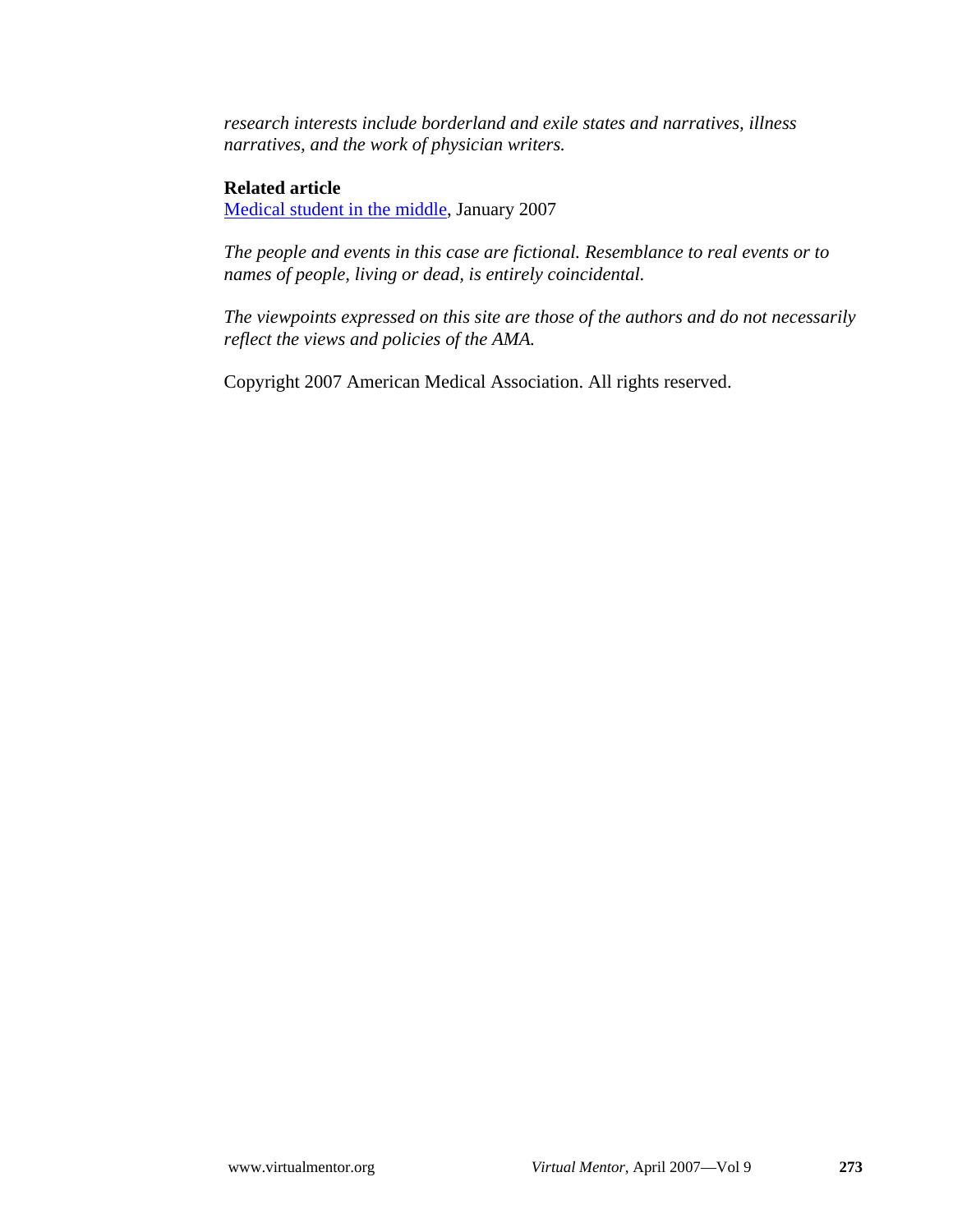*research interests include borderland and exile states and narratives, illness narratives, and the work of physician writers.*

**Related article**
Medical student in the middle, January 2007

*The people and events in this case are fictional. Resemblance to real events or to names of people, living or dead, is entirely coincidental.*

*The viewpoints expressed on this site are those of the authors and do not necessarily reflect the views and policies of the AMA.*

Copyright 2007 American Medical Association. All rights reserved.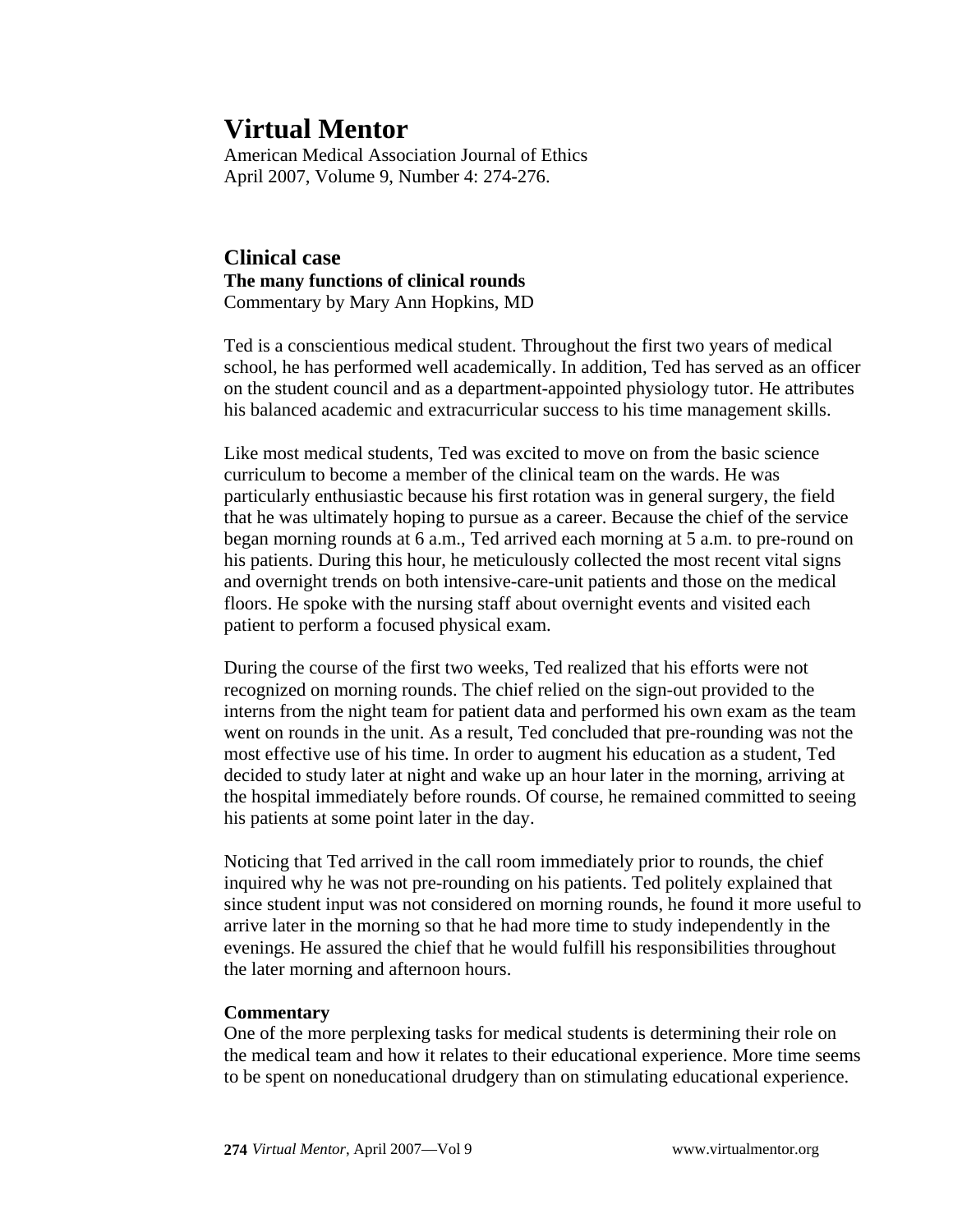# Virtual Mentor

American Medical Association Journal of Ethics
April 2007, Volume 9, Number 4: 274-276.

## Clinical case

**The many functions of clinical rounds**
Commentary by Mary Ann Hopkins, MD

Ted is a conscientious medical student. Throughout the first two years of medical school, he has performed well academically. In addition, Ted has served as an officer on the student council and as a department-appointed physiology tutor. He attributes his balanced academic and extracurricular success to his time management skills.

Like most medical students, Ted was excited to move on from the basic science curriculum to become a member of the clinical team on the wards. He was particularly enthusiastic because his first rotation was in general surgery, the field that he was ultimately hoping to pursue as a career. Because the chief of the service began morning rounds at 6 a.m., Ted arrived each morning at 5 a.m. to pre-round on his patients. During this hour, he meticulously collected the most recent vital signs and overnight trends on both intensive-care-unit patients and those on the medical floors. He spoke with the nursing staff about overnight events and visited each patient to perform a focused physical exam.

During the course of the first two weeks, Ted realized that his efforts were not recognized on morning rounds. The chief relied on the sign-out provided to the interns from the night team for patient data and performed his own exam as the team went on rounds in the unit. As a result, Ted concluded that pre-rounding was not the most effective use of his time. In order to augment his education as a student, Ted decided to study later at night and wake up an hour later in the morning, arriving at the hospital immediately before rounds. Of course, he remained committed to seeing his patients at some point later in the day.

Noticing that Ted arrived in the call room immediately prior to rounds, the chief inquired why he was not pre-rounding on his patients. Ted politely explained that since student input was not considered on morning rounds, he found it more useful to arrive later in the morning so that he had more time to study independently in the evenings. He assured the chief that he would fulfill his responsibilities throughout the later morning and afternoon hours.

### Commentary

One of the more perplexing tasks for medical students is determining their role on the medical team and how it relates to their educational experience. More time seems to be spent on noneducational drudgery than on stimulating educational experience.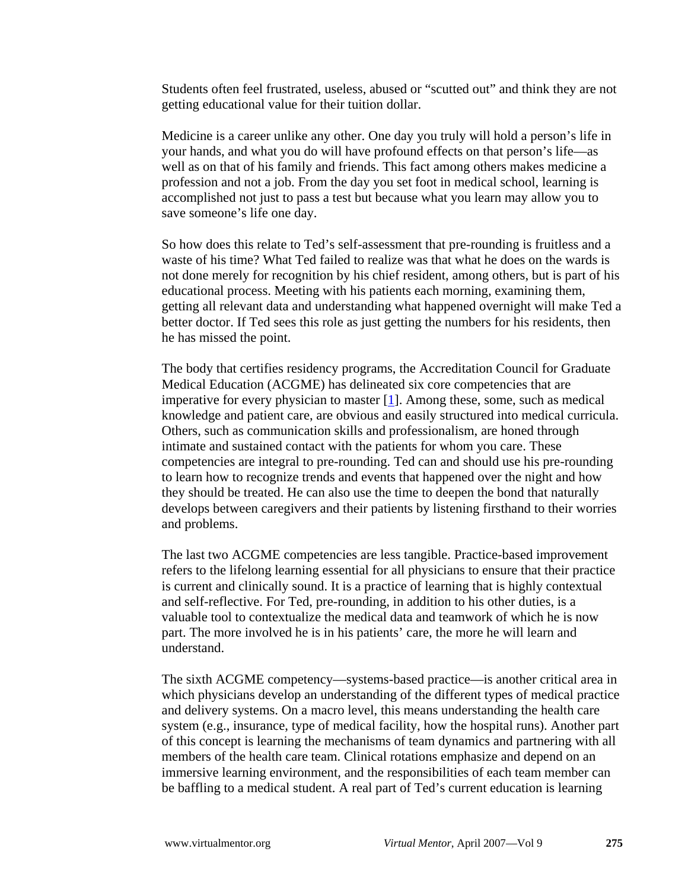Students often feel frustrated, useless, abused or "scutted out" and think they are not getting educational value for their tuition dollar.

Medicine is a career unlike any other. One day you truly will hold a person's life in your hands, and what you do will have profound effects on that person's life—as well as on that of his family and friends. This fact among others makes medicine a profession and not a job. From the day you set foot in medical school, learning is accomplished not just to pass a test but because what you learn may allow you to save someone's life one day.

So how does this relate to Ted's self-assessment that pre-rounding is fruitless and a waste of his time? What Ted failed to realize was that what he does on the wards is not done merely for recognition by his chief resident, among others, but is part of his educational process. Meeting with his patients each morning, examining them, getting all relevant data and understanding what happened overnight will make Ted a better doctor. If Ted sees this role as just getting the numbers for his residents, then he has missed the point.

The body that certifies residency programs, the Accreditation Council for Graduate Medical Education (ACGME) has delineated six core competencies that are imperative for every physician to master [1]. Among these, some, such as medical knowledge and patient care, are obvious and easily structured into medical curricula. Others, such as communication skills and professionalism, are honed through intimate and sustained contact with the patients for whom you care. These competencies are integral to pre-rounding. Ted can and should use his pre-rounding to learn how to recognize trends and events that happened over the night and how they should be treated. He can also use the time to deepen the bond that naturally develops between caregivers and their patients by listening firsthand to their worries and problems.

The last two ACGME competencies are less tangible. Practice-based improvement refers to the lifelong learning essential for all physicians to ensure that their practice is current and clinically sound. It is a practice of learning that is highly contextual and self-reflective. For Ted, pre-rounding, in addition to his other duties, is a valuable tool to contextualize the medical data and teamwork of which he is now part. The more involved he is in his patients' care, the more he will learn and understand.

The sixth ACGME competency—systems-based practice—is another critical area in which physicians develop an understanding of the different types of medical practice and delivery systems. On a macro level, this means understanding the health care system (e.g., insurance, type of medical facility, how the hospital runs). Another part of this concept is learning the mechanisms of team dynamics and partnering with all members of the health care team. Clinical rotations emphasize and depend on an immersive learning environment, and the responsibilities of each team member can be baffling to a medical student. A real part of Ted's current education is learning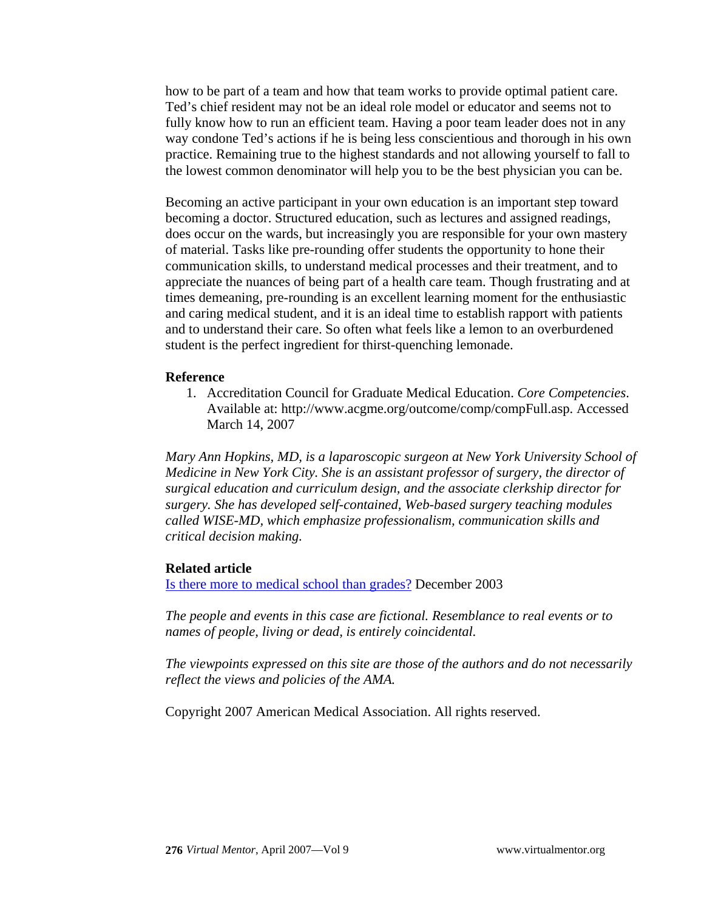how to be part of a team and how that team works to provide optimal patient care. Ted's chief resident may not be an ideal role model or educator and seems not to fully know how to run an efficient team. Having a poor team leader does not in any way condone Ted's actions if he is being less conscientious and thorough in his own practice. Remaining true to the highest standards and not allowing yourself to fall to the lowest common denominator will help you to be the best physician you can be.

Becoming an active participant in your own education is an important step toward becoming a doctor. Structured education, such as lectures and assigned readings, does occur on the wards, but increasingly you are responsible for your own mastery of material. Tasks like pre-rounding offer students the opportunity to hone their communication skills, to understand medical processes and their treatment, and to appreciate the nuances of being part of a health care team. Though frustrating and at times demeaning, pre-rounding is an excellent learning moment for the enthusiastic and caring medical student, and it is an ideal time to establish rapport with patients and to understand their care. So often what feels like a lemon to an overburdened student is the perfect ingredient for thirst-quenching lemonade.

**Reference**

1. Accreditation Council for Graduate Medical Education. *Core Competencies*. Available at: http://www.acgme.org/outcome/comp/compFull.asp. Accessed March 14, 2007

*Mary Ann Hopkins, MD, is a laparoscopic surgeon at New York University School of Medicine in New York City. She is an assistant professor of surgery, the director of surgical education and curriculum design, and the associate clerkship director for surgery. She has developed self-contained, Web-based surgery teaching modules called WISE-MD, which emphasize professionalism, communication skills and critical decision making.*

**Related article**

Is there more to medical school than grades? December 2003

*The people and events in this case are fictional. Resemblance to real events or to names of people, living or dead, is entirely coincidental.*

*The viewpoints expressed on this site are those of the authors and do not necessarily reflect the views and policies of the AMA.*

Copyright 2007 American Medical Association. All rights reserved.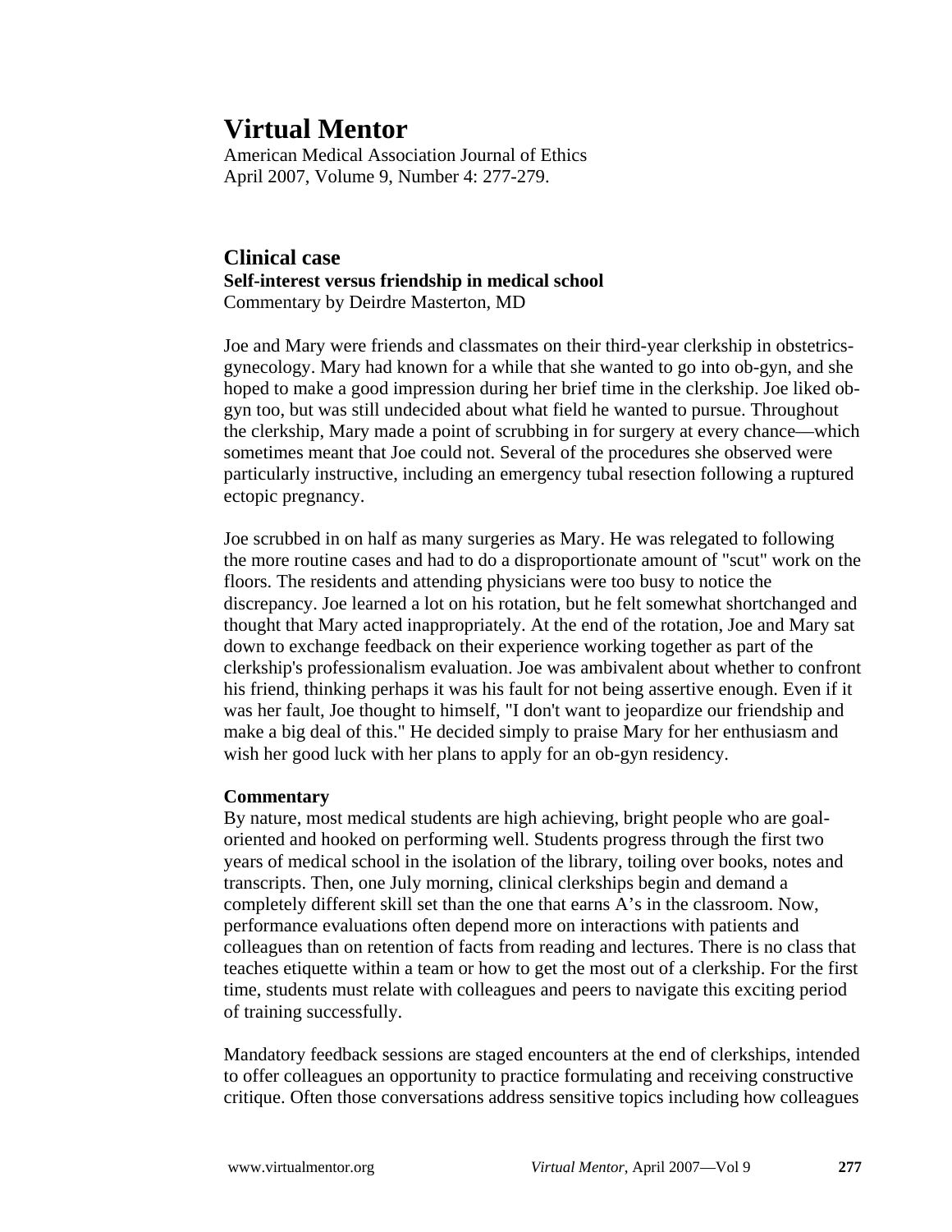# Virtual Mentor

American Medical Association Journal of Ethics
April 2007, Volume 9, Number 4: 277-279.

## Clinical case

**Self-interest versus friendship in medical school**
Commentary by Deirdre Masterton, MD

Joe and Mary were friends and classmates on their third-year clerkship in obstetrics-gynecology. Mary had known for a while that she wanted to go into ob-gyn, and she hoped to make a good impression during her brief time in the clerkship. Joe liked ob-gyn too, but was still undecided about what field he wanted to pursue. Throughout the clerkship, Mary made a point of scrubbing in for surgery at every chance—which sometimes meant that Joe could not. Several of the procedures she observed were particularly instructive, including an emergency tubal resection following a ruptured ectopic pregnancy.

Joe scrubbed in on half as many surgeries as Mary. He was relegated to following the more routine cases and had to do a disproportionate amount of "scut" work on the floors. The residents and attending physicians were too busy to notice the discrepancy. Joe learned a lot on his rotation, but he felt somewhat shortchanged and thought that Mary acted inappropriately. At the end of the rotation, Joe and Mary sat down to exchange feedback on their experience working together as part of the clerkship's professionalism evaluation. Joe was ambivalent about whether to confront his friend, thinking perhaps it was his fault for not being assertive enough. Even if it was her fault, Joe thought to himself, "I don't want to jeopardize our friendship and make a big deal of this." He decided simply to praise Mary for her enthusiasm and wish her good luck with her plans to apply for an ob-gyn residency.

### Commentary

By nature, most medical students are high achieving, bright people who are goal-oriented and hooked on performing well. Students progress through the first two years of medical school in the isolation of the library, toiling over books, notes and transcripts. Then, one July morning, clinical clerkships begin and demand a completely different skill set than the one that earns A's in the classroom. Now, performance evaluations often depend more on interactions with patients and colleagues than on retention of facts from reading and lectures. There is no class that teaches etiquette within a team or how to get the most out of a clerkship. For the first time, students must relate with colleagues and peers to navigate this exciting period of training successfully.

Mandatory feedback sessions are staged encounters at the end of clerkships, intended to offer colleagues an opportunity to practice formulating and receiving constructive critique. Often those conversations address sensitive topics including how colleagues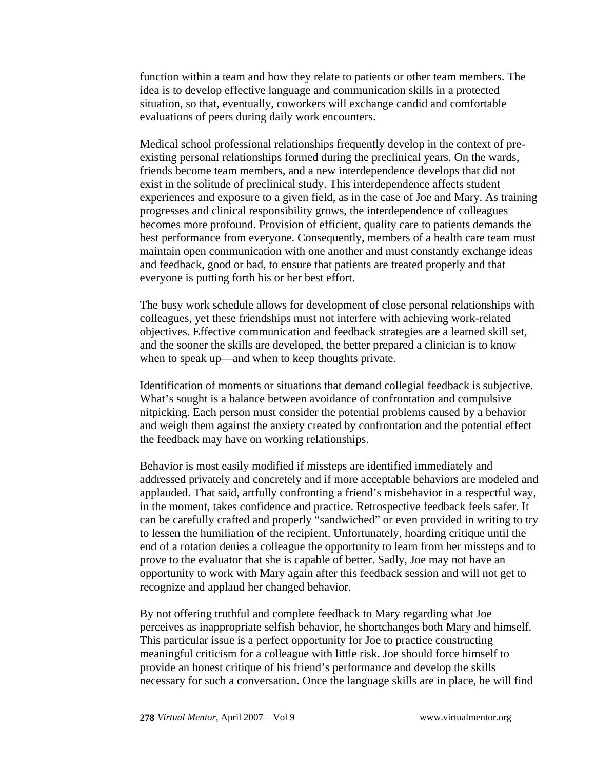function within a team and how they relate to patients or other team members. The idea is to develop effective language and communication skills in a protected situation, so that, eventually, coworkers will exchange candid and comfortable evaluations of peers during daily work encounters.

Medical school professional relationships frequently develop in the context of pre-existing personal relationships formed during the preclinical years. On the wards, friends become team members, and a new interdependence develops that did not exist in the solitude of preclinical study. This interdependence affects student experiences and exposure to a given field, as in the case of Joe and Mary. As training progresses and clinical responsibility grows, the interdependence of colleagues becomes more profound. Provision of efficient, quality care to patients demands the best performance from everyone. Consequently, members of a health care team must maintain open communication with one another and must constantly exchange ideas and feedback, good or bad, to ensure that patients are treated properly and that everyone is putting forth his or her best effort.

The busy work schedule allows for development of close personal relationships with colleagues, yet these friendships must not interfere with achieving work-related objectives. Effective communication and feedback strategies are a learned skill set, and the sooner the skills are developed, the better prepared a clinician is to know when to speak up—and when to keep thoughts private.

Identification of moments or situations that demand collegial feedback is subjective. What's sought is a balance between avoidance of confrontation and compulsive nitpicking. Each person must consider the potential problems caused by a behavior and weigh them against the anxiety created by confrontation and the potential effect the feedback may have on working relationships.

Behavior is most easily modified if missteps are identified immediately and addressed privately and concretely and if more acceptable behaviors are modeled and applauded. That said, artfully confronting a friend's misbehavior in a respectful way, in the moment, takes confidence and practice. Retrospective feedback feels safer. It can be carefully crafted and properly "sandwiched" or even provided in writing to try to lessen the humiliation of the recipient. Unfortunately, hoarding critique until the end of a rotation denies a colleague the opportunity to learn from her missteps and to prove to the evaluator that she is capable of better. Sadly, Joe may not have an opportunity to work with Mary again after this feedback session and will not get to recognize and applaud her changed behavior.

By not offering truthful and complete feedback to Mary regarding what Joe perceives as inappropriate selfish behavior, he shortchanges both Mary and himself. This particular issue is a perfect opportunity for Joe to practice constructing meaningful criticism for a colleague with little risk. Joe should force himself to provide an honest critique of his friend's performance and develop the skills necessary for such a conversation. Once the language skills are in place, he will find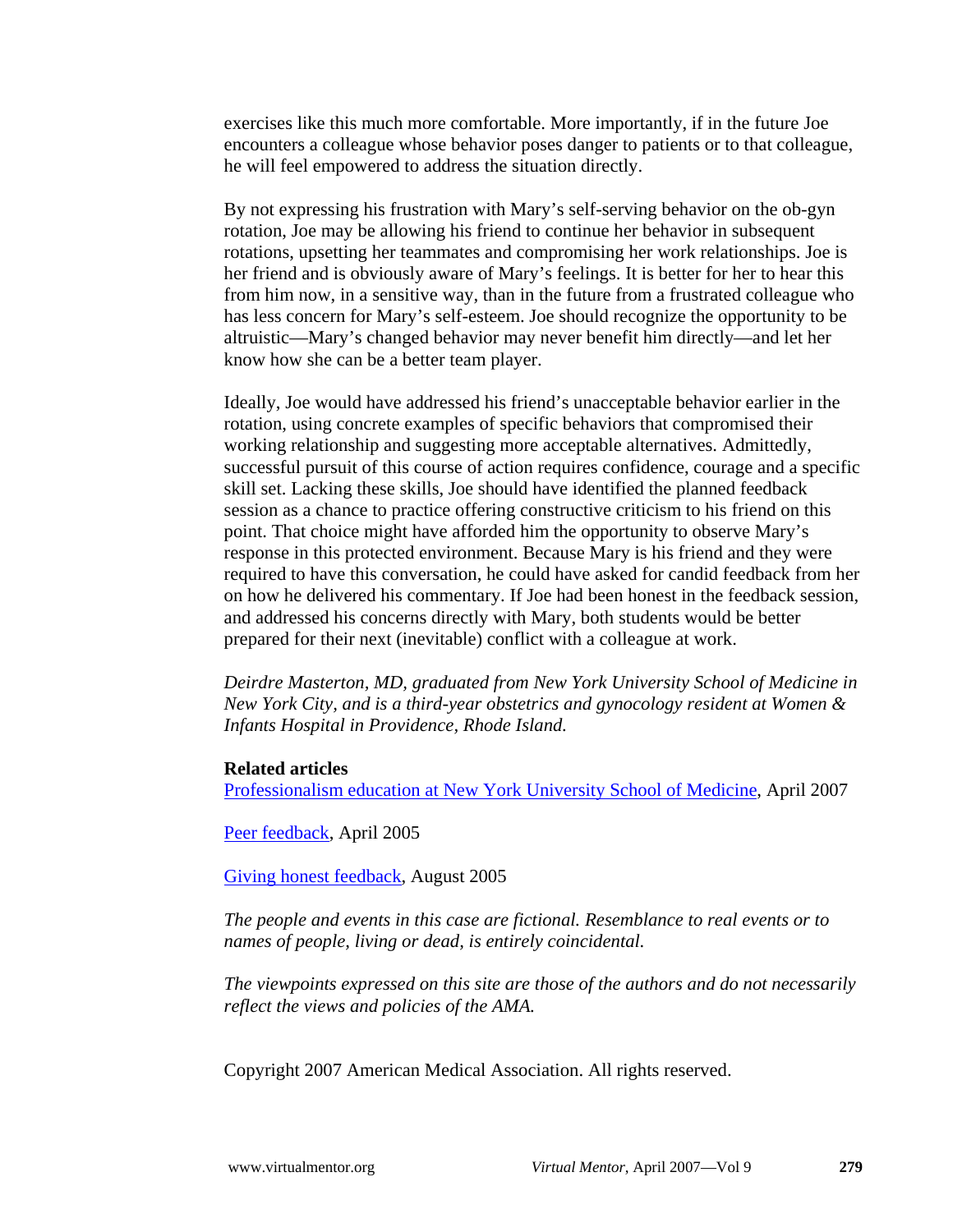exercises like this much more comfortable. More importantly, if in the future Joe encounters a colleague whose behavior poses danger to patients or to that colleague, he will feel empowered to address the situation directly.

By not expressing his frustration with Mary's self-serving behavior on the ob-gyn rotation, Joe may be allowing his friend to continue her behavior in subsequent rotations, upsetting her teammates and compromising her work relationships. Joe is her friend and is obviously aware of Mary's feelings. It is better for her to hear this from him now, in a sensitive way, than in the future from a frustrated colleague who has less concern for Mary's self-esteem. Joe should recognize the opportunity to be altruistic—Mary's changed behavior may never benefit him directly—and let her know how she can be a better team player.

Ideally, Joe would have addressed his friend's unacceptable behavior earlier in the rotation, using concrete examples of specific behaviors that compromised their working relationship and suggesting more acceptable alternatives. Admittedly, successful pursuit of this course of action requires confidence, courage and a specific skill set. Lacking these skills, Joe should have identified the planned feedback session as a chance to practice offering constructive criticism to his friend on this point. That choice might have afforded him the opportunity to observe Mary's response in this protected environment. Because Mary is his friend and they were required to have this conversation, he could have asked for candid feedback from her on how he delivered his commentary. If Joe had been honest in the feedback session, and addressed his concerns directly with Mary, both students would be better prepared for their next (inevitable) conflict with a colleague at work.

*Deirdre Masterton, MD, graduated from New York University School of Medicine in New York City, and is a third-year obstetrics and gynocology resident at Women & Infants Hospital in Providence, Rhode Island.*

**Related articles**

Professionalism education at New York University School of Medicine, April 2007

Peer feedback, April 2005

Giving honest feedback, August 2005

*The people and events in this case are fictional. Resemblance to real events or to names of people, living or dead, is entirely coincidental.*

*The viewpoints expressed on this site are those of the authors and do not necessarily reflect the views and policies of the AMA.*

Copyright 2007 American Medical Association. All rights reserved.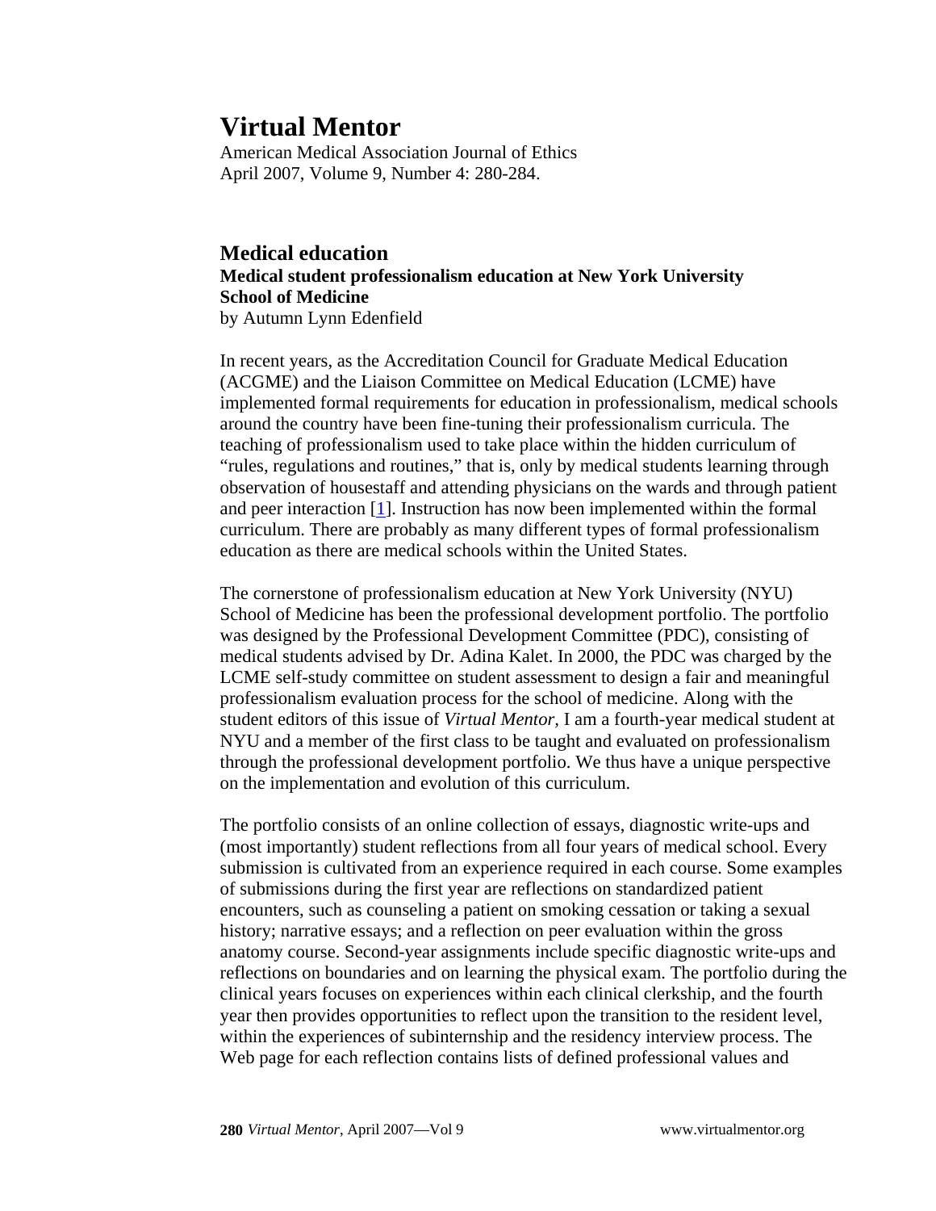# Virtual Mentor

American Medical Association Journal of Ethics
April 2007, Volume 9, Number 4: 280-284.

## Medical education

### Medical student professionalism education at New York University School of Medicine

by Autumn Lynn Edenfield

In recent years, as the Accreditation Council for Graduate Medical Education (ACGME) and the Liaison Committee on Medical Education (LCME) have implemented formal requirements for education in professionalism, medical schools around the country have been fine-tuning their professionalism curricula. The teaching of professionalism used to take place within the hidden curriculum of "rules, regulations and routines," that is, only by medical students learning through observation of housestaff and attending physicians on the wards and through patient and peer interaction [1]. Instruction has now been implemented within the formal curriculum. There are probably as many different types of formal professionalism education as there are medical schools within the United States.

The cornerstone of professionalism education at New York University (NYU) School of Medicine has been the professional development portfolio. The portfolio was designed by the Professional Development Committee (PDC), consisting of medical students advised by Dr. Adina Kalet. In 2000, the PDC was charged by the LCME self-study committee on student assessment to design a fair and meaningful professionalism evaluation process for the school of medicine. Along with the student editors of this issue of *Virtual Mentor*, I am a fourth-year medical student at NYU and a member of the first class to be taught and evaluated on professionalism through the professional development portfolio. We thus have a unique perspective on the implementation and evolution of this curriculum.

The portfolio consists of an online collection of essays, diagnostic write-ups and (most importantly) student reflections from all four years of medical school. Every submission is cultivated from an experience required in each course. Some examples of submissions during the first year are reflections on standardized patient encounters, such as counseling a patient on smoking cessation or taking a sexual history; narrative essays; and a reflection on peer evaluation within the gross anatomy course. Second-year assignments include specific diagnostic write-ups and reflections on boundaries and on learning the physical exam. The portfolio during the clinical years focuses on experiences within each clinical clerkship, and the fourth year then provides opportunities to reflect upon the transition to the resident level, within the experiences of subinternship and the residency interview process. The Web page for each reflection contains lists of defined professional values and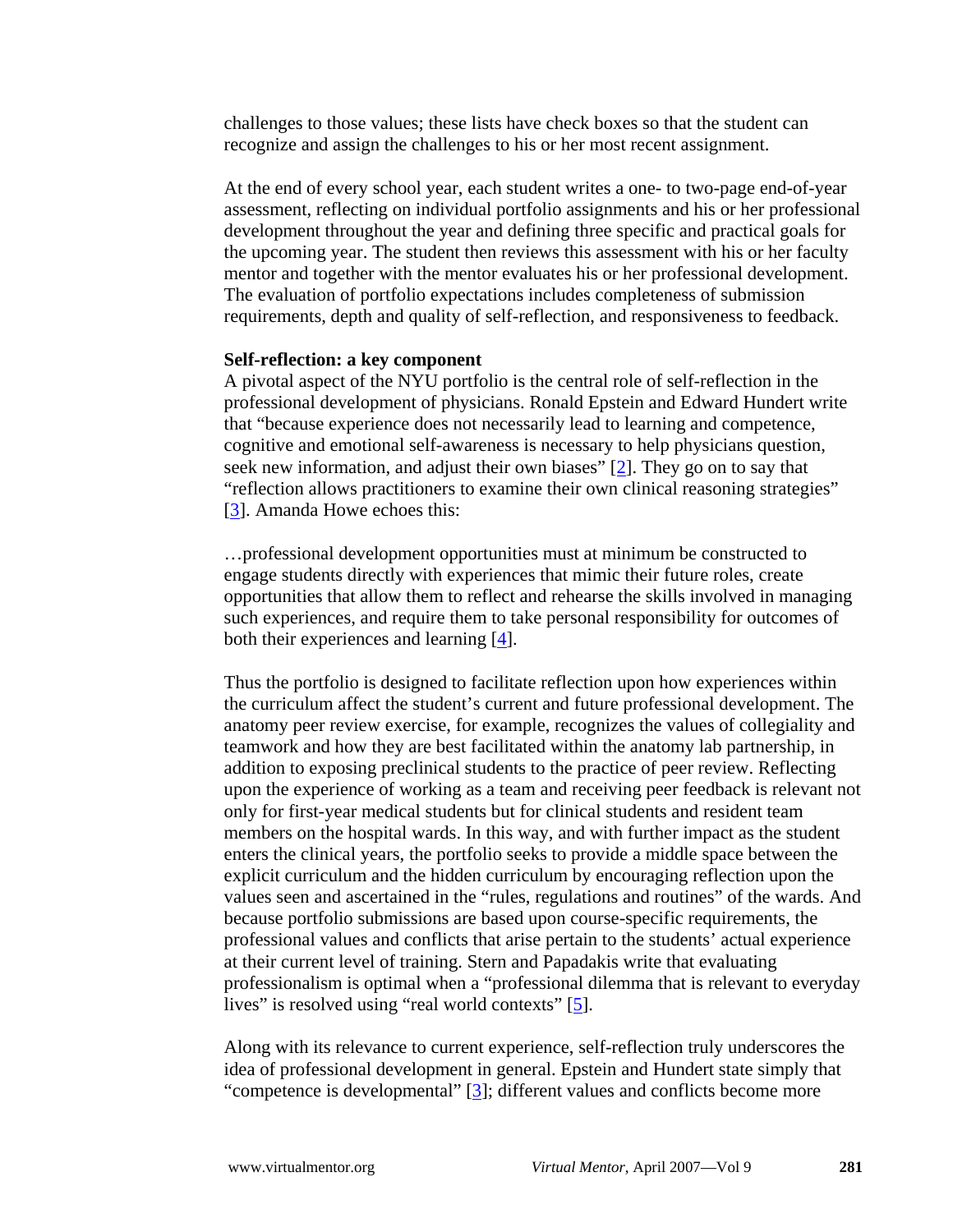challenges to those values; these lists have check boxes so that the student can recognize and assign the challenges to his or her most recent assignment.

At the end of every school year, each student writes a one- to two-page end-of-year assessment, reflecting on individual portfolio assignments and his or her professional development throughout the year and defining three specific and practical goals for the upcoming year. The student then reviews this assessment with his or her faculty mentor and together with the mentor evaluates his or her professional development. The evaluation of portfolio expectations includes completeness of submission requirements, depth and quality of self-reflection, and responsiveness to feedback.

**Self-reflection: a key component**

A pivotal aspect of the NYU portfolio is the central role of self-reflection in the professional development of physicians. Ronald Epstein and Edward Hundert write that "because experience does not necessarily lead to learning and competence, cognitive and emotional self-awareness is necessary to help physicians question, seek new information, and adjust their own biases" [2]. They go on to say that "reflection allows practitioners to examine their own clinical reasoning strategies" [3]. Amanda Howe echoes this:

> …professional development opportunities must at minimum be constructed to engage students directly with experiences that mimic their future roles, create opportunities that allow them to reflect and rehearse the skills involved in managing such experiences, and require them to take personal responsibility for outcomes of both their experiences and learning [4].

Thus the portfolio is designed to facilitate reflection upon how experiences within the curriculum affect the student's current and future professional development. The anatomy peer review exercise, for example, recognizes the values of collegiality and teamwork and how they are best facilitated within the anatomy lab partnership, in addition to exposing preclinical students to the practice of peer review. Reflecting upon the experience of working as a team and receiving peer feedback is relevant not only for first-year medical students but for clinical students and resident team members on the hospital wards. In this way, and with further impact as the student enters the clinical years, the portfolio seeks to provide a middle space between the explicit curriculum and the hidden curriculum by encouraging reflection upon the values seen and ascertained in the "rules, regulations and routines" of the wards. And because portfolio submissions are based upon course-specific requirements, the professional values and conflicts that arise pertain to the students' actual experience at their current level of training. Stern and Papadakis write that evaluating professionalism is optimal when a "professional dilemma that is relevant to everyday lives" is resolved using "real world contexts" [5].

Along with its relevance to current experience, self-reflection truly underscores the idea of professional development in general. Epstein and Hundert state simply that "competence is developmental" [3]; different values and conflicts become more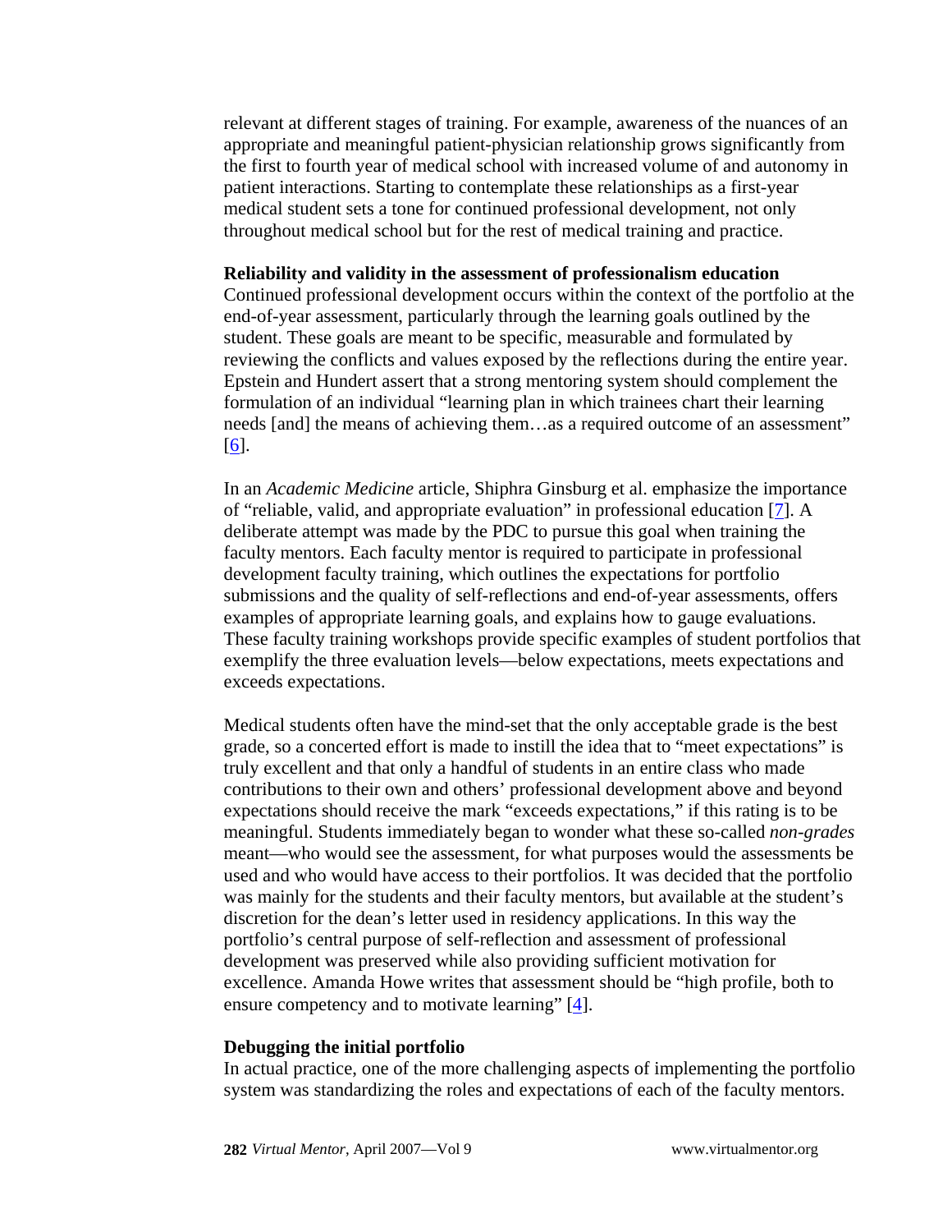relevant at different stages of training. For example, awareness of the nuances of an appropriate and meaningful patient-physician relationship grows significantly from the first to fourth year of medical school with increased volume of and autonomy in patient interactions. Starting to contemplate these relationships as a first-year medical student sets a tone for continued professional development, not only throughout medical school but for the rest of medical training and practice.

**Reliability and validity in the assessment of professionalism education**

Continued professional development occurs within the context of the portfolio at the end-of-year assessment, particularly through the learning goals outlined by the student. These goals are meant to be specific, measurable and formulated by reviewing the conflicts and values exposed by the reflections during the entire year. Epstein and Hundert assert that a strong mentoring system should complement the formulation of an individual "learning plan in which trainees chart their learning needs [and] the means of achieving them…as a required outcome of an assessment" [6].

In an *Academic Medicine* article, Shiphra Ginsburg et al. emphasize the importance of "reliable, valid, and appropriate evaluation" in professional education [7]. A deliberate attempt was made by the PDC to pursue this goal when training the faculty mentors. Each faculty mentor is required to participate in professional development faculty training, which outlines the expectations for portfolio submissions and the quality of self-reflections and end-of-year assessments, offers examples of appropriate learning goals, and explains how to gauge evaluations. These faculty training workshops provide specific examples of student portfolios that exemplify the three evaluation levels—below expectations, meets expectations and exceeds expectations.

Medical students often have the mind-set that the only acceptable grade is the best grade, so a concerted effort is made to instill the idea that to "meet expectations" is truly excellent and that only a handful of students in an entire class who made contributions to their own and others' professional development above and beyond expectations should receive the mark "exceeds expectations," if this rating is to be meaningful. Students immediately began to wonder what these so-called *non-grades* meant—who would see the assessment, for what purposes would the assessments be used and who would have access to their portfolios. It was decided that the portfolio was mainly for the students and their faculty mentors, but available at the student's discretion for the dean's letter used in residency applications. In this way the portfolio's central purpose of self-reflection and assessment of professional development was preserved while also providing sufficient motivation for excellence. Amanda Howe writes that assessment should be "high profile, both to ensure competency and to motivate learning" [4].

**Debugging the initial portfolio**

In actual practice, one of the more challenging aspects of implementing the portfolio system was standardizing the roles and expectations of each of the faculty mentors.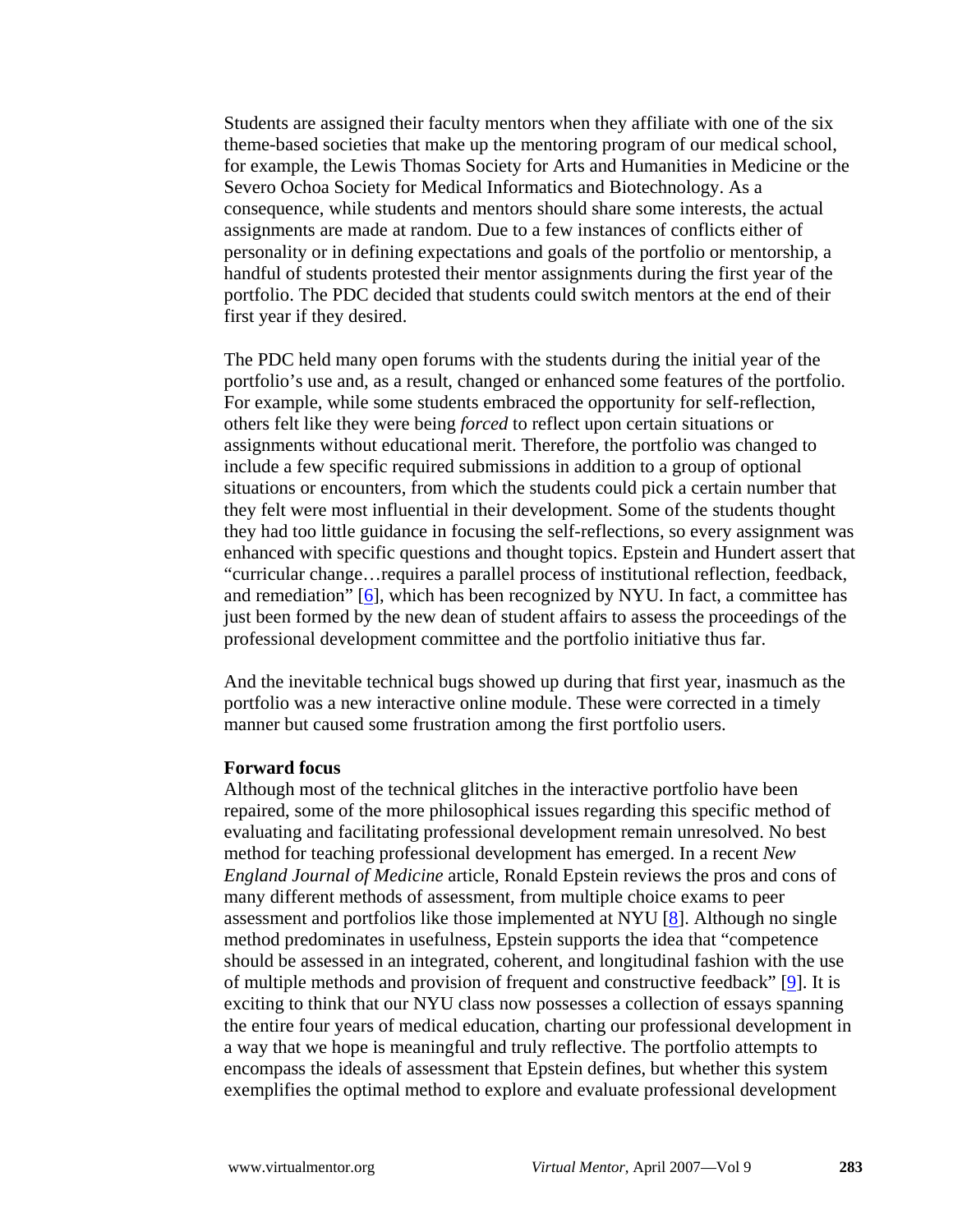Students are assigned their faculty mentors when they affiliate with one of the six theme-based societies that make up the mentoring program of our medical school, for example, the Lewis Thomas Society for Arts and Humanities in Medicine or the Severo Ochoa Society for Medical Informatics and Biotechnology. As a consequence, while students and mentors should share some interests, the actual assignments are made at random. Due to a few instances of conflicts either of personality or in defining expectations and goals of the portfolio or mentorship, a handful of students protested their mentor assignments during the first year of the portfolio. The PDC decided that students could switch mentors at the end of their first year if they desired.

The PDC held many open forums with the students during the initial year of the portfolio's use and, as a result, changed or enhanced some features of the portfolio. For example, while some students embraced the opportunity for self-reflection, others felt like they were being *forced* to reflect upon certain situations or assignments without educational merit. Therefore, the portfolio was changed to include a few specific required submissions in addition to a group of optional situations or encounters, from which the students could pick a certain number that they felt were most influential in their development. Some of the students thought they had too little guidance in focusing the self-reflections, so every assignment was enhanced with specific questions and thought topics. Epstein and Hundert assert that "curricular change…requires a parallel process of institutional reflection, feedback, and remediation" [6], which has been recognized by NYU. In fact, a committee has just been formed by the new dean of student affairs to assess the proceedings of the professional development committee and the portfolio initiative thus far.

And the inevitable technical bugs showed up during that first year, inasmuch as the portfolio was a new interactive online module. These were corrected in a timely manner but caused some frustration among the first portfolio users.

**Forward focus**

Although most of the technical glitches in the interactive portfolio have been repaired, some of the more philosophical issues regarding this specific method of evaluating and facilitating professional development remain unresolved. No best method for teaching professional development has emerged. In a recent *New England Journal of Medicine* article, Ronald Epstein reviews the pros and cons of many different methods of assessment, from multiple choice exams to peer assessment and portfolios like those implemented at NYU [8]. Although no single method predominates in usefulness, Epstein supports the idea that "competence should be assessed in an integrated, coherent, and longitudinal fashion with the use of multiple methods and provision of frequent and constructive feedback" [9]. It is exciting to think that our NYU class now possesses a collection of essays spanning the entire four years of medical education, charting our professional development in a way that we hope is meaningful and truly reflective. The portfolio attempts to encompass the ideals of assessment that Epstein defines, but whether this system exemplifies the optimal method to explore and evaluate professional development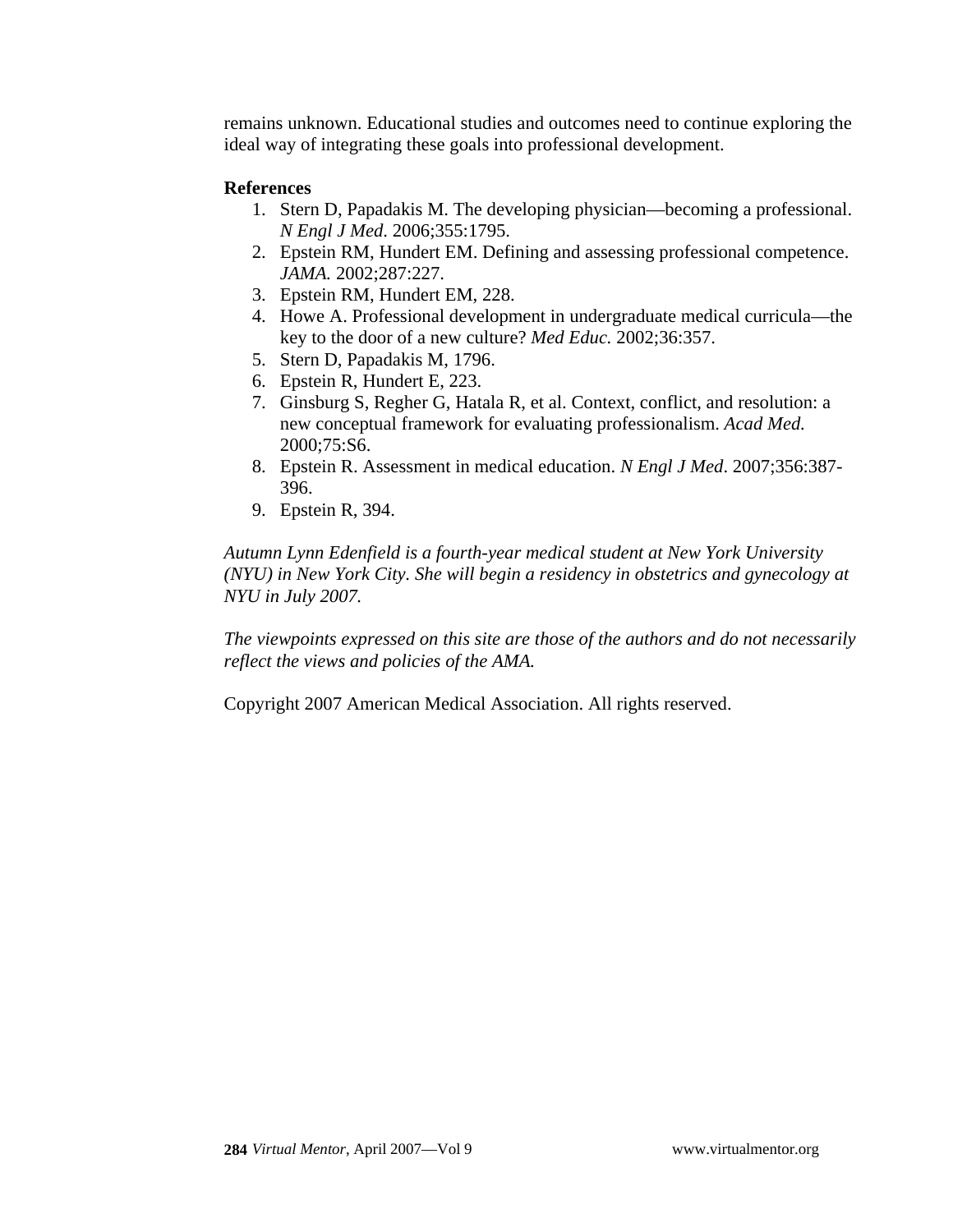remains unknown. Educational studies and outcomes need to continue exploring the ideal way of integrating these goals into professional development.

**References**

1. Stern D, Papadakis M. The developing physician—becoming a professional. *N Engl J Med*. 2006;355:1795.
2. Epstein RM, Hundert EM. Defining and assessing professional competence. *JAMA.* 2002;287:227.
3. Epstein RM, Hundert EM, 228.
4. Howe A. Professional development in undergraduate medical curricula—the key to the door of a new culture? *Med Educ.* 2002;36:357.
5. Stern D, Papadakis M, 1796.
6. Epstein R, Hundert E, 223.
7. Ginsburg S, Regher G, Hatala R, et al. Context, conflict, and resolution: a new conceptual framework for evaluating professionalism. *Acad Med.* 2000;75:S6.
8. Epstein R. Assessment in medical education. *N Engl J Med*. 2007;356:387-396.
9. Epstein R, 394.

*Autumn Lynn Edenfield is a fourth-year medical student at New York University (NYU) in New York City. She will begin a residency in obstetrics and gynecology at NYU in July 2007.*

*The viewpoints expressed on this site are those of the authors and do not necessarily reflect the views and policies of the AMA.*

Copyright 2007 American Medical Association. All rights reserved.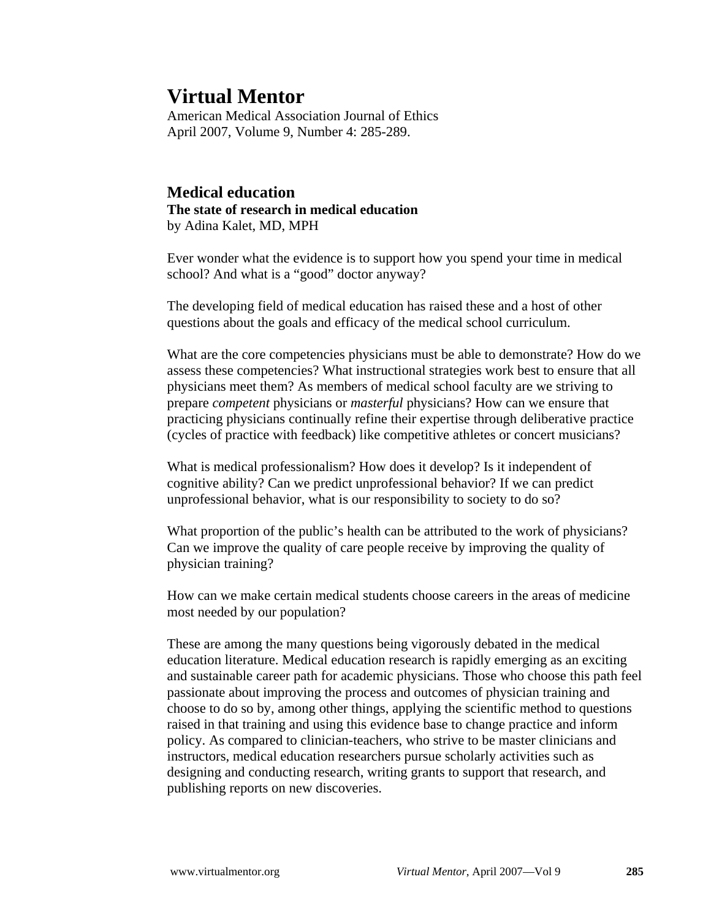# Virtual Mentor

American Medical Association Journal of Ethics
April 2007, Volume 9, Number 4: 285-289.

## Medical education

**The state of research in medical education**
by Adina Kalet, MD, MPH

Ever wonder what the evidence is to support how you spend your time in medical school? And what is a "good" doctor anyway?

The developing field of medical education has raised these and a host of other questions about the goals and efficacy of the medical school curriculum.

What are the core competencies physicians must be able to demonstrate? How do we assess these competencies? What instructional strategies work best to ensure that all physicians meet them? As members of medical school faculty are we striving to prepare *competent* physicians or *masterful* physicians? How can we ensure that practicing physicians continually refine their expertise through deliberative practice (cycles of practice with feedback) like competitive athletes or concert musicians?

What is medical professionalism? How does it develop? Is it independent of cognitive ability? Can we predict unprofessional behavior? If we can predict unprofessional behavior, what is our responsibility to society to do so?

What proportion of the public's health can be attributed to the work of physicians? Can we improve the quality of care people receive by improving the quality of physician training?

How can we make certain medical students choose careers in the areas of medicine most needed by our population?

These are among the many questions being vigorously debated in the medical education literature. Medical education research is rapidly emerging as an exciting and sustainable career path for academic physicians. Those who choose this path feel passionate about improving the process and outcomes of physician training and choose to do so by, among other things, applying the scientific method to questions raised in that training and using this evidence base to change practice and inform policy. As compared to clinician-teachers, who strive to be master clinicians and instructors, medical education researchers pursue scholarly activities such as designing and conducting research, writing grants to support that research, and publishing reports on new discoveries.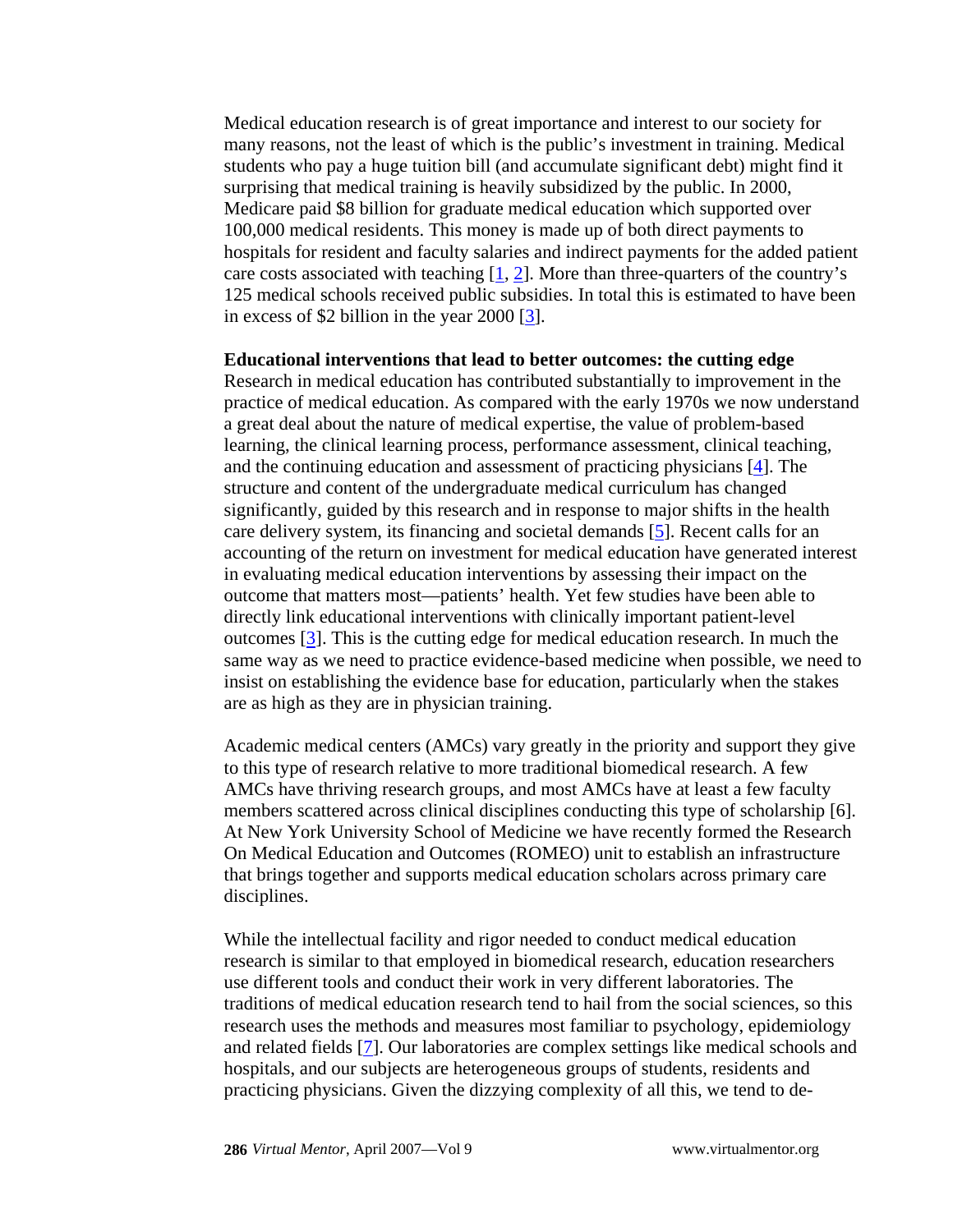Medical education research is of great importance and interest to our society for many reasons, not the least of which is the public's investment in training. Medical students who pay a huge tuition bill (and accumulate significant debt) might find it surprising that medical training is heavily subsidized by the public. In 2000, Medicare paid $8 billion for graduate medical education which supported over 100,000 medical residents. This money is made up of both direct payments to hospitals for resident and faculty salaries and indirect payments for the added patient care costs associated with teaching [1, 2]. More than three-quarters of the country's 125 medical schools received public subsidies. In total this is estimated to have been in excess of $2 billion in the year 2000 [3].

**Educational interventions that lead to better outcomes: the cutting edge**

Research in medical education has contributed substantially to improvement in the practice of medical education. As compared with the early 1970s we now understand a great deal about the nature of medical expertise, the value of problem-based learning, the clinical learning process, performance assessment, clinical teaching, and the continuing education and assessment of practicing physicians [4]. The structure and content of the undergraduate medical curriculum has changed significantly, guided by this research and in response to major shifts in the health care delivery system, its financing and societal demands [5]. Recent calls for an accounting of the return on investment for medical education have generated interest in evaluating medical education interventions by assessing their impact on the outcome that matters most—patients' health. Yet few studies have been able to directly link educational interventions with clinically important patient-level outcomes [3]. This is the cutting edge for medical education research. In much the same way as we need to practice evidence-based medicine when possible, we need to insist on establishing the evidence base for education, particularly when the stakes are as high as they are in physician training.

Academic medical centers (AMCs) vary greatly in the priority and support they give to this type of research relative to more traditional biomedical research. A few AMCs have thriving research groups, and most AMCs have at least a few faculty members scattered across clinical disciplines conducting this type of scholarship [6]. At New York University School of Medicine we have recently formed the Research On Medical Education and Outcomes (ROMEO) unit to establish an infrastructure that brings together and supports medical education scholars across primary care disciplines.

While the intellectual facility and rigor needed to conduct medical education research is similar to that employed in biomedical research, education researchers use different tools and conduct their work in very different laboratories. The traditions of medical education research tend to hail from the social sciences, so this research uses the methods and measures most familiar to psychology, epidemiology and related fields [7]. Our laboratories are complex settings like medical schools and hospitals, and our subjects are heterogeneous groups of students, residents and practicing physicians. Given the dizzying complexity of all this, we tend to de-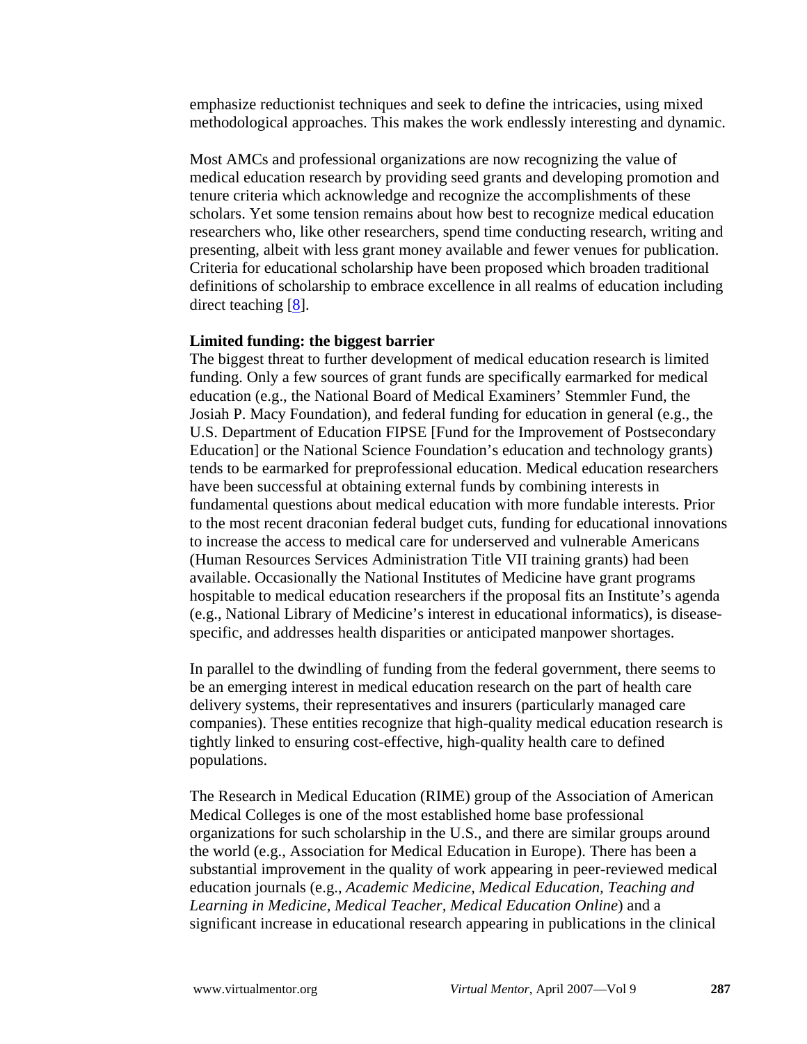emphasize reductionist techniques and seek to define the intricacies, using mixed methodological approaches. This makes the work endlessly interesting and dynamic.

Most AMCs and professional organizations are now recognizing the value of medical education research by providing seed grants and developing promotion and tenure criteria which acknowledge and recognize the accomplishments of these scholars. Yet some tension remains about how best to recognize medical education researchers who, like other researchers, spend time conducting research, writing and presenting, albeit with less grant money available and fewer venues for publication. Criteria for educational scholarship have been proposed which broaden traditional definitions of scholarship to embrace excellence in all realms of education including direct teaching [8].

**Limited funding: the biggest barrier**

The biggest threat to further development of medical education research is limited funding. Only a few sources of grant funds are specifically earmarked for medical education (e.g., the National Board of Medical Examiners' Stemmler Fund, the Josiah P. Macy Foundation), and federal funding for education in general (e.g., the U.S. Department of Education FIPSE [Fund for the Improvement of Postsecondary Education] or the National Science Foundation's education and technology grants) tends to be earmarked for preprofessional education. Medical education researchers have been successful at obtaining external funds by combining interests in fundamental questions about medical education with more fundable interests. Prior to the most recent draconian federal budget cuts, funding for educational innovations to increase the access to medical care for underserved and vulnerable Americans (Human Resources Services Administration Title VII training grants) had been available. Occasionally the National Institutes of Medicine have grant programs hospitable to medical education researchers if the proposal fits an Institute's agenda (e.g., National Library of Medicine's interest in educational informatics), is disease-specific, and addresses health disparities or anticipated manpower shortages.

In parallel to the dwindling of funding from the federal government, there seems to be an emerging interest in medical education research on the part of health care delivery systems, their representatives and insurers (particularly managed care companies). These entities recognize that high-quality medical education research is tightly linked to ensuring cost-effective, high-quality health care to defined populations.

The Research in Medical Education (RIME) group of the Association of American Medical Colleges is one of the most established home base professional organizations for such scholarship in the U.S., and there are similar groups around the world (e.g., Association for Medical Education in Europe). There has been a substantial improvement in the quality of work appearing in peer-reviewed medical education journals (e.g., *Academic Medicine*, *Medical Education*, *Teaching and Learning in Medicine*, *Medical Teacher*, *Medical Education Online*) and a significant increase in educational research appearing in publications in the clinical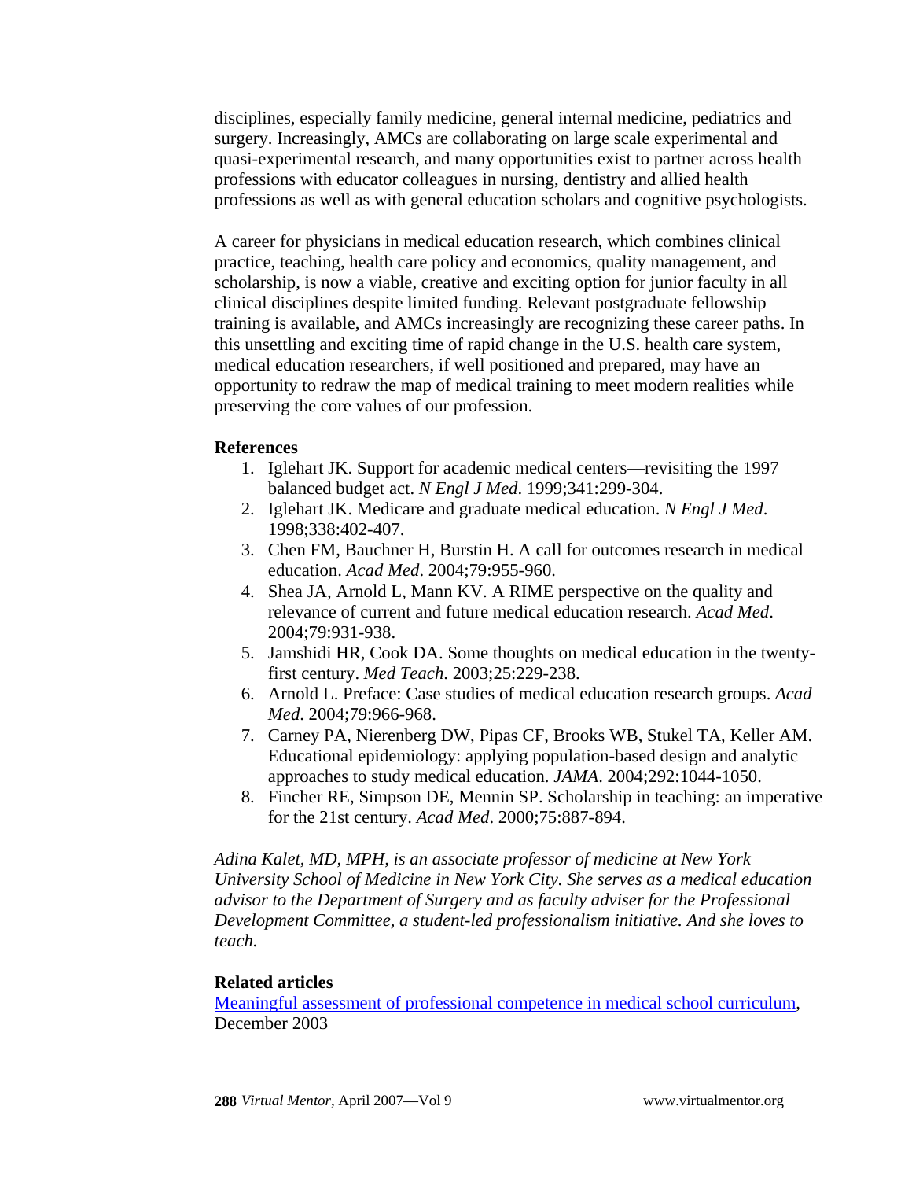disciplines, especially family medicine, general internal medicine, pediatrics and surgery. Increasingly, AMCs are collaborating on large scale experimental and quasi-experimental research, and many opportunities exist to partner across health professions with educator colleagues in nursing, dentistry and allied health professions as well as with general education scholars and cognitive psychologists.

A career for physicians in medical education research, which combines clinical practice, teaching, health care policy and economics, quality management, and scholarship, is now a viable, creative and exciting option for junior faculty in all clinical disciplines despite limited funding. Relevant postgraduate fellowship training is available, and AMCs increasingly are recognizing these career paths. In this unsettling and exciting time of rapid change in the U.S. health care system, medical education researchers, if well positioned and prepared, may have an opportunity to redraw the map of medical training to meet modern realities while preserving the core values of our profession.

**References**

1. Iglehart JK. Support for academic medical centers—revisiting the 1997 balanced budget act. *N Engl J Med*. 1999;341:299-304.
2. Iglehart JK. Medicare and graduate medical education. *N Engl J Med*. 1998;338:402-407.
3. Chen FM, Bauchner H, Burstin H. A call for outcomes research in medical education. *Acad Med*. 2004;79:955-960.
4. Shea JA, Arnold L, Mann KV. A RIME perspective on the quality and relevance of current and future medical education research. *Acad Med*. 2004;79:931-938.
5. Jamshidi HR, Cook DA. Some thoughts on medical education in the twenty-first century. *Med Teach*. 2003;25:229-238.
6. Arnold L. Preface: Case studies of medical education research groups. *Acad Med*. 2004;79:966-968.
7. Carney PA, Nierenberg DW, Pipas CF, Brooks WB, Stukel TA, Keller AM. Educational epidemiology: applying population-based design and analytic approaches to study medical education. *JAMA*. 2004;292:1044-1050.
8. Fincher RE, Simpson DE, Mennin SP. Scholarship in teaching: an imperative for the 21st century. *Acad Med*. 2000;75:887-894.

*Adina Kalet, MD, MPH, is an associate professor of medicine at New York University School of Medicine in New York City. She serves as a medical education advisor to the Department of Surgery and as faculty adviser for the Professional Development Committee, a student-led professionalism initiative. And she loves to teach.*

**Related articles**

Meaningful assessment of professional competence in medical school curriculum, December 2003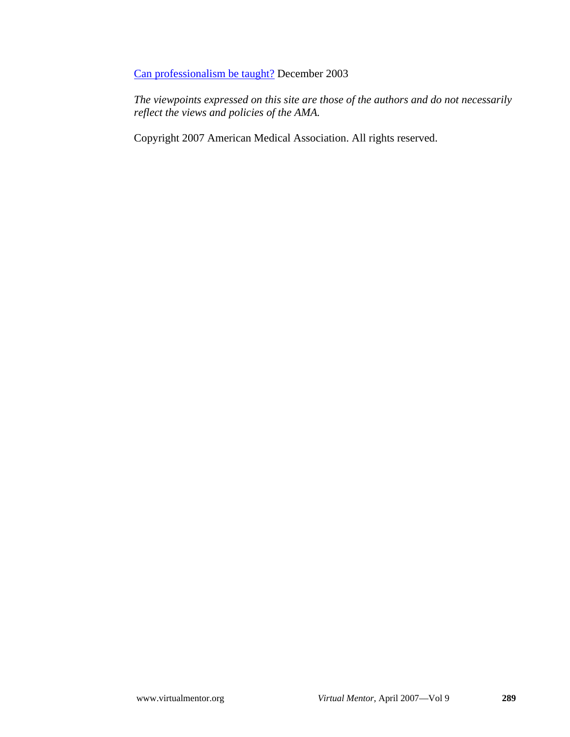[Can professionalism be taught?](#) December 2003

*The viewpoints expressed on this site are those of the authors and do not necessarily reflect the views and policies of the AMA.*

Copyright 2007 American Medical Association. All rights reserved.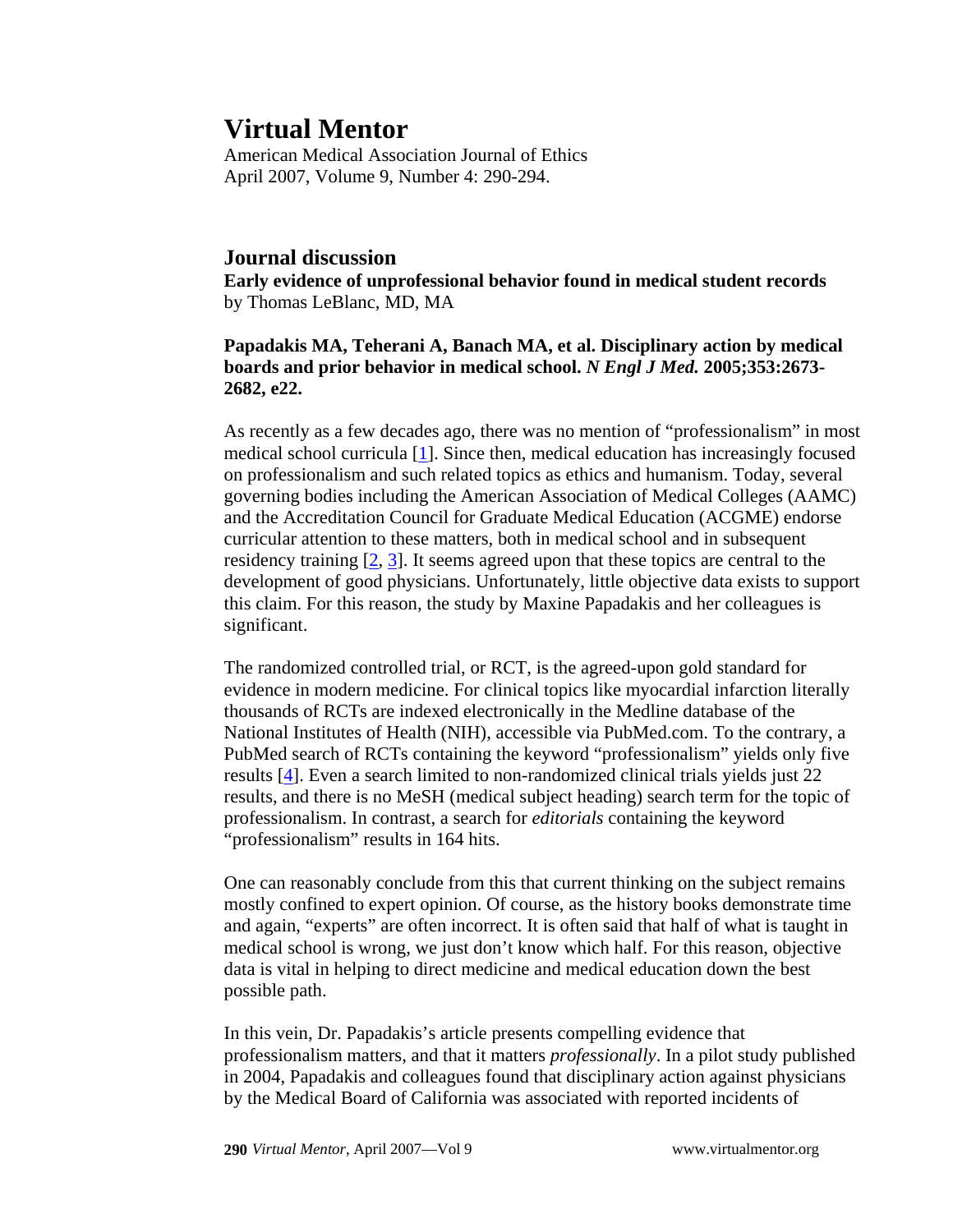# Virtual Mentor

American Medical Association Journal of Ethics
April 2007, Volume 9, Number 4: 290-294.

## Journal discussion

**Early evidence of unprofessional behavior found in medical student records**
by Thomas LeBlanc, MD, MA

**Papadakis MA, Teherani A, Banach MA, et al. Disciplinary action by medical boards and prior behavior in medical school.** ***N Engl J Med.*** **2005;353:2673-2682, e22.**

As recently as a few decades ago, there was no mention of "professionalism" in most medical school curricula [1]. Since then, medical education has increasingly focused on professionalism and such related topics as ethics and humanism. Today, several governing bodies including the American Association of Medical Colleges (AAMC) and the Accreditation Council for Graduate Medical Education (ACGME) endorse curricular attention to these matters, both in medical school and in subsequent residency training [2, 3]. It seems agreed upon that these topics are central to the development of good physicians. Unfortunately, little objective data exists to support this claim. For this reason, the study by Maxine Papadakis and her colleagues is significant.

The randomized controlled trial, or RCT, is the agreed-upon gold standard for evidence in modern medicine. For clinical topics like myocardial infarction literally thousands of RCTs are indexed electronically in the Medline database of the National Institutes of Health (NIH), accessible via PubMed.com. To the contrary, a PubMed search of RCTs containing the keyword "professionalism" yields only five results [4]. Even a search limited to non-randomized clinical trials yields just 22 results, and there is no MeSH (medical subject heading) search term for the topic of professionalism. In contrast, a search for *editorials* containing the keyword "professionalism" results in 164 hits.

One can reasonably conclude from this that current thinking on the subject remains mostly confined to expert opinion. Of course, as the history books demonstrate time and again, "experts" are often incorrect. It is often said that half of what is taught in medical school is wrong, we just don't know which half. For this reason, objective data is vital in helping to direct medicine and medical education down the best possible path.

In this vein, Dr. Papadakis's article presents compelling evidence that professionalism matters, and that it matters *professionally*. In a pilot study published in 2004, Papadakis and colleagues found that disciplinary action against physicians by the Medical Board of California was associated with reported incidents of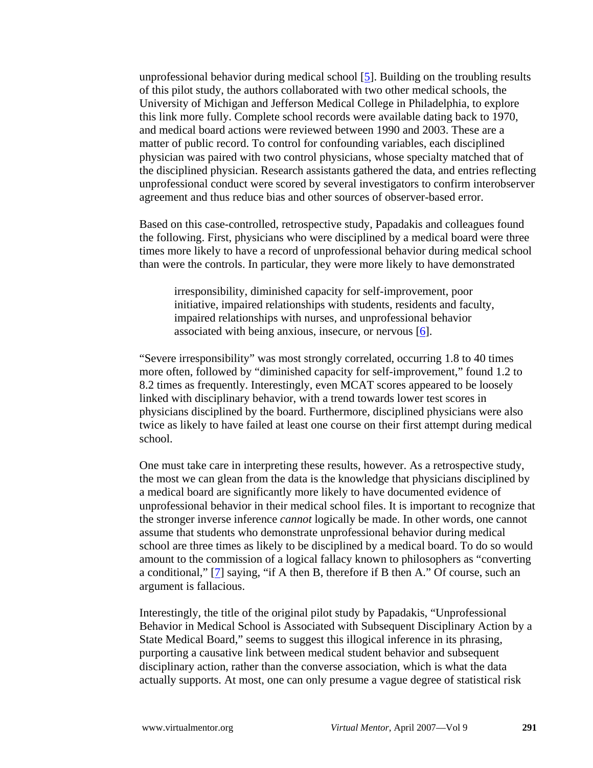unprofessional behavior during medical school [5]. Building on the troubling results of this pilot study, the authors collaborated with two other medical schools, the University of Michigan and Jefferson Medical College in Philadelphia, to explore this link more fully. Complete school records were available dating back to 1970, and medical board actions were reviewed between 1990 and 2003. These are a matter of public record. To control for confounding variables, each disciplined physician was paired with two control physicians, whose specialty matched that of the disciplined physician. Research assistants gathered the data, and entries reflecting unprofessional conduct were scored by several investigators to confirm interobserver agreement and thus reduce bias and other sources of observer-based error.

Based on this case-controlled, retrospective study, Papadakis and colleagues found the following. First, physicians who were disciplined by a medical board were three times more likely to have a record of unprofessional behavior during medical school than were the controls. In particular, they were more likely to have demonstrated

> irresponsibility, diminished capacity for self-improvement, poor initiative, impaired relationships with students, residents and faculty, impaired relationships with nurses, and unprofessional behavior associated with being anxious, insecure, or nervous [6].

"Severe irresponsibility" was most strongly correlated, occurring 1.8 to 40 times more often, followed by "diminished capacity for self-improvement," found 1.2 to 8.2 times as frequently. Interestingly, even MCAT scores appeared to be loosely linked with disciplinary behavior, with a trend towards lower test scores in physicians disciplined by the board. Furthermore, disciplined physicians were also twice as likely to have failed at least one course on their first attempt during medical school.

One must take care in interpreting these results, however. As a retrospective study, the most we can glean from the data is the knowledge that physicians disciplined by a medical board are significantly more likely to have documented evidence of unprofessional behavior in their medical school files. It is important to recognize that the stronger inverse inference *cannot* logically be made. In other words, one cannot assume that students who demonstrate unprofessional behavior during medical school are three times as likely to be disciplined by a medical board. To do so would amount to the commission of a logical fallacy known to philosophers as "converting a conditional," [7] saying, "if A then B, therefore if B then A." Of course, such an argument is fallacious.

Interestingly, the title of the original pilot study by Papadakis, "Unprofessional Behavior in Medical School is Associated with Subsequent Disciplinary Action by a State Medical Board," seems to suggest this illogical inference in its phrasing, purporting a causative link between medical student behavior and subsequent disciplinary action, rather than the converse association, which is what the data actually supports. At most, one can only presume a vague degree of statistical risk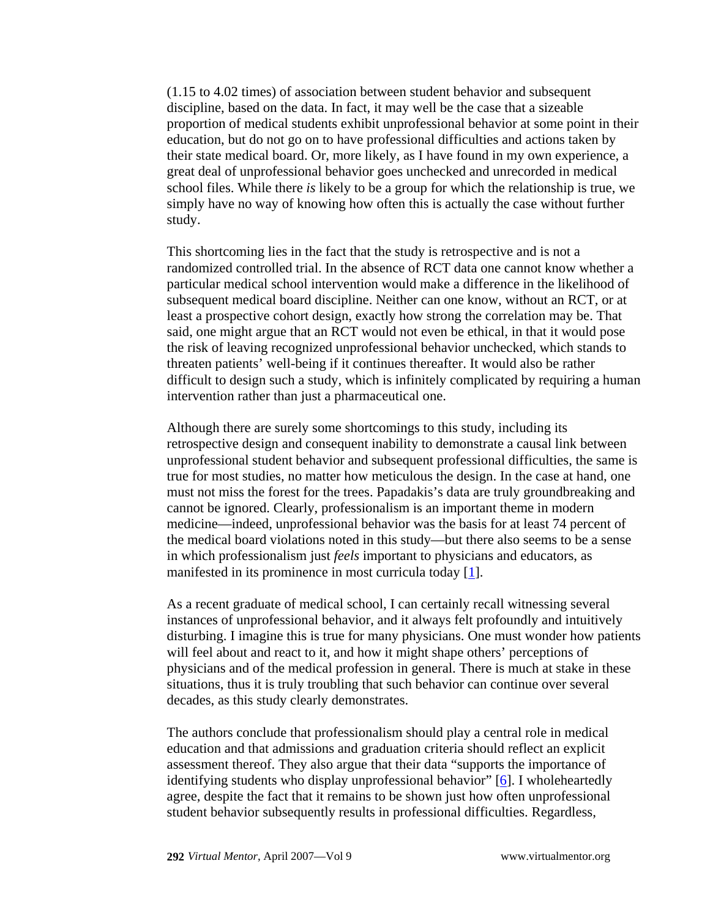(1.15 to 4.02 times) of association between student behavior and subsequent discipline, based on the data. In fact, it may well be the case that a sizeable proportion of medical students exhibit unprofessional behavior at some point in their education, but do not go on to have professional difficulties and actions taken by their state medical board. Or, more likely, as I have found in my own experience, a great deal of unprofessional behavior goes unchecked and unrecorded in medical school files. While there *is* likely to be a group for which the relationship is true, we simply have no way of knowing how often this is actually the case without further study.

This shortcoming lies in the fact that the study is retrospective and is not a randomized controlled trial. In the absence of RCT data one cannot know whether a particular medical school intervention would make a difference in the likelihood of subsequent medical board discipline. Neither can one know, without an RCT, or at least a prospective cohort design, exactly how strong the correlation may be. That said, one might argue that an RCT would not even be ethical, in that it would pose the risk of leaving recognized unprofessional behavior unchecked, which stands to threaten patients' well-being if it continues thereafter. It would also be rather difficult to design such a study, which is infinitely complicated by requiring a human intervention rather than just a pharmaceutical one.

Although there are surely some shortcomings to this study, including its retrospective design and consequent inability to demonstrate a causal link between unprofessional student behavior and subsequent professional difficulties, the same is true for most studies, no matter how meticulous the design. In the case at hand, one must not miss the forest for the trees. Papadakis's data are truly groundbreaking and cannot be ignored. Clearly, professionalism is an important theme in modern medicine—indeed, unprofessional behavior was the basis for at least 74 percent of the medical board violations noted in this study—but there also seems to be a sense in which professionalism just *feels* important to physicians and educators, as manifested in its prominence in most curricula today [1].

As a recent graduate of medical school, I can certainly recall witnessing several instances of unprofessional behavior, and it always felt profoundly and intuitively disturbing. I imagine this is true for many physicians. One must wonder how patients will feel about and react to it, and how it might shape others' perceptions of physicians and of the medical profession in general. There is much at stake in these situations, thus it is truly troubling that such behavior can continue over several decades, as this study clearly demonstrates.

The authors conclude that professionalism should play a central role in medical education and that admissions and graduation criteria should reflect an explicit assessment thereof. They also argue that their data "supports the importance of identifying students who display unprofessional behavior" [6]. I wholeheartedly agree, despite the fact that it remains to be shown just how often unprofessional student behavior subsequently results in professional difficulties. Regardless,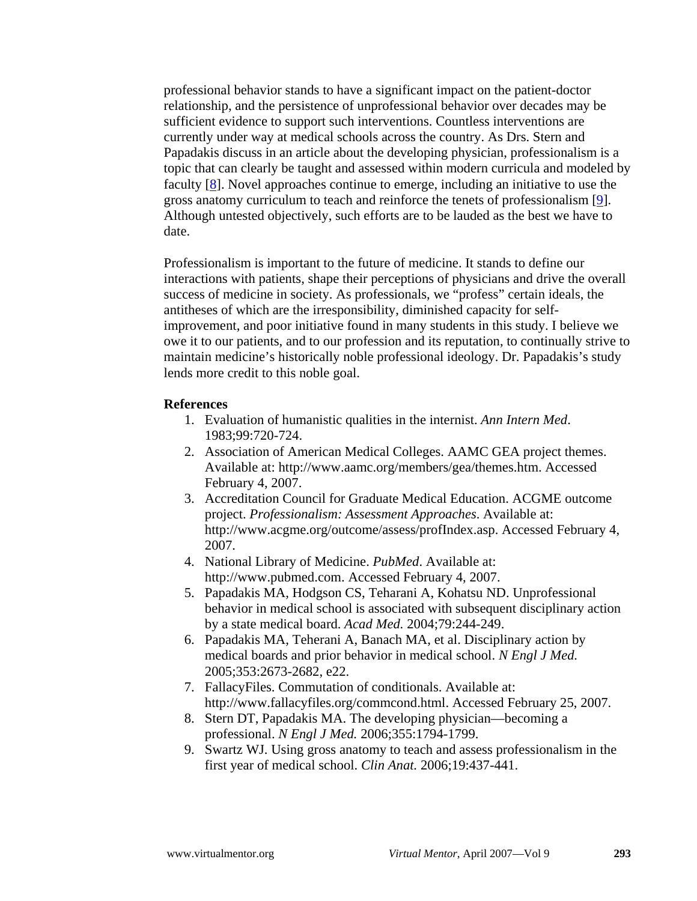professional behavior stands to have a significant impact on the patient-doctor relationship, and the persistence of unprofessional behavior over decades may be sufficient evidence to support such interventions. Countless interventions are currently under way at medical schools across the country. As Drs. Stern and Papadakis discuss in an article about the developing physician, professionalism is a topic that can clearly be taught and assessed within modern curricula and modeled by faculty [8]. Novel approaches continue to emerge, including an initiative to use the gross anatomy curriculum to teach and reinforce the tenets of professionalism [9]. Although untested objectively, such efforts are to be lauded as the best we have to date.

Professionalism is important to the future of medicine. It stands to define our interactions with patients, shape their perceptions of physicians and drive the overall success of medicine in society. As professionals, we "profess" certain ideals, the antitheses of which are the irresponsibility, diminished capacity for self-improvement, and poor initiative found in many students in this study. I believe we owe it to our patients, and to our profession and its reputation, to continually strive to maintain medicine's historically noble professional ideology. Dr. Papadakis's study lends more credit to this noble goal.

**References**

1. Evaluation of humanistic qualities in the internist. *Ann Intern Med*. 1983;99:720-724.
2. Association of American Medical Colleges. AAMC GEA project themes. Available at: http://www.aamc.org/members/gea/themes.htm. Accessed February 4, 2007.
3. Accreditation Council for Graduate Medical Education. ACGME outcome project. *Professionalism: Assessment Approaches*. Available at: http://www.acgme.org/outcome/assess/profIndex.asp. Accessed February 4, 2007.
4. National Library of Medicine. *PubMed*. Available at: http://www.pubmed.com. Accessed February 4, 2007.
5. Papadakis MA, Hodgson CS, Teharani A, Kohatsu ND. Unprofessional behavior in medical school is associated with subsequent disciplinary action by a state medical board. *Acad Med.* 2004;79:244-249.
6. Papadakis MA, Teherani A, Banach MA, et al. Disciplinary action by medical boards and prior behavior in medical school. *N Engl J Med.* 2005;353:2673-2682, e22.
7. FallacyFiles. Commutation of conditionals. Available at: http://www.fallacyfiles.org/commcond.html. Accessed February 25, 2007.
8. Stern DT, Papadakis MA. The developing physician—becoming a professional. *N Engl J Med.* 2006;355:1794-1799.
9. Swartz WJ. Using gross anatomy to teach and assess professionalism in the first year of medical school. *Clin Anat.* 2006;19:437-441.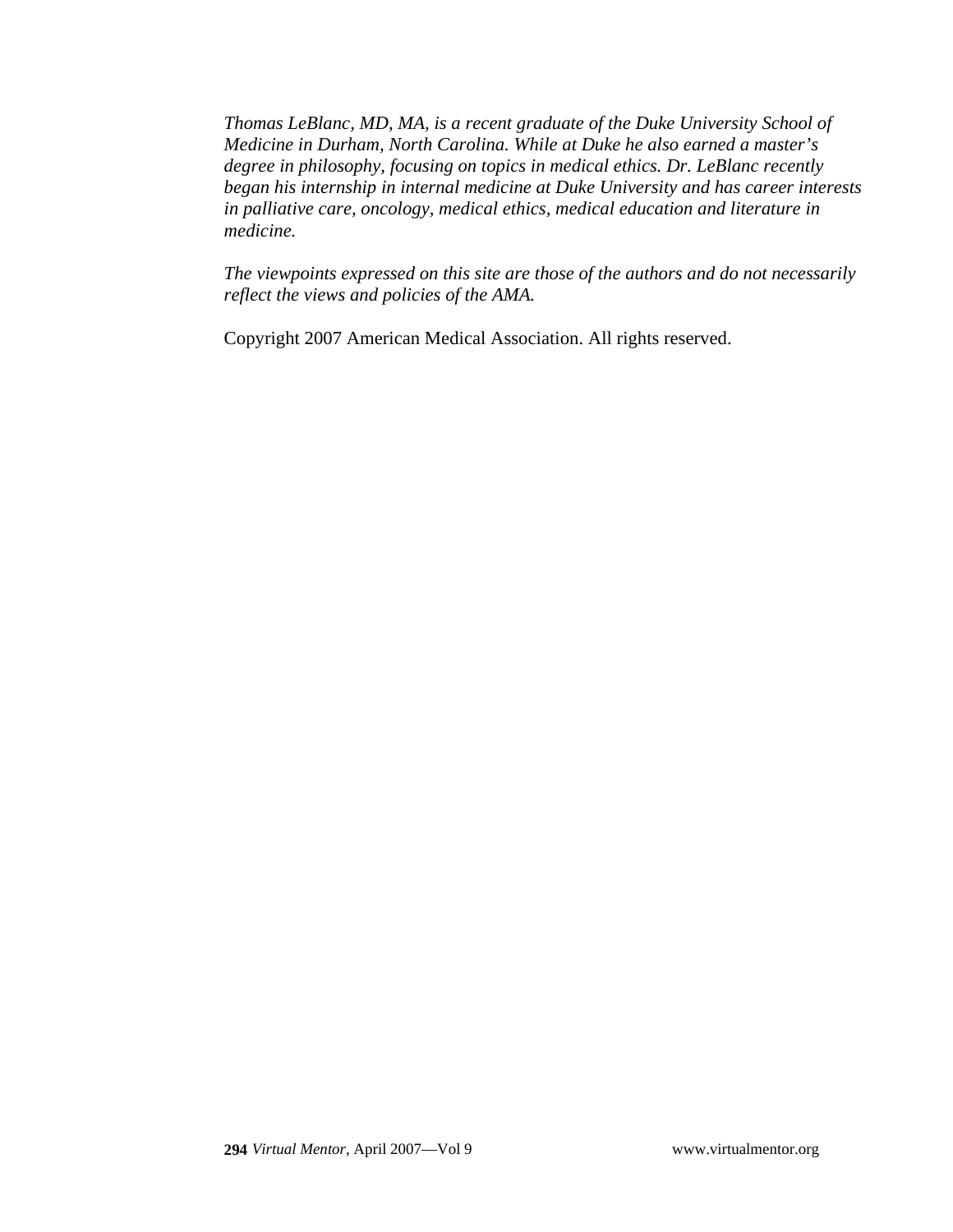*Thomas LeBlanc, MD, MA, is a recent graduate of the Duke University School of Medicine in Durham, North Carolina. While at Duke he also earned a master's degree in philosophy, focusing on topics in medical ethics. Dr. LeBlanc recently began his internship in internal medicine at Duke University and has career interests in palliative care, oncology, medical ethics, medical education and literature in medicine.*

*The viewpoints expressed on this site are those of the authors and do not necessarily reflect the views and policies of the AMA.*

Copyright 2007 American Medical Association. All rights reserved.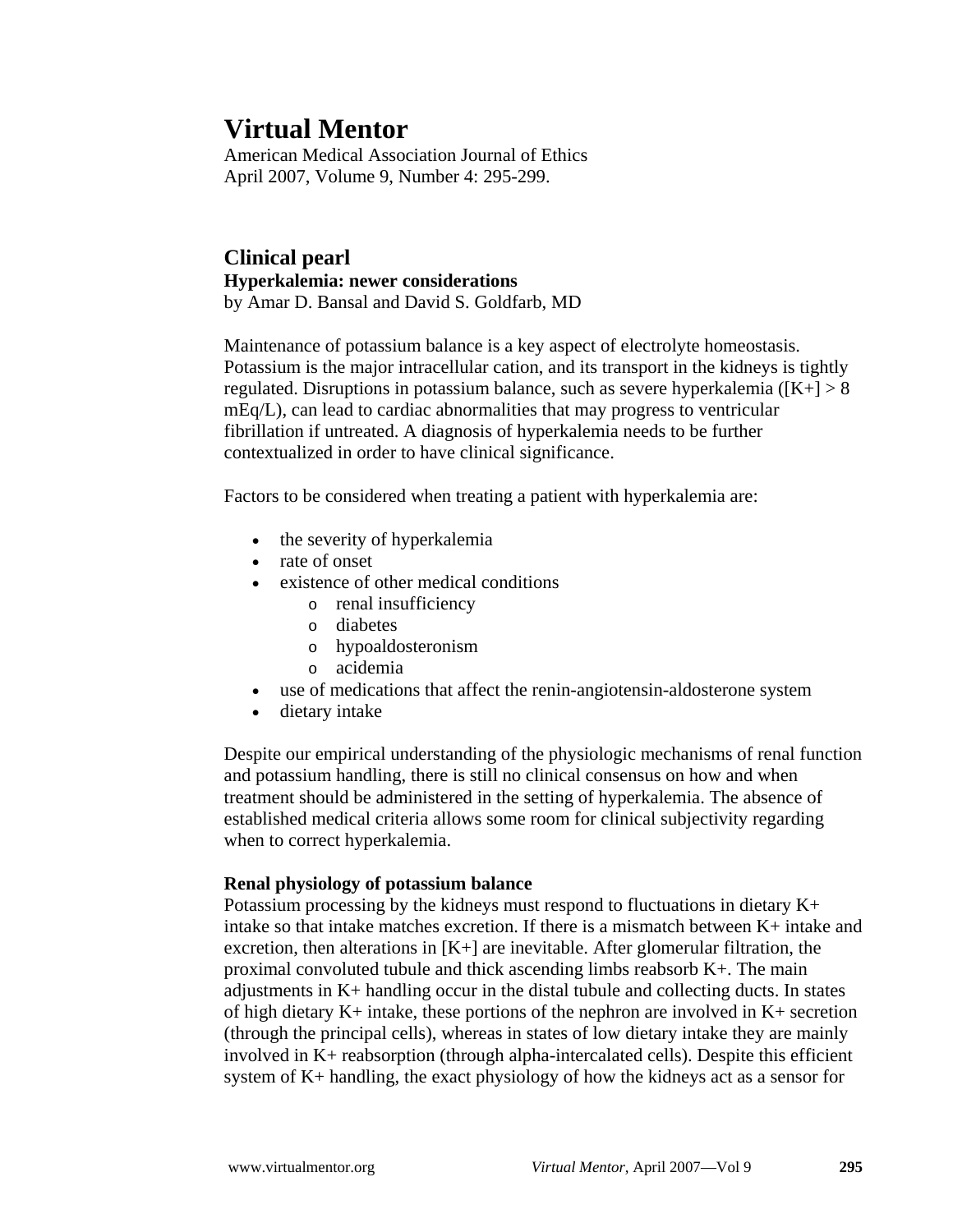# Virtual Mentor

American Medical Association Journal of Ethics
April 2007, Volume 9, Number 4: 295-299.

## Clinical pearl

**Hyperkalemia: newer considerations**

by Amar D. Bansal and David S. Goldfarb, MD

Maintenance of potassium balance is a key aspect of electrolyte homeostasis. Potassium is the major intracellular cation, and its transport in the kidneys is tightly regulated. Disruptions in potassium balance, such as severe hyperkalemia ($[K+] > 8$ mEq/L), can lead to cardiac abnormalities that may progress to ventricular fibrillation if untreated. A diagnosis of hyperkalemia needs to be further contextualized in order to have clinical significance.

Factors to be considered when treating a patient with hyperkalemia are:

- the severity of hyperkalemia
- rate of onset
- existence of other medical conditions
  - renal insufficiency
  - diabetes
  - hypoaldosteronism
  - acidemia
- use of medications that affect the renin-angiotensin-aldosterone system
- dietary intake

Despite our empirical understanding of the physiologic mechanisms of renal function and potassium handling, there is still no clinical consensus on how and when treatment should be administered in the setting of hyperkalemia. The absence of established medical criteria allows some room for clinical subjectivity regarding when to correct hyperkalemia.

**Renal physiology of potassium balance**

Potassium processing by the kidneys must respond to fluctuations in dietary K+ intake so that intake matches excretion. If there is a mismatch between K+ intake and excretion, then alterations in [K+] are inevitable. After glomerular filtration, the proximal convoluted tubule and thick ascending limbs reabsorb K+. The main adjustments in K+ handling occur in the distal tubule and collecting ducts. In states of high dietary K+ intake, these portions of the nephron are involved in K+ secretion (through the principal cells), whereas in states of low dietary intake they are mainly involved in K+ reabsorption (through alpha-intercalated cells). Despite this efficient system of K+ handling, the exact physiology of how the kidneys act as a sensor for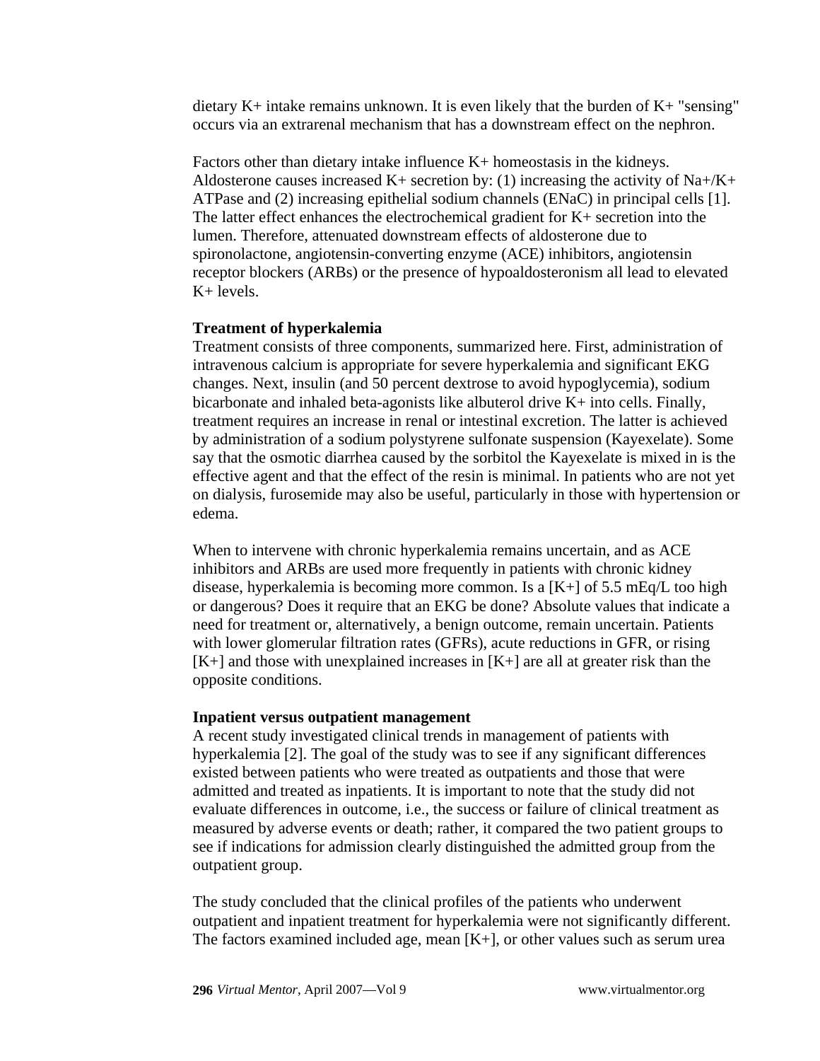dietary $K^+$ intake remains unknown. It is even likely that the burden of $K^+$ "sensing" occurs via an extrarenal mechanism that has a downstream effect on the nephron.

Factors other than dietary intake influence $K^+$ homeostasis in the kidneys. Aldosterone causes increased $K^+$ secretion by: (1) increasing the activity of $Na^+/K^+$ ATPase and (2) increasing epithelial sodium channels (ENaC) in principal cells [1]. The latter effect enhances the electrochemical gradient for $K^+$ secretion into the lumen. Therefore, attenuated downstream effects of aldosterone due to spironolactone, angiotensin-converting enzyme (ACE) inhibitors, angiotensin receptor blockers (ARBs) or the presence of hypoaldosteronism all lead to elevated $K^+$ levels.

**Treatment of hyperkalemia**

Treatment consists of three components, summarized here. First, administration of intravenous calcium is appropriate for severe hyperkalemia and significant EKG changes. Next, insulin (and 50 percent dextrose to avoid hypoglycemia), sodium bicarbonate and inhaled beta-agonists like albuterol drive $K^+$ into cells. Finally, treatment requires an increase in renal or intestinal excretion. The latter is achieved by administration of a sodium polystyrene sulfonate suspension (Kayexelate). Some say that the osmotic diarrhea caused by the sorbitol the Kayexelate is mixed in is the effective agent and that the effect of the resin is minimal. In patients who are not yet on dialysis, furosemide may also be useful, particularly in those with hypertension or edema.

When to intervene with chronic hyperkalemia remains uncertain, and as ACE inhibitors and ARBs are used more frequently in patients with chronic kidney disease, hyperkalemia is becoming more common. Is a $[K^+]$ of 5.5 mEq/L too high or dangerous? Does it require that an EKG be done? Absolute values that indicate a need for treatment or, alternatively, a benign outcome, remain uncertain. Patients with lower glomerular filtration rates (GFRs), acute reductions in GFR, or rising $[K^+]$ and those with unexplained increases in $[K^+]$ are all at greater risk than the opposite conditions.

**Inpatient versus outpatient management**

A recent study investigated clinical trends in management of patients with hyperkalemia [2]. The goal of the study was to see if any significant differences existed between patients who were treated as outpatients and those that were admitted and treated as inpatients. It is important to note that the study did not evaluate differences in outcome, i.e., the success or failure of clinical treatment as measured by adverse events or death; rather, it compared the two patient groups to see if indications for admission clearly distinguished the admitted group from the outpatient group.

The study concluded that the clinical profiles of the patients who underwent outpatient and inpatient treatment for hyperkalemia were not significantly different. The factors examined included age, mean $[K^+]$, or other values such as serum urea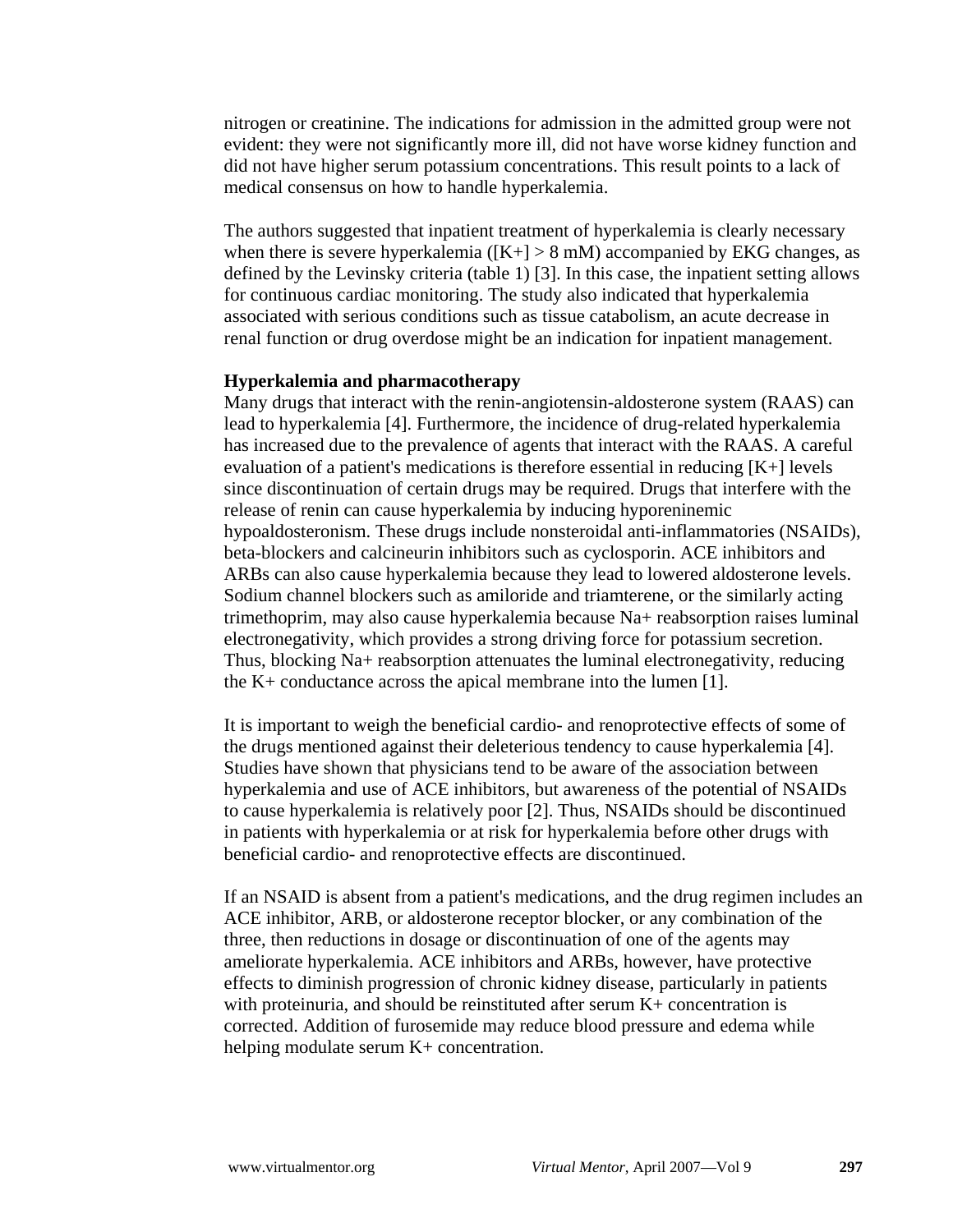nitrogen or creatinine. The indications for admission in the admitted group were not evident: they were not significantly more ill, did not have worse kidney function and did not have higher serum potassium concentrations. This result points to a lack of medical consensus on how to handle hyperkalemia.

The authors suggested that inpatient treatment of hyperkalemia is clearly necessary when there is severe hyperkalemia ($[K^+] > 8$ mM) accompanied by EKG changes, as defined by the Levinsky criteria (table 1) [3]. In this case, the inpatient setting allows for continuous cardiac monitoring. The study also indicated that hyperkalemia associated with serious conditions such as tissue catabolism, an acute decrease in renal function or drug overdose might be an indication for inpatient management.

**Hyperkalemia and pharmacotherapy**

Many drugs that interact with the renin-angiotensin-aldosterone system (RAAS) can lead to hyperkalemia [4]. Furthermore, the incidence of drug-related hyperkalemia has increased due to the prevalence of agents that interact with the RAAS. A careful evaluation of a patient's medications is therefore essential in reducing $[K^+]$ levels since discontinuation of certain drugs may be required. Drugs that interfere with the release of renin can cause hyperkalemia by inducing hyporeninemic hypoaldosteronism. These drugs include nonsteroidal anti-inflammatories (NSAIDs), beta-blockers and calcineurin inhibitors such as cyclosporin. ACE inhibitors and ARBs can also cause hyperkalemia because they lead to lowered aldosterone levels. Sodium channel blockers such as amiloride and triamterene, or the similarly acting trimethoprim, may also cause hyperkalemia because $Na^+$ reabsorption raises luminal electronegativity, which provides a strong driving force for potassium secretion. Thus, blocking $Na^+$ reabsorption attenuates the luminal electronegativity, reducing the $K^+$ conductance across the apical membrane into the lumen [1].

It is important to weigh the beneficial cardio- and renoprotective effects of some of the drugs mentioned against their deleterious tendency to cause hyperkalemia [4]. Studies have shown that physicians tend to be aware of the association between hyperkalemia and use of ACE inhibitors, but awareness of the potential of NSAIDs to cause hyperkalemia is relatively poor [2]. Thus, NSAIDs should be discontinued in patients with hyperkalemia or at risk for hyperkalemia before other drugs with beneficial cardio- and renoprotective effects are discontinued.

If an NSAID is absent from a patient's medications, and the drug regimen includes an ACE inhibitor, ARB, or aldosterone receptor blocker, or any combination of the three, then reductions in dosage or discontinuation of one of the agents may ameliorate hyperkalemia. ACE inhibitors and ARBs, however, have protective effects to diminish progression of chronic kidney disease, particularly in patients with proteinuria, and should be reinstituted after serum $K^+$ concentration is corrected. Addition of furosemide may reduce blood pressure and edema while helping modulate serum $K^+$ concentration.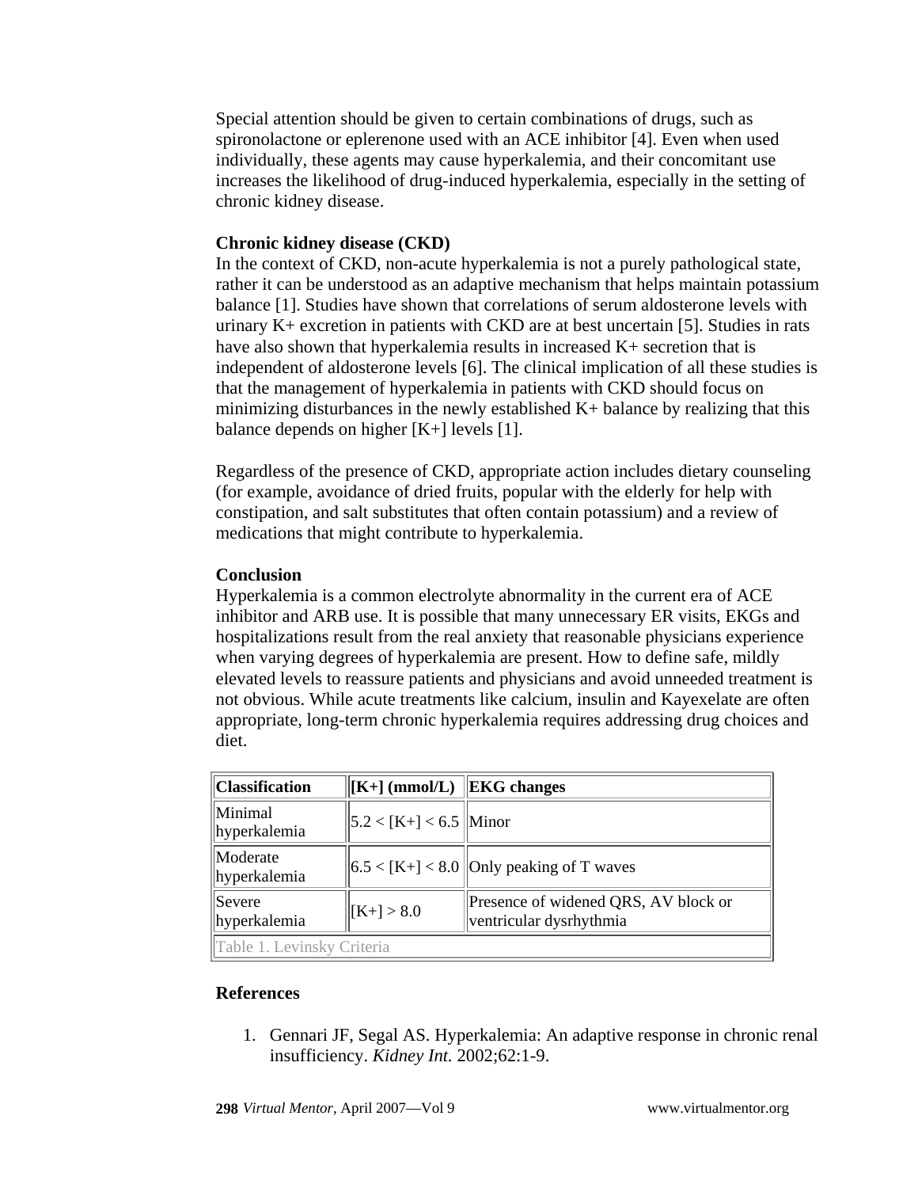Special attention should be given to certain combinations of drugs, such as spironolactone or eplerenone used with an ACE inhibitor [4]. Even when used individually, these agents may cause hyperkalemia, and their concomitant use increases the likelihood of drug-induced hyperkalemia, especially in the setting of chronic kidney disease.

**Chronic kidney disease (CKD)**

In the context of CKD, non-acute hyperkalemia is not a purely pathological state, rather it can be understood as an adaptive mechanism that helps maintain potassium balance [1]. Studies have shown that correlations of serum aldosterone levels with urinary $K^+$ excretion in patients with CKD are at best uncertain [5]. Studies in rats have also shown that hyperkalemia results in increased $K^+$ secretion that is independent of aldosterone levels [6]. The clinical implication of all these studies is that the management of hyperkalemia in patients with CKD should focus on minimizing disturbances in the newly established $K^+$ balance by realizing that this balance depends on higher $[K^+]$ levels [1].

Regardless of the presence of CKD, appropriate action includes dietary counseling (for example, avoidance of dried fruits, popular with the elderly for help with constipation, and salt substitutes that often contain potassium) and a review of medications that might contribute to hyperkalemia.

**Conclusion**

Hyperkalemia is a common electrolyte abnormality in the current era of ACE inhibitor and ARB use. It is possible that many unnecessary ER visits, EKGs and hospitalizations result from the real anxiety that reasonable physicians experience when varying degrees of hyperkalemia are present. How to define safe, mildly elevated levels to reassure patients and physicians and avoid unneeded treatment is not obvious. While acute treatments like calcium, insulin and Kayexelate are often appropriate, long-term chronic hyperkalemia requires addressing drug choices and diet.

| Classification | $[K^+]$ (mmol/L) | EKG changes |
|---|---|---|
| Minimal hyperkalemia | $5.2 < [K^+] < 6.5$ | Minor |
| Moderate hyperkalemia | $6.5 < [K^+] < 8.0$ | Only peaking of T waves |
| Severe hyperkalemia | $[K^+] > 8.0$ | Presence of widened QRS, AV block or ventricular dysrhythmia |

Table 1. Levinsky Criteria

**References**

1. Gennari JF, Segal AS. Hyperkalemia: An adaptive response in chronic renal insufficiency. *Kidney Int.* 2002;62:1-9.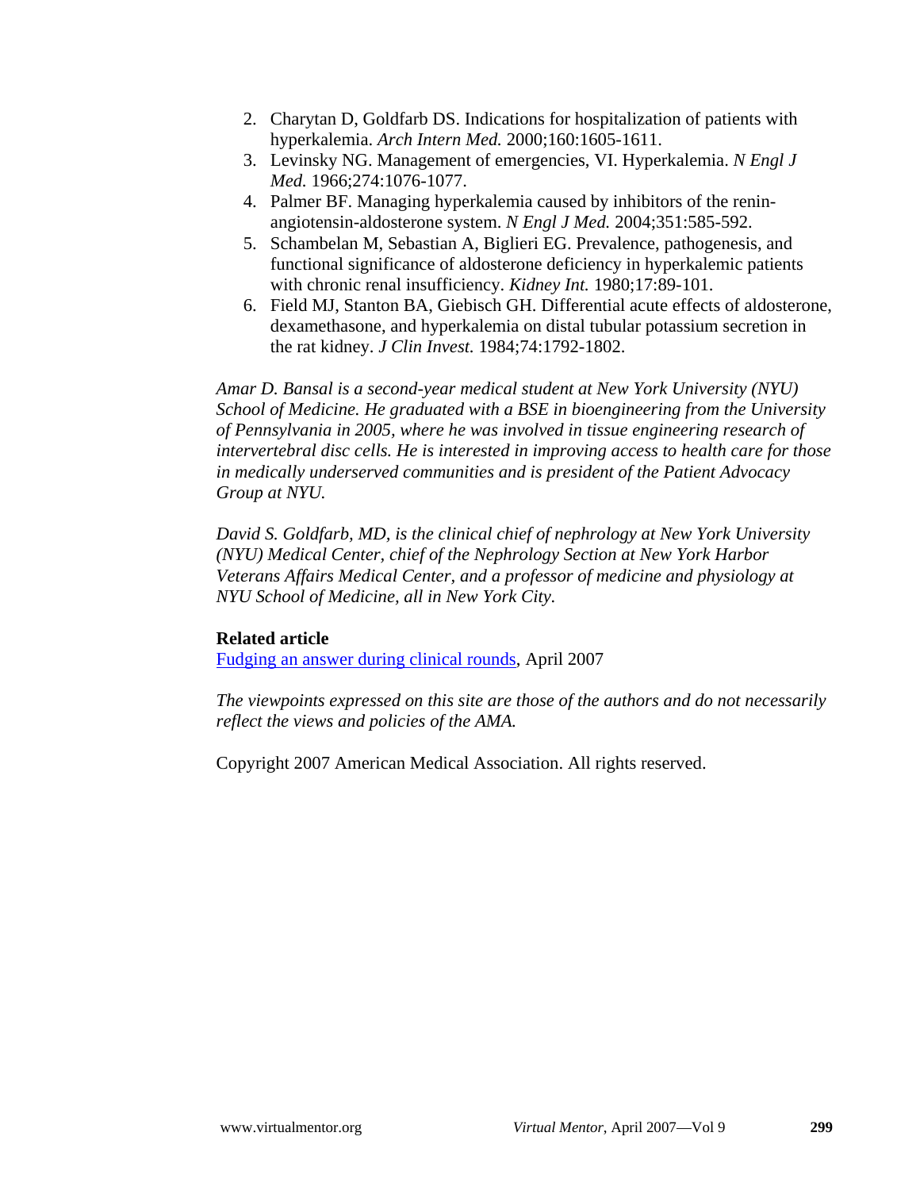2. Charytan D, Goldfarb DS. Indications for hospitalization of patients with hyperkalemia. *Arch Intern Med.* 2000;160:1605-1611.
3. Levinsky NG. Management of emergencies, VI. Hyperkalemia. *N Engl J Med.* 1966;274:1076-1077.
4. Palmer BF. Managing hyperkalemia caused by inhibitors of the renin-angiotensin-aldosterone system. *N Engl J Med.* 2004;351:585-592.
5. Schambelan M, Sebastian A, Biglieri EG. Prevalence, pathogenesis, and functional significance of aldosterone deficiency in hyperkalemic patients with chronic renal insufficiency. *Kidney Int.* 1980;17:89-101.
6. Field MJ, Stanton BA, Giebisch GH. Differential acute effects of aldosterone, dexamethasone, and hyperkalemia on distal tubular potassium secretion in the rat kidney. *J Clin Invest.* 1984;74:1792-1802.

*Amar D. Bansal is a second-year medical student at New York University (NYU) School of Medicine. He graduated with a BSE in bioengineering from the University of Pennsylvania in 2005, where he was involved in tissue engineering research of intervertebral disc cells. He is interested in improving access to health care for those in medically underserved communities and is president of the Patient Advocacy Group at NYU.*

*David S. Goldfarb, MD, is the clinical chief of nephrology at New York University (NYU) Medical Center, chief of the Nephrology Section at New York Harbor Veterans Affairs Medical Center, and a professor of medicine and physiology at NYU School of Medicine, all in New York City.*

**Related article**

Fudging an answer during clinical rounds, April 2007

*The viewpoints expressed on this site are those of the authors and do not necessarily reflect the views and policies of the AMA.*

Copyright 2007 American Medical Association. All rights reserved.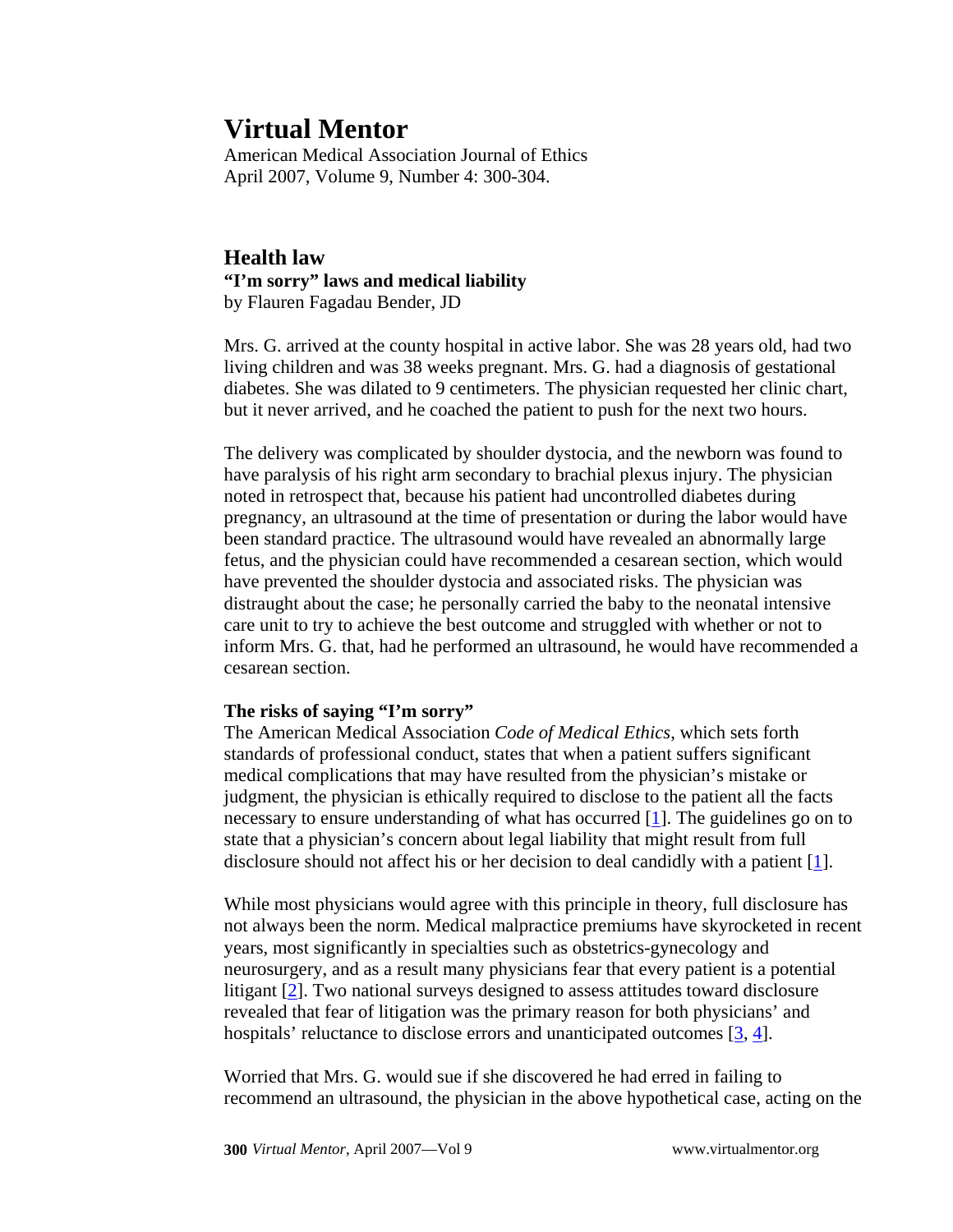# Virtual Mentor

American Medical Association Journal of Ethics
April 2007, Volume 9, Number 4: 300-304.

## Health law

### "I'm sorry" laws and medical liability

by Flauren Fagadau Bender, JD

Mrs. G. arrived at the county hospital in active labor. She was 28 years old, had two living children and was 38 weeks pregnant. Mrs. G. had a diagnosis of gestational diabetes. She was dilated to 9 centimeters. The physician requested her clinic chart, but it never arrived, and he coached the patient to push for the next two hours.

The delivery was complicated by shoulder dystocia, and the newborn was found to have paralysis of his right arm secondary to brachial plexus injury. The physician noted in retrospect that, because his patient had uncontrolled diabetes during pregnancy, an ultrasound at the time of presentation or during the labor would have been standard practice. The ultrasound would have revealed an abnormally large fetus, and the physician could have recommended a cesarean section, which would have prevented the shoulder dystocia and associated risks. The physician was distraught about the case; he personally carried the baby to the neonatal intensive care unit to try to achieve the best outcome and struggled with whether or not to inform Mrs. G. that, had he performed an ultrasound, he would have recommended a cesarean section.

**The risks of saying "I'm sorry"**

The American Medical Association *Code of Medical Ethics*, which sets forth standards of professional conduct, states that when a patient suffers significant medical complications that may have resulted from the physician's mistake or judgment, the physician is ethically required to disclose to the patient all the facts necessary to ensure understanding of what has occurred [1]. The guidelines go on to state that a physician's concern about legal liability that might result from full disclosure should not affect his or her decision to deal candidly with a patient [1].

While most physicians would agree with this principle in theory, full disclosure has not always been the norm. Medical malpractice premiums have skyrocketed in recent years, most significantly in specialties such as obstetrics-gynecology and neurosurgery, and as a result many physicians fear that every patient is a potential litigant [2]. Two national surveys designed to assess attitudes toward disclosure revealed that fear of litigation was the primary reason for both physicians' and hospitals' reluctance to disclose errors and unanticipated outcomes [3, 4].

Worried that Mrs. G. would sue if she discovered he had erred in failing to recommend an ultrasound, the physician in the above hypothetical case, acting on the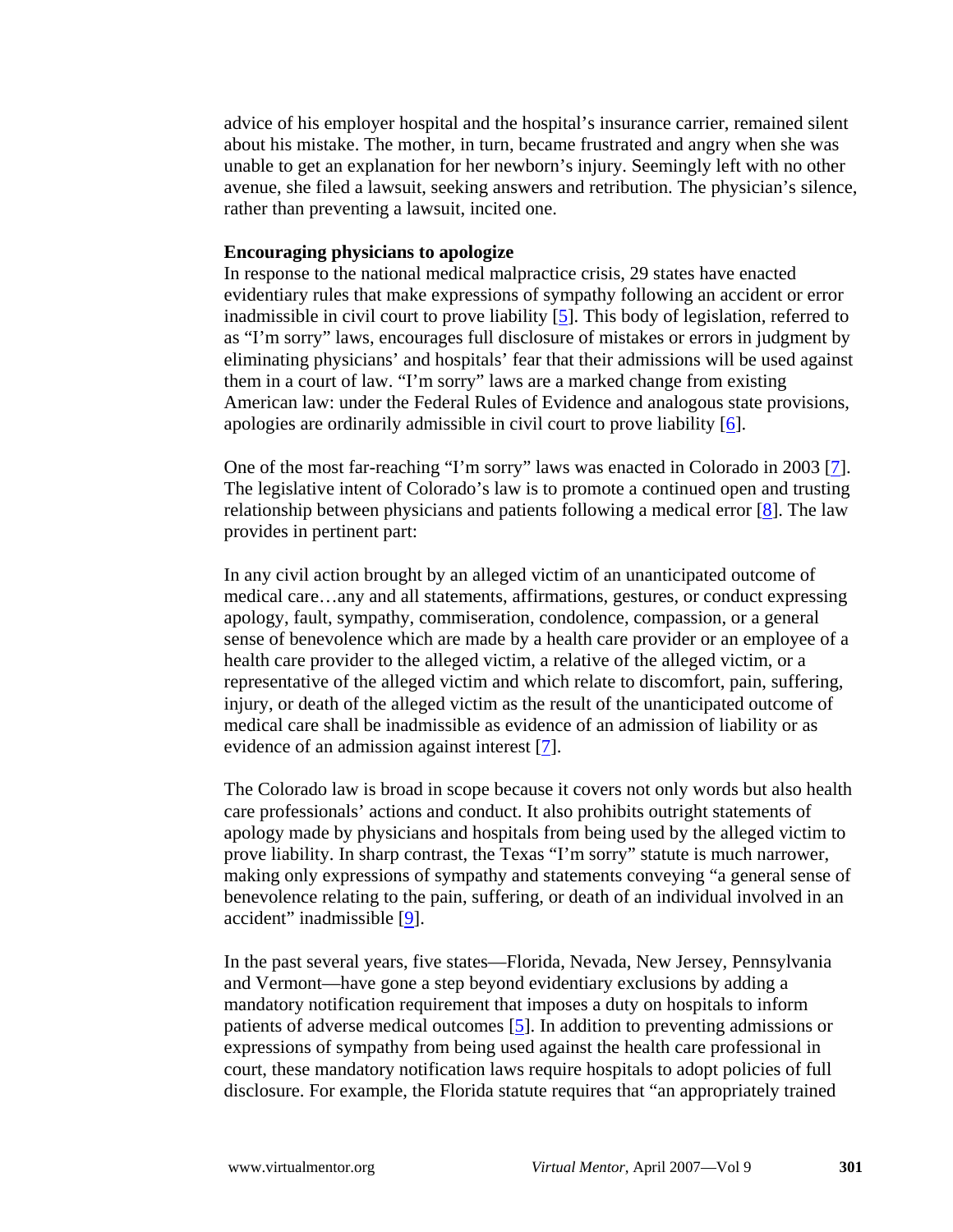advice of his employer hospital and the hospital's insurance carrier, remained silent about his mistake. The mother, in turn, became frustrated and angry when she was unable to get an explanation for her newborn's injury. Seemingly left with no other avenue, she filed a lawsuit, seeking answers and retribution. The physician's silence, rather than preventing a lawsuit, incited one.

**Encouraging physicians to apologize**

In response to the national medical malpractice crisis, 29 states have enacted evidentiary rules that make expressions of sympathy following an accident or error inadmissible in civil court to prove liability [5]. This body of legislation, referred to as "I'm sorry" laws, encourages full disclosure of mistakes or errors in judgment by eliminating physicians' and hospitals' fear that their admissions will be used against them in a court of law. "I'm sorry" laws are a marked change from existing American law: under the Federal Rules of Evidence and analogous state provisions, apologies are ordinarily admissible in civil court to prove liability [6].

One of the most far-reaching "I'm sorry" laws was enacted in Colorado in 2003 [7]. The legislative intent of Colorado's law is to promote a continued open and trusting relationship between physicians and patients following a medical error [8]. The law provides in pertinent part:

In any civil action brought by an alleged victim of an unanticipated outcome of medical care…any and all statements, affirmations, gestures, or conduct expressing apology, fault, sympathy, commiseration, condolence, compassion, or a general sense of benevolence which are made by a health care provider or an employee of a health care provider to the alleged victim, a relative of the alleged victim, or a representative of the alleged victim and which relate to discomfort, pain, suffering, injury, or death of the alleged victim as the result of the unanticipated outcome of medical care shall be inadmissible as evidence of an admission of liability or as evidence of an admission against interest [7].

The Colorado law is broad in scope because it covers not only words but also health care professionals' actions and conduct. It also prohibits outright statements of apology made by physicians and hospitals from being used by the alleged victim to prove liability. In sharp contrast, the Texas "I'm sorry" statute is much narrower, making only expressions of sympathy and statements conveying "a general sense of benevolence relating to the pain, suffering, or death of an individual involved in an accident" inadmissible [9].

In the past several years, five states—Florida, Nevada, New Jersey, Pennsylvania and Vermont—have gone a step beyond evidentiary exclusions by adding a mandatory notification requirement that imposes a duty on hospitals to inform patients of adverse medical outcomes [5]. In addition to preventing admissions or expressions of sympathy from being used against the health care professional in court, these mandatory notification laws require hospitals to adopt policies of full disclosure. For example, the Florida statute requires that "an appropriately trained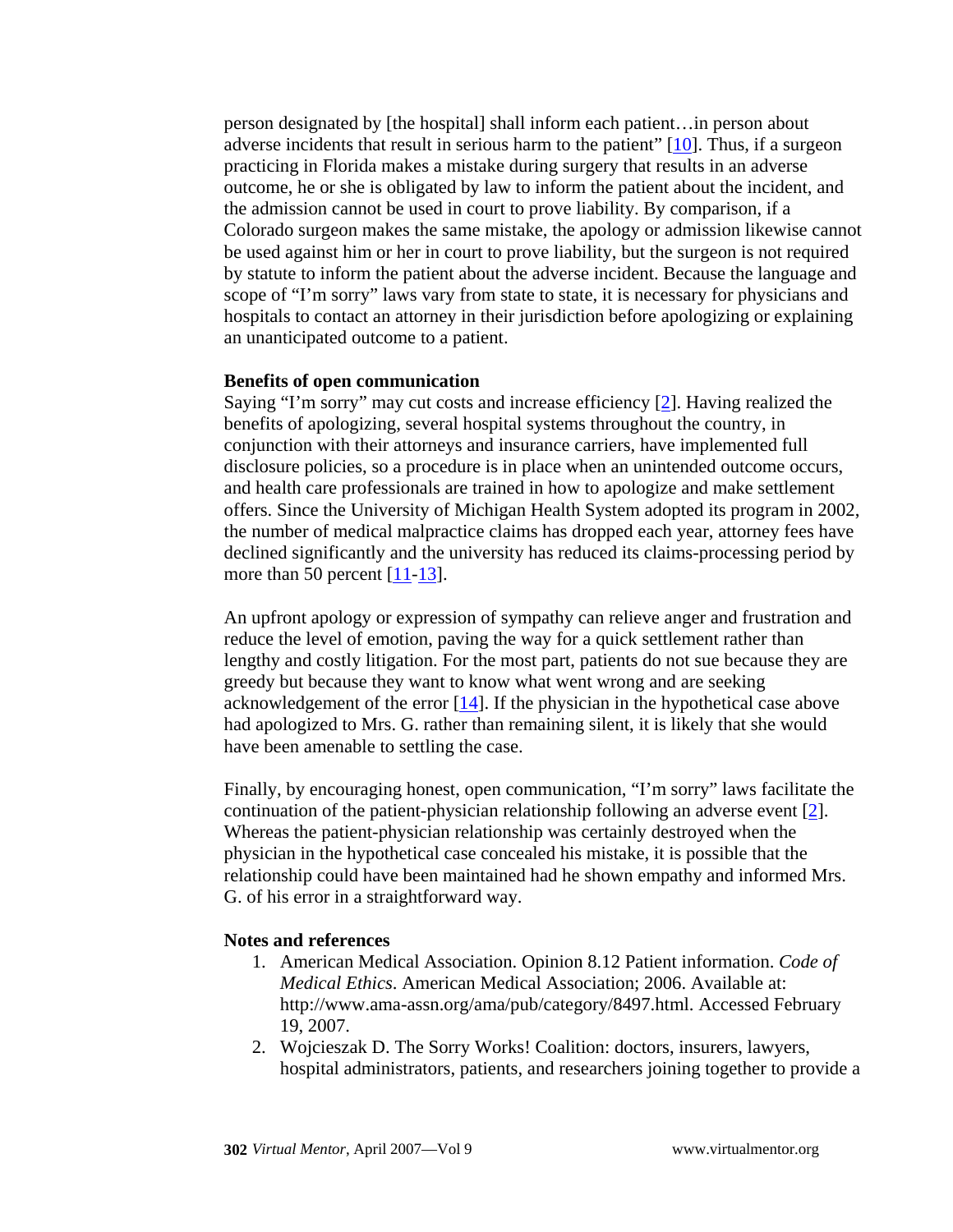person designated by [the hospital] shall inform each patient…in person about adverse incidents that result in serious harm to the patient" [10]. Thus, if a surgeon practicing in Florida makes a mistake during surgery that results in an adverse outcome, he or she is obligated by law to inform the patient about the incident, and the admission cannot be used in court to prove liability. By comparison, if a Colorado surgeon makes the same mistake, the apology or admission likewise cannot be used against him or her in court to prove liability, but the surgeon is not required by statute to inform the patient about the adverse incident. Because the language and scope of "I'm sorry" laws vary from state to state, it is necessary for physicians and hospitals to contact an attorney in their jurisdiction before apologizing or explaining an unanticipated outcome to a patient.

**Benefits of open communication**

Saying "I'm sorry" may cut costs and increase efficiency [2]. Having realized the benefits of apologizing, several hospital systems throughout the country, in conjunction with their attorneys and insurance carriers, have implemented full disclosure policies, so a procedure is in place when an unintended outcome occurs, and health care professionals are trained in how to apologize and make settlement offers. Since the University of Michigan Health System adopted its program in 2002, the number of medical malpractice claims has dropped each year, attorney fees have declined significantly and the university has reduced its claims-processing period by more than 50 percent [11-13].

An upfront apology or expression of sympathy can relieve anger and frustration and reduce the level of emotion, paving the way for a quick settlement rather than lengthy and costly litigation. For the most part, patients do not sue because they are greedy but because they want to know what went wrong and are seeking acknowledgement of the error [14]. If the physician in the hypothetical case above had apologized to Mrs. G. rather than remaining silent, it is likely that she would have been amenable to settling the case.

Finally, by encouraging honest, open communication, "I'm sorry" laws facilitate the continuation of the patient-physician relationship following an adverse event [2]. Whereas the patient-physician relationship was certainly destroyed when the physician in the hypothetical case concealed his mistake, it is possible that the relationship could have been maintained had he shown empathy and informed Mrs. G. of his error in a straightforward way.

**Notes and references**

1. American Medical Association. Opinion 8.12 Patient information. *Code of Medical Ethics*. American Medical Association; 2006. Available at: http://www.ama-assn.org/ama/pub/category/8497.html. Accessed February 19, 2007.
2. Wojcieszak D. The Sorry Works! Coalition: doctors, insurers, lawyers, hospital administrators, patients, and researchers joining together to provide a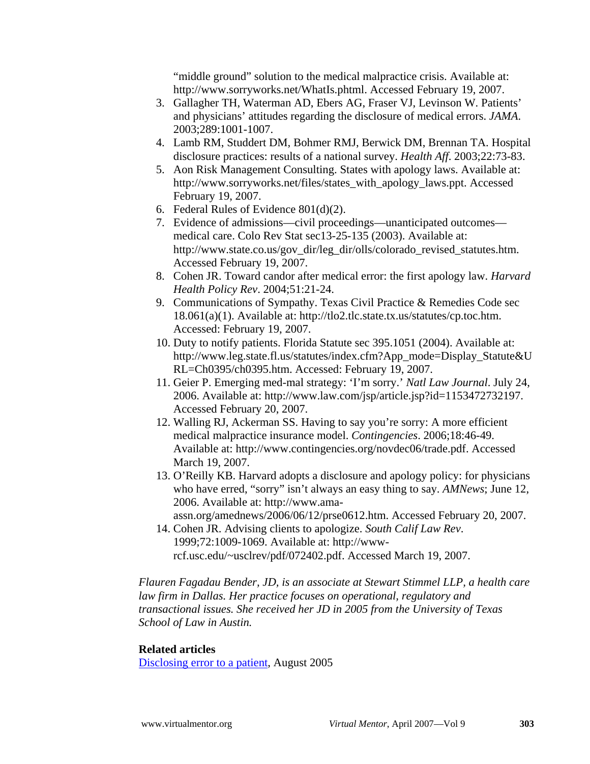"middle ground" solution to the medical malpractice crisis. Available at: http://www.sorryworks.net/WhatIs.phtml. Accessed February 19, 2007.

3. Gallagher TH, Waterman AD, Ebers AG, Fraser VJ, Levinson W. Patients' and physicians' attitudes regarding the disclosure of medical errors. *JAMA*. 2003;289:1001-1007.
4. Lamb RM, Studdert DM, Bohmer RMJ, Berwick DM, Brennan TA. Hospital disclosure practices: results of a national survey. *Health Aff*. 2003;22:73-83.
5. Aon Risk Management Consulting. States with apology laws. Available at: http://www.sorryworks.net/files/states_with_apology_laws.ppt. Accessed February 19, 2007.
6. Federal Rules of Evidence 801(d)(2).
7. Evidence of admissions—civil proceedings—unanticipated outcomes—medical care. Colo Rev Stat sec13-25-135 (2003). Available at: http://www.state.co.us/gov_dir/leg_dir/olls/colorado_revised_statutes.htm. Accessed February 19, 2007.
8. Cohen JR. Toward candor after medical error: the first apology law. *Harvard Health Policy Rev*. 2004;51:21-24.
9. Communications of Sympathy. Texas Civil Practice & Remedies Code sec 18.061(a)(1). Available at: http://tlo2.tlc.state.tx.us/statutes/cp.toc.htm. Accessed: February 19, 2007.
10. Duty to notify patients. Florida Statute sec 395.1051 (2004). Available at: http://www.leg.state.fl.us/statutes/index.cfm?App_mode=Display_Statute&URL=Ch0395/ch0395.htm. Accessed: February 19, 2007.
11. Geier P. Emerging med-mal strategy: 'I'm sorry.' *Natl Law Journal*. July 24, 2006. Available at: http://www.law.com/jsp/article.jsp?id=1153472732197. Accessed February 20, 2007.
12. Walling RJ, Ackerman SS. Having to say you're sorry: A more efficient medical malpractice insurance model. *Contingencies*. 2006;18:46-49. Available at: http://www.contingencies.org/novdec06/trade.pdf. Accessed March 19, 2007.
13. O'Reilly KB. Harvard adopts a disclosure and apology policy: for physicians who have erred, "sorry" isn't always an easy thing to say. *AMNews*; June 12, 2006. Available at: http://www.ama-assn.org/amednews/2006/06/12/prse0612.htm. Accessed February 20, 2007.
14. Cohen JR. Advising clients to apologize. *South Calif Law Rev*. 1999;72:1009-1069. Available at: http://www-rcf.usc.edu/~usclrev/pdf/072402.pdf. Accessed March 19, 2007.

*Flauren Fagadau Bender, JD, is an associate at Stewart Stimmel LLP, a health care law firm in Dallas. Her practice focuses on operational, regulatory and transactional issues. She received her JD in 2005 from the University of Texas School of Law in Austin.*

**Related articles**

Disclosing error to a patient, August 2005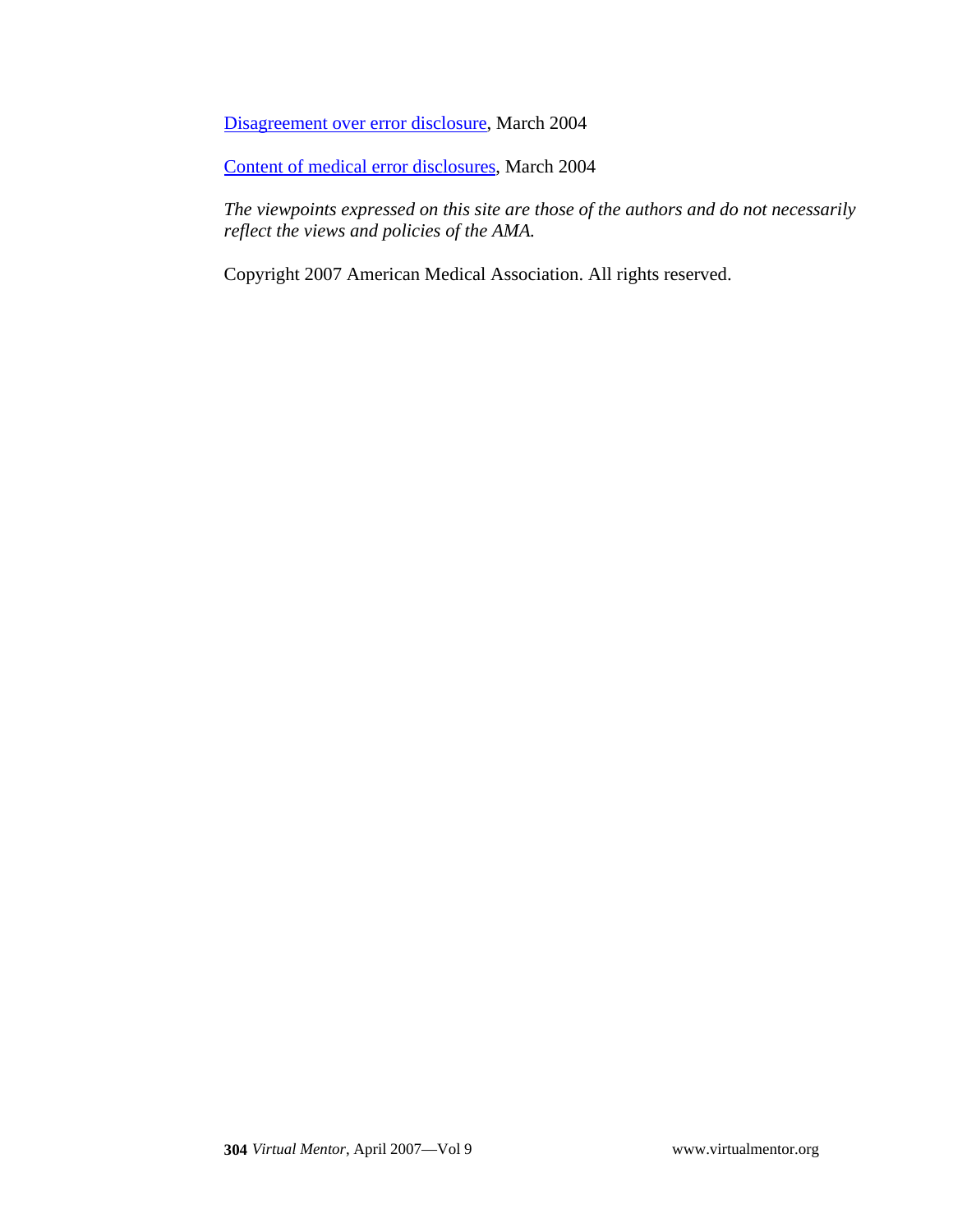Disagreement over error disclosure, March 2004

Content of medical error disclosures, March 2004

*The viewpoints expressed on this site are those of the authors and do not necessarily reflect the views and policies of the AMA.*

Copyright 2007 American Medical Association. All rights reserved.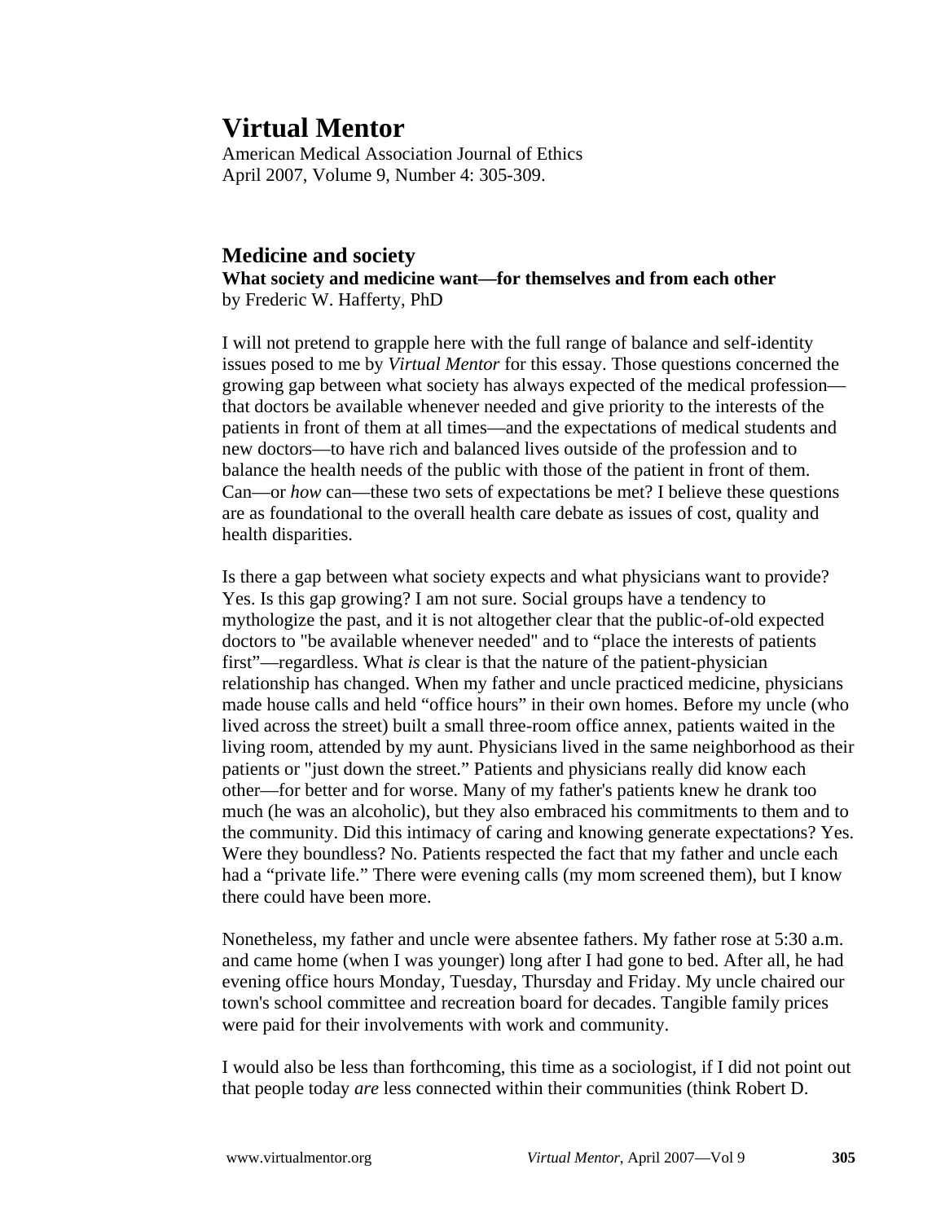# Virtual Mentor

American Medical Association Journal of Ethics
April 2007, Volume 9, Number 4: 305-309.

## Medicine and society

**What society and medicine want—for themselves and from each other**
by Frederic W. Hafferty, PhD

I will not pretend to grapple here with the full range of balance and self-identity issues posed to me by *Virtual Mentor* for this essay. Those questions concerned the growing gap between what society has always expected of the medical profession—that doctors be available whenever needed and give priority to the interests of the patients in front of them at all times—and the expectations of medical students and new doctors—to have rich and balanced lives outside of the profession and to balance the health needs of the public with those of the patient in front of them. Can—or *how* can—these two sets of expectations be met? I believe these questions are as foundational to the overall health care debate as issues of cost, quality and health disparities.

Is there a gap between what society expects and what physicians want to provide? Yes. Is this gap growing? I am not sure. Social groups have a tendency to mythologize the past, and it is not altogether clear that the public-of-old expected doctors to "be available whenever needed" and to "place the interests of patients first"—regardless. What *is* clear is that the nature of the patient-physician relationship has changed. When my father and uncle practiced medicine, physicians made house calls and held "office hours" in their own homes. Before my uncle (who lived across the street) built a small three-room office annex, patients waited in the living room, attended by my aunt. Physicians lived in the same neighborhood as their patients or "just down the street." Patients and physicians really did know each other—for better and for worse. Many of my father's patients knew he drank too much (he was an alcoholic), but they also embraced his commitments to them and to the community. Did this intimacy of caring and knowing generate expectations? Yes. Were they boundless? No. Patients respected the fact that my father and uncle each had a "private life." There were evening calls (my mom screened them), but I know there could have been more.

Nonetheless, my father and uncle were absentee fathers. My father rose at 5:30 a.m. and came home (when I was younger) long after I had gone to bed. After all, he had evening office hours Monday, Tuesday, Thursday and Friday. My uncle chaired our town's school committee and recreation board for decades. Tangible family prices were paid for their involvements with work and community.

I would also be less than forthcoming, this time as a sociologist, if I did not point out that people today *are* less connected within their communities (think Robert D.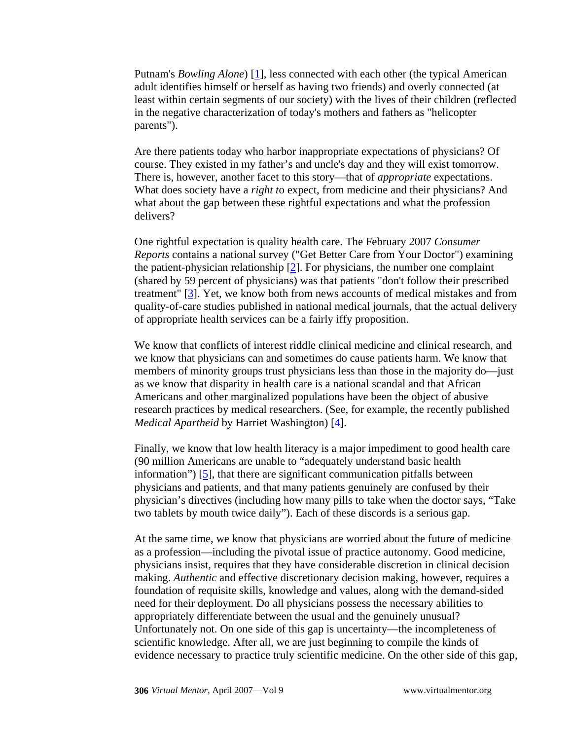Putnam's *Bowling Alone*) [1], less connected with each other (the typical American adult identifies himself or herself as having two friends) and overly connected (at least within certain segments of our society) with the lives of their children (reflected in the negative characterization of today's mothers and fathers as "helicopter parents").

Are there patients today who harbor inappropriate expectations of physicians? Of course. They existed in my father's and uncle's day and they will exist tomorrow. There is, however, another facet to this story—that of *appropriate* expectations. What does society have a *right t*o expect, from medicine and their physicians? And what about the gap between these rightful expectations and what the profession delivers?

One rightful expectation is quality health care. The February 2007 *Consumer Reports* contains a national survey ("Get Better Care from Your Doctor") examining the patient-physician relationship [2]. For physicians, the number one complaint (shared by 59 percent of physicians) was that patients "don't follow their prescribed treatment" [3]. Yet, we know both from news accounts of medical mistakes and from quality-of-care studies published in national medical journals, that the actual delivery of appropriate health services can be a fairly iffy proposition.

We know that conflicts of interest riddle clinical medicine and clinical research, and we know that physicians can and sometimes do cause patients harm. We know that members of minority groups trust physicians less than those in the majority do—just as we know that disparity in health care is a national scandal and that African Americans and other marginalized populations have been the object of abusive research practices by medical researchers. (See, for example, the recently published *Medical Apartheid* by Harriet Washington) [4].

Finally, we know that low health literacy is a major impediment to good health care (90 million Americans are unable to "adequately understand basic health information") [5], that there are significant communication pitfalls between physicians and patients, and that many patients genuinely are confused by their physician's directives (including how many pills to take when the doctor says, "Take two tablets by mouth twice daily"). Each of these discords is a serious gap.

At the same time, we know that physicians are worried about the future of medicine as a profession—including the pivotal issue of practice autonomy. Good medicine, physicians insist, requires that they have considerable discretion in clinical decision making. *Authentic* and effective discretionary decision making, however, requires a foundation of requisite skills, knowledge and values, along with the demand-sided need for their deployment. Do all physicians possess the necessary abilities to appropriately differentiate between the usual and the genuinely unusual? Unfortunately not. On one side of this gap is uncertainty—the incompleteness of scientific knowledge. After all, we are just beginning to compile the kinds of evidence necessary to practice truly scientific medicine. On the other side of this gap,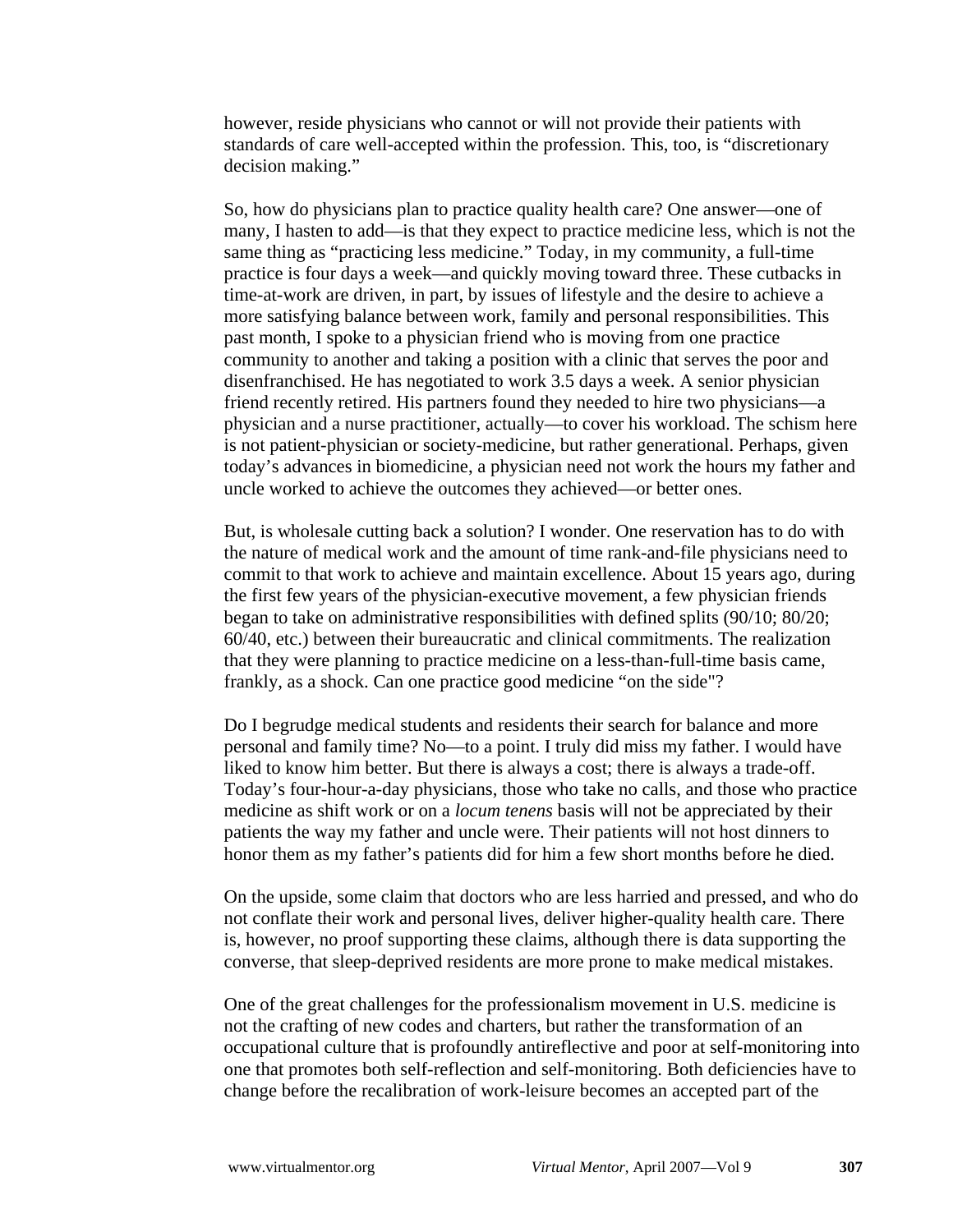however, reside physicians who cannot or will not provide their patients with standards of care well-accepted within the profession. This, too, is "discretionary decision making."

So, how do physicians plan to practice quality health care? One answer—one of many, I hasten to add—is that they expect to practice medicine less, which is not the same thing as "practicing less medicine." Today, in my community, a full-time practice is four days a week—and quickly moving toward three. These cutbacks in time-at-work are driven, in part, by issues of lifestyle and the desire to achieve a more satisfying balance between work, family and personal responsibilities. This past month, I spoke to a physician friend who is moving from one practice community to another and taking a position with a clinic that serves the poor and disenfranchised. He has negotiated to work 3.5 days a week. A senior physician friend recently retired. His partners found they needed to hire two physicians—a physician and a nurse practitioner, actually—to cover his workload. The schism here is not patient-physician or society-medicine, but rather generational. Perhaps, given today's advances in biomedicine, a physician need not work the hours my father and uncle worked to achieve the outcomes they achieved—or better ones.

But, is wholesale cutting back a solution? I wonder. One reservation has to do with the nature of medical work and the amount of time rank-and-file physicians need to commit to that work to achieve and maintain excellence. About 15 years ago, during the first few years of the physician-executive movement, a few physician friends began to take on administrative responsibilities with defined splits (90/10; 80/20; 60/40, etc.) between their bureaucratic and clinical commitments. The realization that they were planning to practice medicine on a less-than-full-time basis came, frankly, as a shock. Can one practice good medicine "on the side"?

Do I begrudge medical students and residents their search for balance and more personal and family time? No—to a point. I truly did miss my father. I would have liked to know him better. But there is always a cost; there is always a trade-off. Today's four-hour-a-day physicians, those who take no calls, and those who practice medicine as shift work or on a *locum tenens* basis will not be appreciated by their patients the way my father and uncle were. Their patients will not host dinners to honor them as my father's patients did for him a few short months before he died.

On the upside, some claim that doctors who are less harried and pressed, and who do not conflate their work and personal lives, deliver higher-quality health care. There is, however, no proof supporting these claims, although there is data supporting the converse, that sleep-deprived residents are more prone to make medical mistakes.

One of the great challenges for the professionalism movement in U.S. medicine is not the crafting of new codes and charters, but rather the transformation of an occupational culture that is profoundly antireflective and poor at self-monitoring into one that promotes both self-reflection and self-monitoring. Both deficiencies have to change before the recalibration of work-leisure becomes an accepted part of the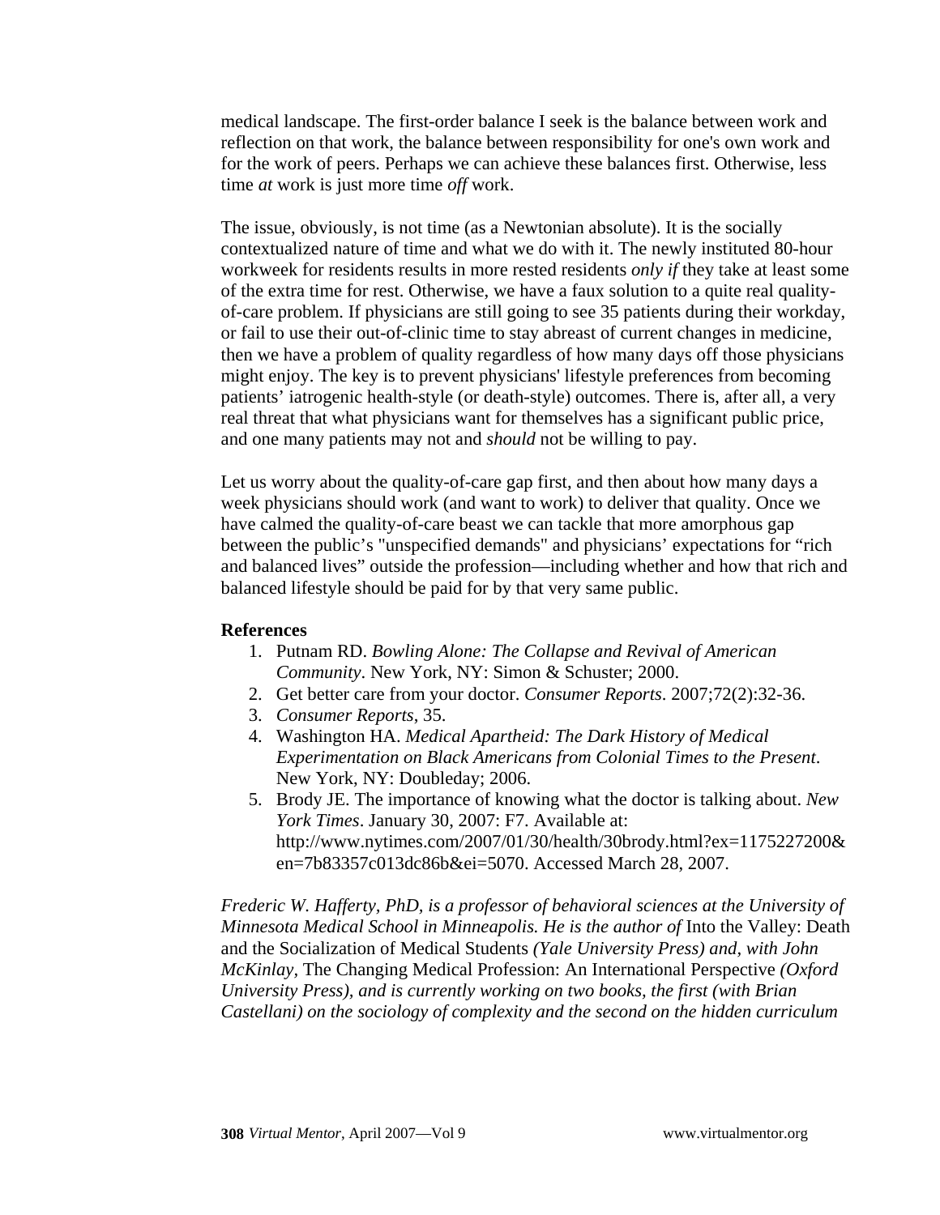medical landscape. The first-order balance I seek is the balance between work and reflection on that work, the balance between responsibility for one's own work and for the work of peers. Perhaps we can achieve these balances first. Otherwise, less time *at* work is just more time *off* work.

The issue, obviously, is not time (as a Newtonian absolute). It is the socially contextualized nature of time and what we do with it. The newly instituted 80-hour workweek for residents results in more rested residents *only if* they take at least some of the extra time for rest. Otherwise, we have a faux solution to a quite real quality-of-care problem. If physicians are still going to see 35 patients during their workday, or fail to use their out-of-clinic time to stay abreast of current changes in medicine, then we have a problem of quality regardless of how many days off those physicians might enjoy. The key is to prevent physicians' lifestyle preferences from becoming patients' iatrogenic health-style (or death-style) outcomes. There is, after all, a very real threat that what physicians want for themselves has a significant public price, and one many patients may not and *should* not be willing to pay.

Let us worry about the quality-of-care gap first, and then about how many days a week physicians should work (and want to work) to deliver that quality. Once we have calmed the quality-of-care beast we can tackle that more amorphous gap between the public's "unspecified demands" and physicians' expectations for "rich and balanced lives" outside the profession—including whether and how that rich and balanced lifestyle should be paid for by that very same public.

**References**

1. Putnam RD. *Bowling Alone: The Collapse and Revival of American Community*. New York, NY: Simon & Schuster; 2000.
2. Get better care from your doctor. *Consumer Reports*. 2007;72(2):32-36.
3. *Consumer Reports*, 35.
4. Washington HA. *Medical Apartheid: The Dark History of Medical Experimentation on Black Americans from Colonial Times to the Present*. New York, NY: Doubleday; 2006.
5. Brody JE. The importance of knowing what the doctor is talking about. *New York Times*. January 30, 2007: F7. Available at: http://www.nytimes.com/2007/01/30/health/30brody.html?ex=1175227200&en=7b83357c013dc86b&ei=5070. Accessed March 28, 2007.

*Frederic W. Hafferty, PhD, is a professor of behavioral sciences at the University of Minnesota Medical School in Minneapolis. He is the author of* Into the Valley: Death and the Socialization of Medical Students *(Yale University Press) and, with John McKinlay,* The Changing Medical Profession: An International Perspective *(Oxford University Press), and is currently working on two books, the first (with Brian Castellani) on the sociology of complexity and the second on the hidden curriculum*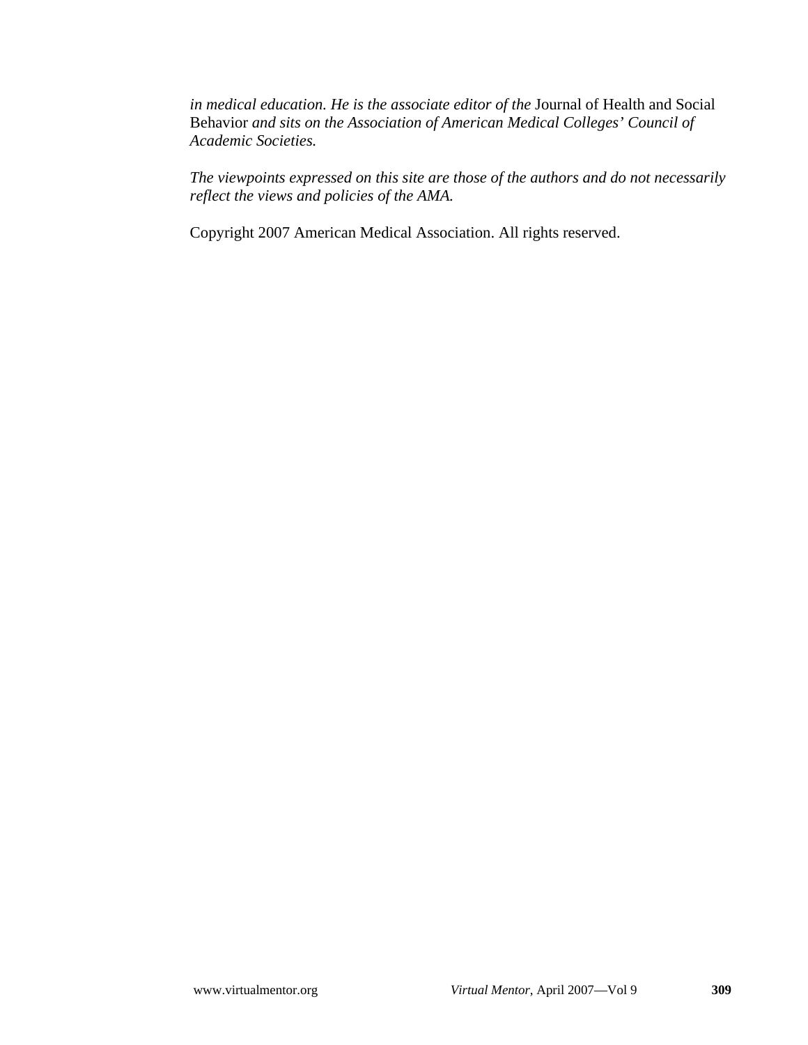*in medical education. He is the associate editor of the* Journal of Health and Social Behavior *and sits on the Association of American Medical Colleges' Council of Academic Societies.*

*The viewpoints expressed on this site are those of the authors and do not necessarily reflect the views and policies of the AMA.*

Copyright 2007 American Medical Association. All rights reserved.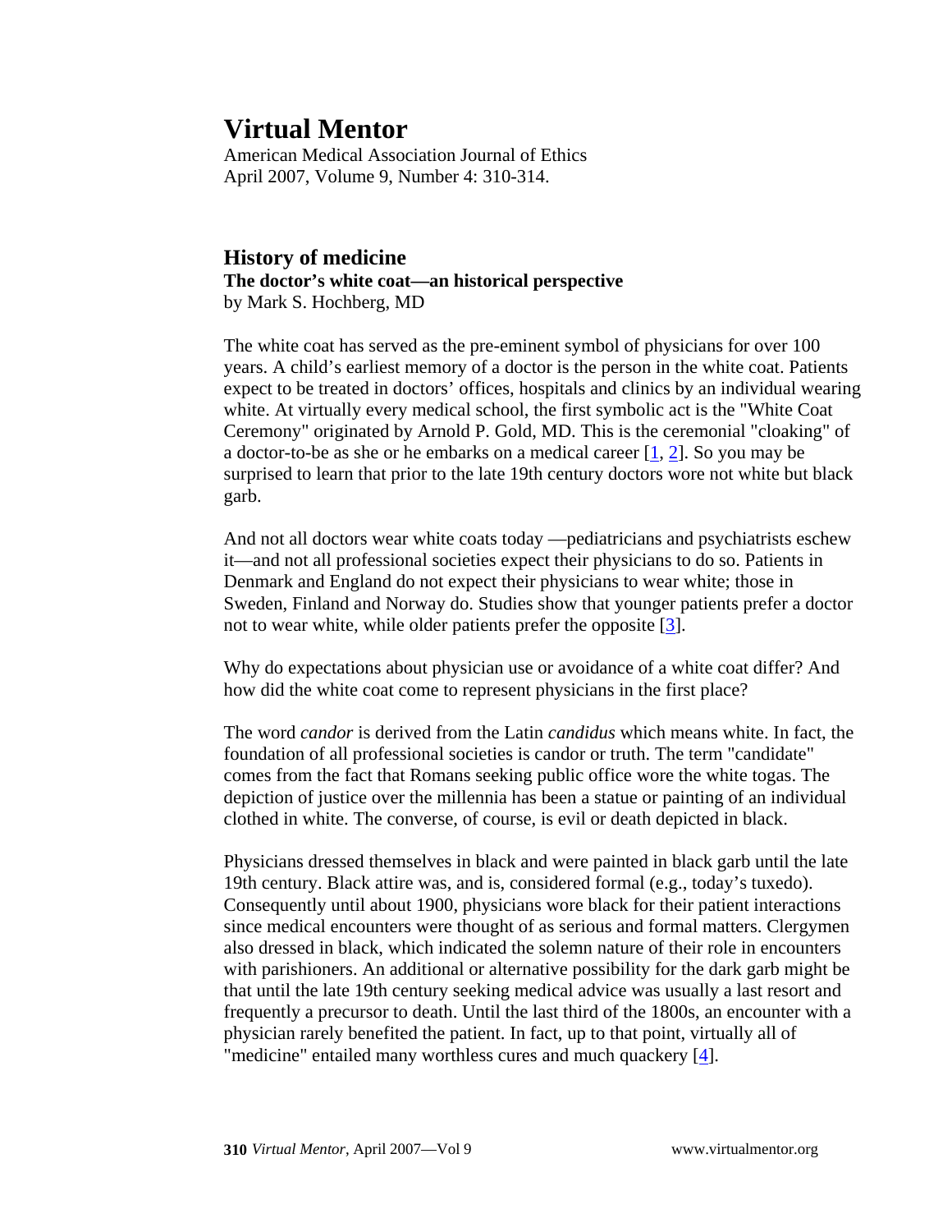# Virtual Mentor

American Medical Association Journal of Ethics
April 2007, Volume 9, Number 4: 310-314.

## History of medicine

**The doctor's white coat—an historical perspective**
by Mark S. Hochberg, MD

The white coat has served as the pre-eminent symbol of physicians for over 100 years. A child's earliest memory of a doctor is the person in the white coat. Patients expect to be treated in doctors' offices, hospitals and clinics by an individual wearing white. At virtually every medical school, the first symbolic act is the "White Coat Ceremony" originated by Arnold P. Gold, MD. This is the ceremonial "cloaking" of a doctor-to-be as she or he embarks on a medical career [1, 2]. So you may be surprised to learn that prior to the late 19th century doctors wore not white but black garb.

And not all doctors wear white coats today —pediatricians and psychiatrists eschew it—and not all professional societies expect their physicians to do so. Patients in Denmark and England do not expect their physicians to wear white; those in Sweden, Finland and Norway do. Studies show that younger patients prefer a doctor not to wear white, while older patients prefer the opposite [3].

Why do expectations about physician use or avoidance of a white coat differ? And how did the white coat come to represent physicians in the first place?

The word *candor* is derived from the Latin *candidus* which means white. In fact, the foundation of all professional societies is candor or truth. The term "candidate" comes from the fact that Romans seeking public office wore the white togas. The depiction of justice over the millennia has been a statue or painting of an individual clothed in white. The converse, of course, is evil or death depicted in black.

Physicians dressed themselves in black and were painted in black garb until the late 19th century. Black attire was, and is, considered formal (e.g., today's tuxedo). Consequently until about 1900, physicians wore black for their patient interactions since medical encounters were thought of as serious and formal matters. Clergymen also dressed in black, which indicated the solemn nature of their role in encounters with parishioners. An additional or alternative possibility for the dark garb might be that until the late 19th century seeking medical advice was usually a last resort and frequently a precursor to death. Until the last third of the 1800s, an encounter with a physician rarely benefited the patient. In fact, up to that point, virtually all of "medicine" entailed many worthless cures and much quackery [4].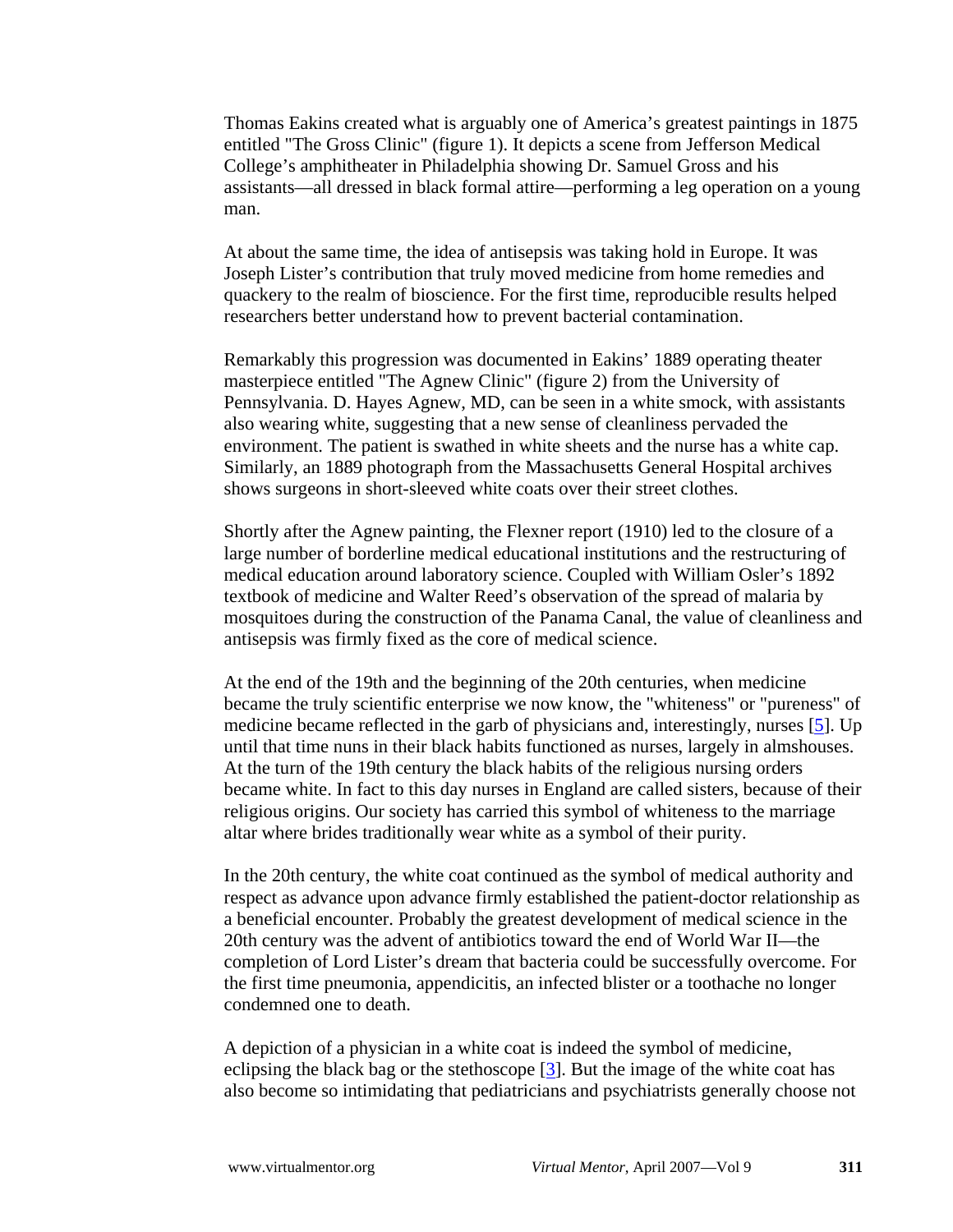Thomas Eakins created what is arguably one of America's greatest paintings in 1875 entitled "The Gross Clinic" (figure 1). It depicts a scene from Jefferson Medical College's amphitheater in Philadelphia showing Dr. Samuel Gross and his assistants—all dressed in black formal attire—performing a leg operation on a young man.

At about the same time, the idea of antisepsis was taking hold in Europe. It was Joseph Lister's contribution that truly moved medicine from home remedies and quackery to the realm of bioscience. For the first time, reproducible results helped researchers better understand how to prevent bacterial contamination.

Remarkably this progression was documented in Eakins' 1889 operating theater masterpiece entitled "The Agnew Clinic" (figure 2) from the University of Pennsylvania. D. Hayes Agnew, MD, can be seen in a white smock, with assistants also wearing white, suggesting that a new sense of cleanliness pervaded the environment. The patient is swathed in white sheets and the nurse has a white cap. Similarly, an 1889 photograph from the Massachusetts General Hospital archives shows surgeons in short-sleeved white coats over their street clothes.

Shortly after the Agnew painting, the Flexner report (1910) led to the closure of a large number of borderline medical educational institutions and the restructuring of medical education around laboratory science. Coupled with William Osler's 1892 textbook of medicine and Walter Reed's observation of the spread of malaria by mosquitoes during the construction of the Panama Canal, the value of cleanliness and antisepsis was firmly fixed as the core of medical science.

At the end of the 19th and the beginning of the 20th centuries, when medicine became the truly scientific enterprise we now know, the "whiteness" or "pureness" of medicine became reflected in the garb of physicians and, interestingly, nurses [5]. Up until that time nuns in their black habits functioned as nurses, largely in almshouses. At the turn of the 19th century the black habits of the religious nursing orders became white. In fact to this day nurses in England are called sisters, because of their religious origins. Our society has carried this symbol of whiteness to the marriage altar where brides traditionally wear white as a symbol of their purity.

In the 20th century, the white coat continued as the symbol of medical authority and respect as advance upon advance firmly established the patient-doctor relationship as a beneficial encounter. Probably the greatest development of medical science in the 20th century was the advent of antibiotics toward the end of World War II—the completion of Lord Lister's dream that bacteria could be successfully overcome. For the first time pneumonia, appendicitis, an infected blister or a toothache no longer condemned one to death.

A depiction of a physician in a white coat is indeed the symbol of medicine, eclipsing the black bag or the stethoscope [3]. But the image of the white coat has also become so intimidating that pediatricians and psychiatrists generally choose not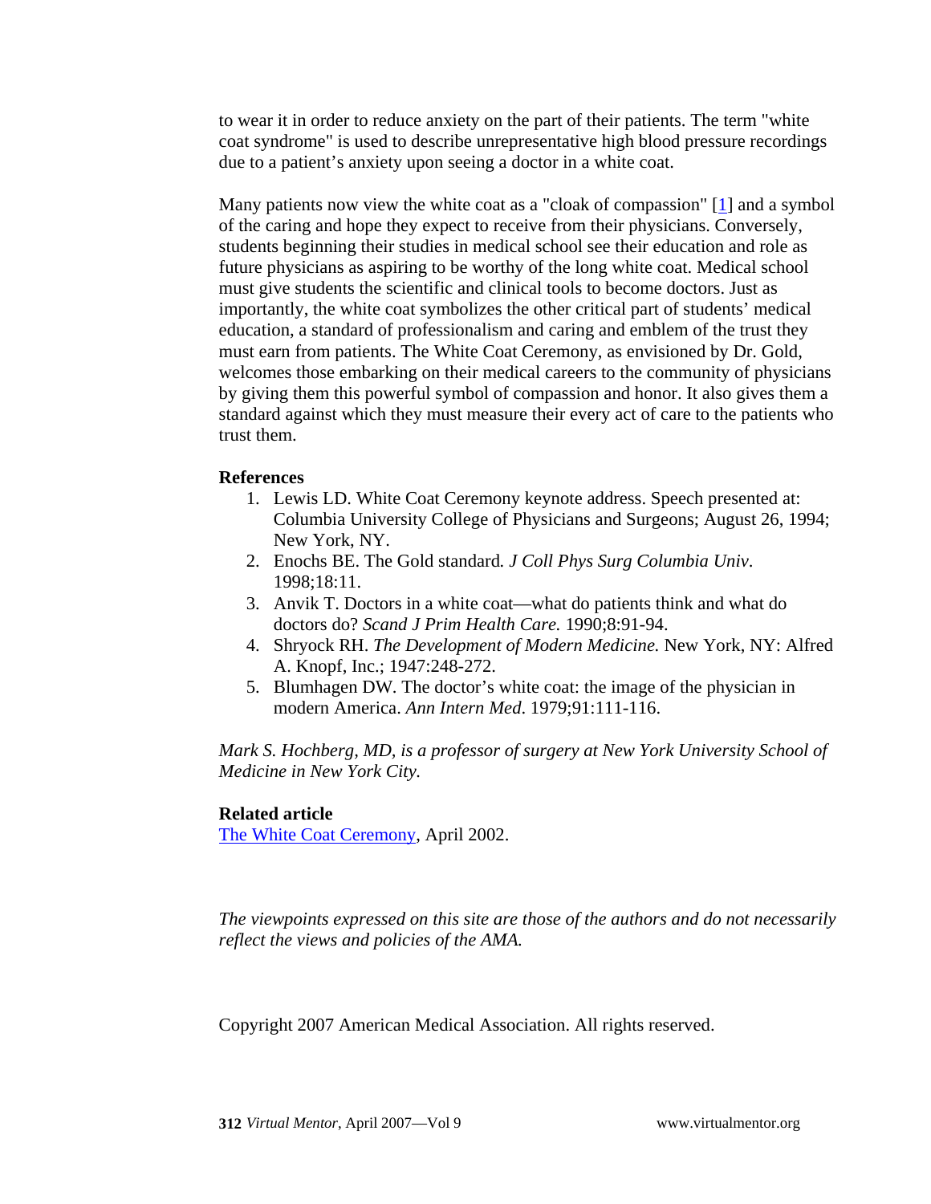to wear it in order to reduce anxiety on the part of their patients. The term "white coat syndrome" is used to describe unrepresentative high blood pressure recordings due to a patient's anxiety upon seeing a doctor in a white coat.

Many patients now view the white coat as a "cloak of compassion" [1] and a symbol of the caring and hope they expect to receive from their physicians. Conversely, students beginning their studies in medical school see their education and role as future physicians as aspiring to be worthy of the long white coat. Medical school must give students the scientific and clinical tools to become doctors. Just as importantly, the white coat symbolizes the other critical part of students' medical education, a standard of professionalism and caring and emblem of the trust they must earn from patients. The White Coat Ceremony, as envisioned by Dr. Gold, welcomes those embarking on their medical careers to the community of physicians by giving them this powerful symbol of compassion and honor. It also gives them a standard against which they must measure their every act of care to the patients who trust them.

**References**

1. Lewis LD. White Coat Ceremony keynote address. Speech presented at: Columbia University College of Physicians and Surgeons; August 26, 1994; New York, NY.
2. Enochs BE. The Gold standard. *J Coll Phys Surg Columbia Univ*. 1998;18:11.
3. Anvik T. Doctors in a white coat—what do patients think and what do doctors do? *Scand J Prim Health Care.* 1990;8:91-94.
4. Shryock RH. *The Development of Modern Medicine.* New York, NY: Alfred A. Knopf, Inc.; 1947:248-272.
5. Blumhagen DW. The doctor's white coat: the image of the physician in modern America. *Ann Intern Med*. 1979;91:111-116.

*Mark S. Hochberg, MD, is a professor of surgery at New York University School of Medicine in New York City.*

**Related article**

The White Coat Ceremony, April 2002.

*The viewpoints expressed on this site are those of the authors and do not necessarily reflect the views and policies of the AMA.*

Copyright 2007 American Medical Association. All rights reserved.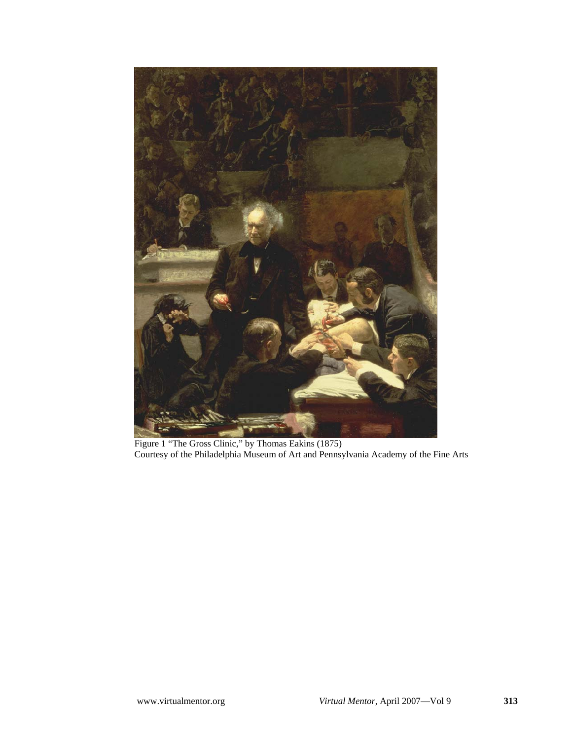Figure 1 "The Gross Clinic," by Thomas Eakins (1875)
Courtesy of the Philadelphia Museum of Art and Pennsylvania Academy of the Fine Arts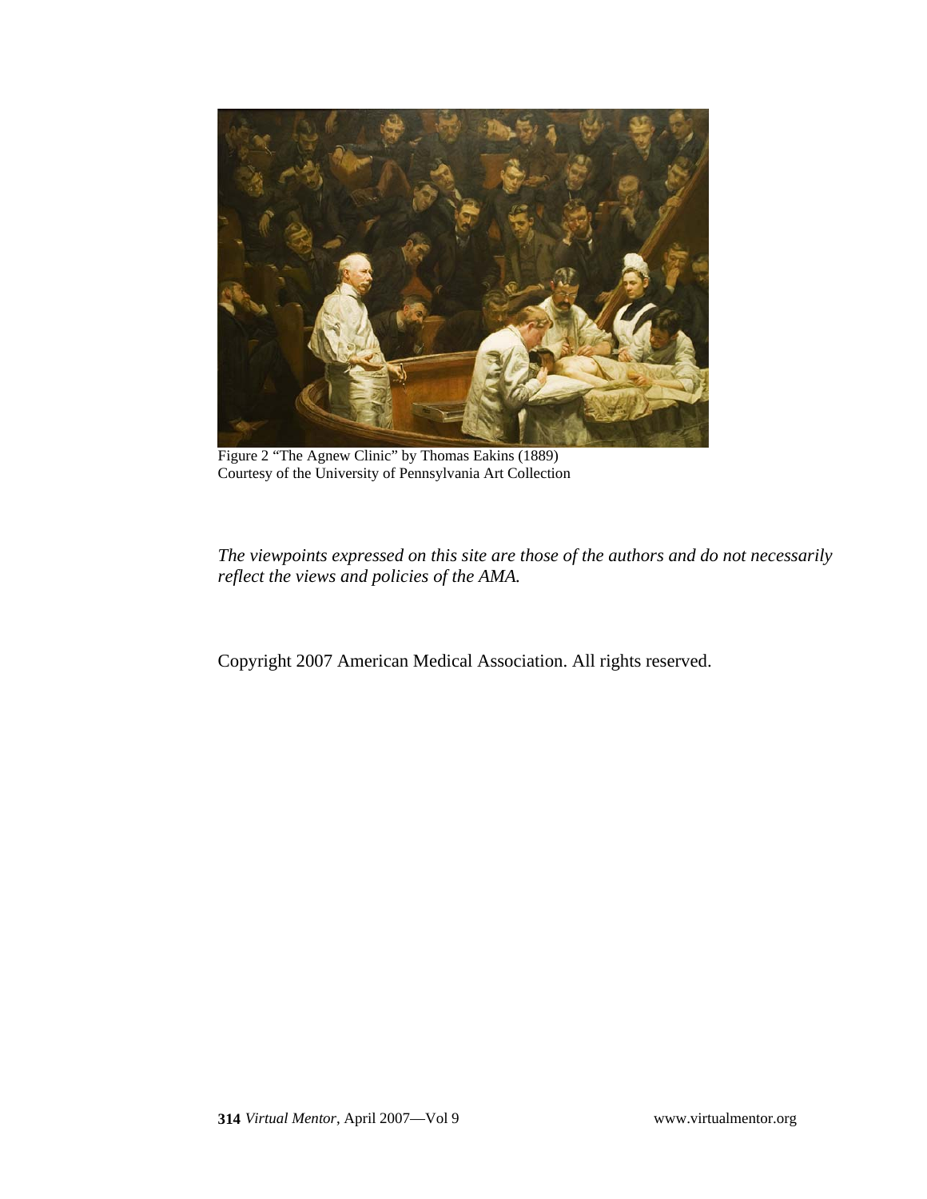Figure 2 "The Agnew Clinic" by Thomas Eakins (1889)
Courtesy of the University of Pennsylvania Art Collection

*The viewpoints expressed on this site are those of the authors and do not necessarily reflect the views and policies of the AMA.*

Copyright 2007 American Medical Association. All rights reserved.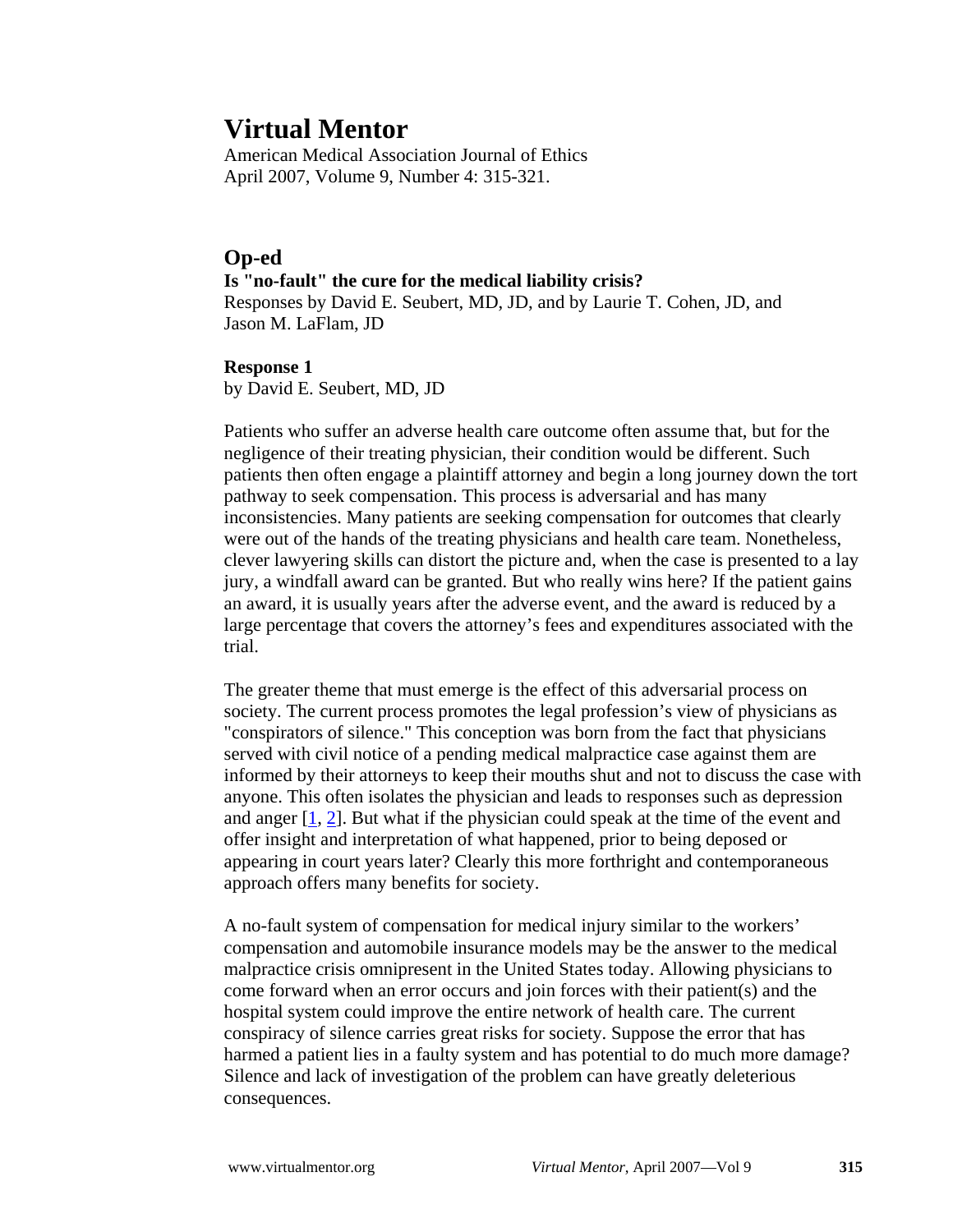# Virtual Mentor

American Medical Association Journal of Ethics
April 2007, Volume 9, Number 4: 315-321.

## Op-ed

**Is "no-fault" the cure for the medical liability crisis?**
Responses by David E. Seubert, MD, JD, and by Laurie T. Cohen, JD, and Jason M. LaFlam, JD

**Response 1**
by David E. Seubert, MD, JD

Patients who suffer an adverse health care outcome often assume that, but for the negligence of their treating physician, their condition would be different. Such patients then often engage a plaintiff attorney and begin a long journey down the tort pathway to seek compensation. This process is adversarial and has many inconsistencies. Many patients are seeking compensation for outcomes that clearly were out of the hands of the treating physicians and health care team. Nonetheless, clever lawyering skills can distort the picture and, when the case is presented to a lay jury, a windfall award can be granted. But who really wins here? If the patient gains an award, it is usually years after the adverse event, and the award is reduced by a large percentage that covers the attorney's fees and expenditures associated with the trial.

The greater theme that must emerge is the effect of this adversarial process on society. The current process promotes the legal profession's view of physicians as "conspirators of silence." This conception was born from the fact that physicians served with civil notice of a pending medical malpractice case against them are informed by their attorneys to keep their mouths shut and not to discuss the case with anyone. This often isolates the physician and leads to responses such as depression and anger [1, 2]. But what if the physician could speak at the time of the event and offer insight and interpretation of what happened, prior to being deposed or appearing in court years later? Clearly this more forthright and contemporaneous approach offers many benefits for society.

A no-fault system of compensation for medical injury similar to the workers' compensation and automobile insurance models may be the answer to the medical malpractice crisis omnipresent in the United States today. Allowing physicians to come forward when an error occurs and join forces with their patient(s) and the hospital system could improve the entire network of health care. The current conspiracy of silence carries great risks for society. Suppose the error that has harmed a patient lies in a faulty system and has potential to do much more damage? Silence and lack of investigation of the problem can have greatly deleterious consequences.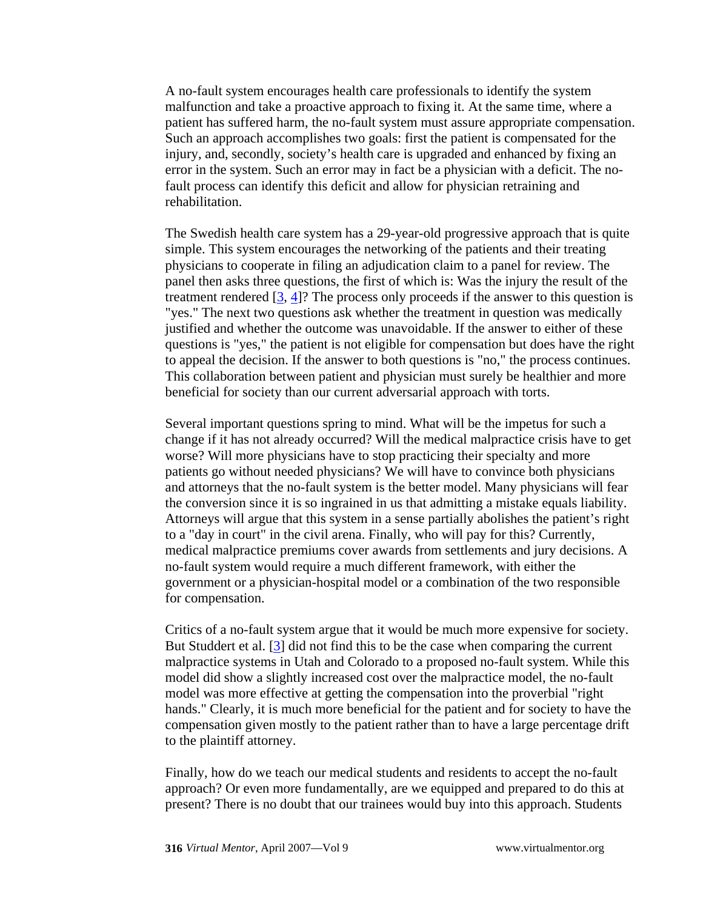A no-fault system encourages health care professionals to identify the system malfunction and take a proactive approach to fixing it. At the same time, where a patient has suffered harm, the no-fault system must assure appropriate compensation. Such an approach accomplishes two goals: first the patient is compensated for the injury, and, secondly, society's health care is upgraded and enhanced by fixing an error in the system. Such an error may in fact be a physician with a deficit. The no-fault process can identify this deficit and allow for physician retraining and rehabilitation.

The Swedish health care system has a 29-year-old progressive approach that is quite simple. This system encourages the networking of the patients and their treating physicians to cooperate in filing an adjudication claim to a panel for review. The panel then asks three questions, the first of which is: Was the injury the result of the treatment rendered [3, 4]? The process only proceeds if the answer to this question is "yes." The next two questions ask whether the treatment in question was medically justified and whether the outcome was unavoidable. If the answer to either of these questions is "yes," the patient is not eligible for compensation but does have the right to appeal the decision. If the answer to both questions is "no," the process continues. This collaboration between patient and physician must surely be healthier and more beneficial for society than our current adversarial approach with torts.

Several important questions spring to mind. What will be the impetus for such a change if it has not already occurred? Will the medical malpractice crisis have to get worse? Will more physicians have to stop practicing their specialty and more patients go without needed physicians? We will have to convince both physicians and attorneys that the no-fault system is the better model. Many physicians will fear the conversion since it is so ingrained in us that admitting a mistake equals liability. Attorneys will argue that this system in a sense partially abolishes the patient's right to a "day in court" in the civil arena. Finally, who will pay for this? Currently, medical malpractice premiums cover awards from settlements and jury decisions. A no-fault system would require a much different framework, with either the government or a physician-hospital model or a combination of the two responsible for compensation.

Critics of a no-fault system argue that it would be much more expensive for society. But Studdert et al. [3] did not find this to be the case when comparing the current malpractice systems in Utah and Colorado to a proposed no-fault system. While this model did show a slightly increased cost over the malpractice model, the no-fault model was more effective at getting the compensation into the proverbial "right hands." Clearly, it is much more beneficial for the patient and for society to have the compensation given mostly to the patient rather than to have a large percentage drift to the plaintiff attorney.

Finally, how do we teach our medical students and residents to accept the no-fault approach? Or even more fundamentally, are we equipped and prepared to do this at present? There is no doubt that our trainees would buy into this approach. Students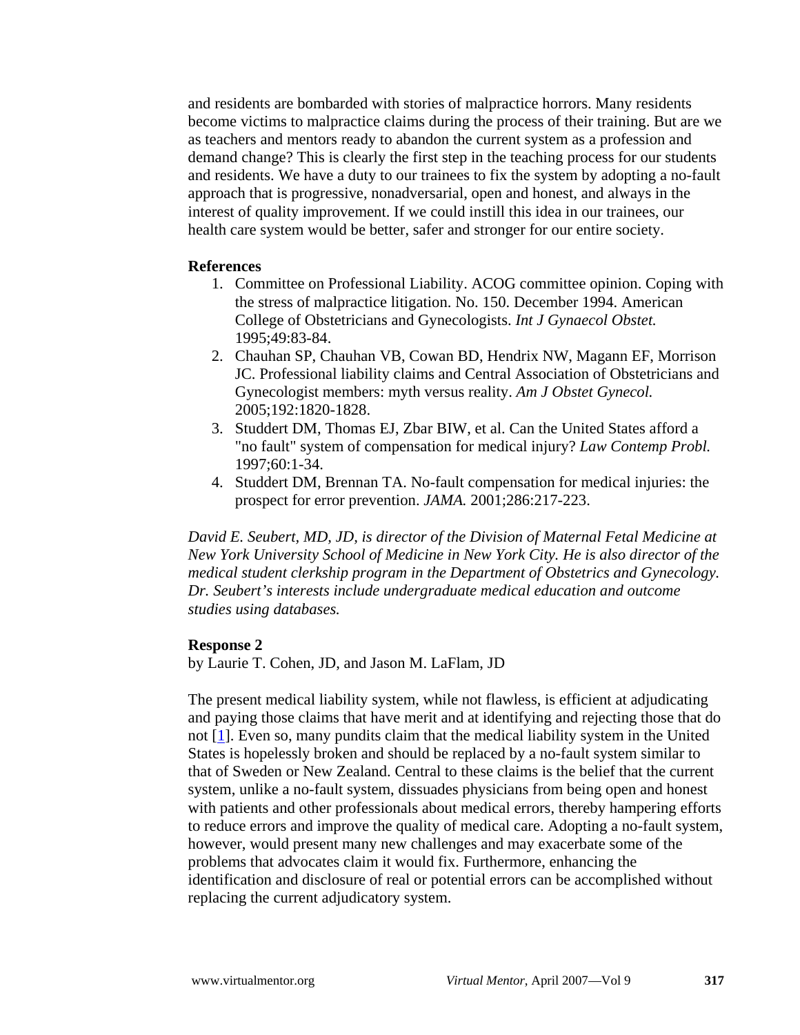and residents are bombarded with stories of malpractice horrors. Many residents become victims to malpractice claims during the process of their training. But are we as teachers and mentors ready to abandon the current system as a profession and demand change? This is clearly the first step in the teaching process for our students and residents. We have a duty to our trainees to fix the system by adopting a no-fault approach that is progressive, nonadversarial, open and honest, and always in the interest of quality improvement. If we could instill this idea in our trainees, our health care system would be better, safer and stronger for our entire society.

**References**

1. Committee on Professional Liability. ACOG committee opinion. Coping with the stress of malpractice litigation. No. 150. December 1994. American College of Obstetricians and Gynecologists. *Int J Gynaecol Obstet.* 1995;49:83-84.
2. Chauhan SP, Chauhan VB, Cowan BD, Hendrix NW, Magann EF, Morrison JC. Professional liability claims and Central Association of Obstetricians and Gynecologist members: myth versus reality. *Am J Obstet Gynecol.* 2005;192:1820-1828.
3. Studdert DM, Thomas EJ, Zbar BIW, et al. Can the United States afford a "no fault" system of compensation for medical injury? *Law Contemp Probl.* 1997;60:1-34.
4. Studdert DM, Brennan TA. No-fault compensation for medical injuries: the prospect for error prevention. *JAMA.* 2001;286:217-223.

*David E. Seubert, MD, JD, is director of the Division of Maternal Fetal Medicine at New York University School of Medicine in New York City. He is also director of the medical student clerkship program in the Department of Obstetrics and Gynecology. Dr. Seubert's interests include undergraduate medical education and outcome studies using databases.*

**Response 2**

by Laurie T. Cohen, JD, and Jason M. LaFlam, JD

The present medical liability system, while not flawless, is efficient at adjudicating and paying those claims that have merit and at identifying and rejecting those that do not [1]. Even so, many pundits claim that the medical liability system in the United States is hopelessly broken and should be replaced by a no-fault system similar to that of Sweden or New Zealand. Central to these claims is the belief that the current system, unlike a no-fault system, dissuades physicians from being open and honest with patients and other professionals about medical errors, thereby hampering efforts to reduce errors and improve the quality of medical care. Adopting a no-fault system, however, would present many new challenges and may exacerbate some of the problems that advocates claim it would fix. Furthermore, enhancing the identification and disclosure of real or potential errors can be accomplished without replacing the current adjudicatory system.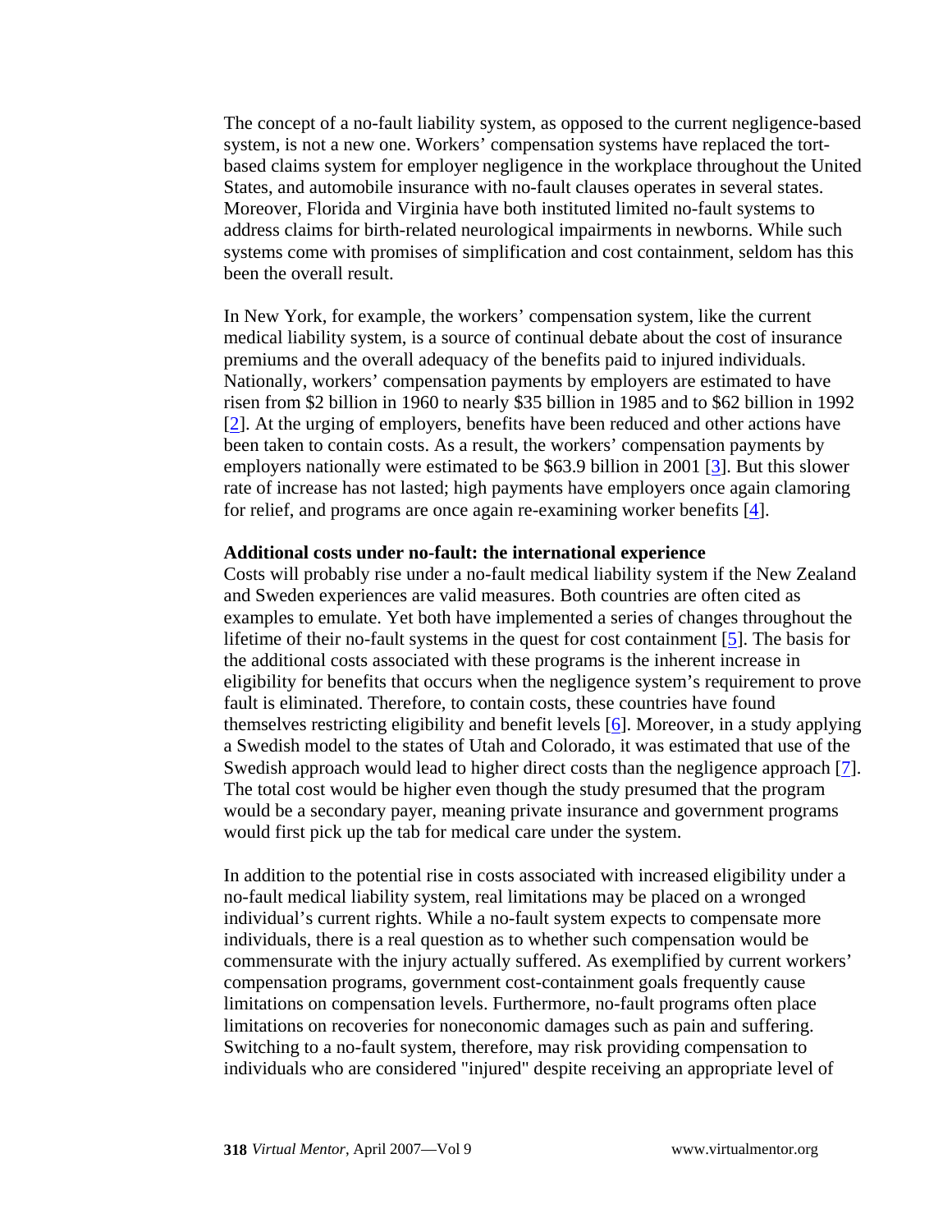The concept of a no-fault liability system, as opposed to the current negligence-based system, is not a new one. Workers' compensation systems have replaced the tort-based claims system for employer negligence in the workplace throughout the United States, and automobile insurance with no-fault clauses operates in several states. Moreover, Florida and Virginia have both instituted limited no-fault systems to address claims for birth-related neurological impairments in newborns. While such systems come with promises of simplification and cost containment, seldom has this been the overall result.

In New York, for example, the workers' compensation system, like the current medical liability system, is a source of continual debate about the cost of insurance premiums and the overall adequacy of the benefits paid to injured individuals. Nationally, workers' compensation payments by employers are estimated to have risen from $2 billion in 1960 to nearly $35 billion in 1985 and to $62 billion in 1992 [2]. At the urging of employers, benefits have been reduced and other actions have been taken to contain costs. As a result, the workers' compensation payments by employers nationally were estimated to be $63.9 billion in 2001 [3]. But this slower rate of increase has not lasted; high payments have employers once again clamoring for relief, and programs are once again re-examining worker benefits [4].

**Additional costs under no-fault: the international experience**

Costs will probably rise under a no-fault medical liability system if the New Zealand and Sweden experiences are valid measures. Both countries are often cited as examples to emulate. Yet both have implemented a series of changes throughout the lifetime of their no-fault systems in the quest for cost containment [5]. The basis for the additional costs associated with these programs is the inherent increase in eligibility for benefits that occurs when the negligence system's requirement to prove fault is eliminated. Therefore, to contain costs, these countries have found themselves restricting eligibility and benefit levels [6]. Moreover, in a study applying a Swedish model to the states of Utah and Colorado, it was estimated that use of the Swedish approach would lead to higher direct costs than the negligence approach [7]. The total cost would be higher even though the study presumed that the program would be a secondary payer, meaning private insurance and government programs would first pick up the tab for medical care under the system.

In addition to the potential rise in costs associated with increased eligibility under a no-fault medical liability system, real limitations may be placed on a wronged individual's current rights. While a no-fault system expects to compensate more individuals, there is a real question as to whether such compensation would be commensurate with the injury actually suffered. As exemplified by current workers' compensation programs, government cost-containment goals frequently cause limitations on compensation levels. Furthermore, no-fault programs often place limitations on recoveries for noneconomic damages such as pain and suffering. Switching to a no-fault system, therefore, may risk providing compensation to individuals who are considered "injured" despite receiving an appropriate level of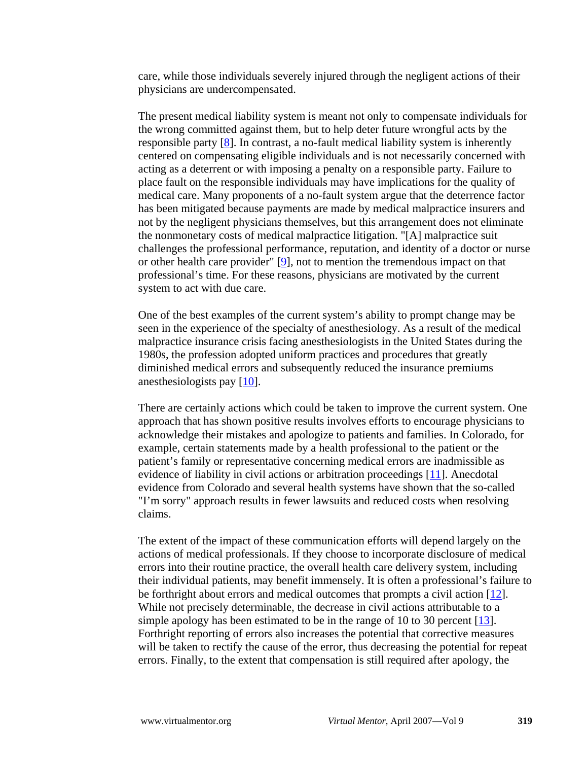care, while those individuals severely injured through the negligent actions of their physicians are undercompensated.

The present medical liability system is meant not only to compensate individuals for the wrong committed against them, but to help deter future wrongful acts by the responsible party [8]. In contrast, a no-fault medical liability system is inherently centered on compensating eligible individuals and is not necessarily concerned with acting as a deterrent or with imposing a penalty on a responsible party. Failure to place fault on the responsible individuals may have implications for the quality of medical care. Many proponents of a no-fault system argue that the deterrence factor has been mitigated because payments are made by medical malpractice insurers and not by the negligent physicians themselves, but this arrangement does not eliminate the nonmonetary costs of medical malpractice litigation. "[A] malpractice suit challenges the professional performance, reputation, and identity of a doctor or nurse or other health care provider" [9], not to mention the tremendous impact on that professional's time. For these reasons, physicians are motivated by the current system to act with due care.

One of the best examples of the current system's ability to prompt change may be seen in the experience of the specialty of anesthesiology. As a result of the medical malpractice insurance crisis facing anesthesiologists in the United States during the 1980s, the profession adopted uniform practices and procedures that greatly diminished medical errors and subsequently reduced the insurance premiums anesthesiologists pay [10].

There are certainly actions which could be taken to improve the current system. One approach that has shown positive results involves efforts to encourage physicians to acknowledge their mistakes and apologize to patients and families. In Colorado, for example, certain statements made by a health professional to the patient or the patient's family or representative concerning medical errors are inadmissible as evidence of liability in civil actions or arbitration proceedings [11]. Anecdotal evidence from Colorado and several health systems have shown that the so-called "I'm sorry" approach results in fewer lawsuits and reduced costs when resolving claims.

The extent of the impact of these communication efforts will depend largely on the actions of medical professionals. If they choose to incorporate disclosure of medical errors into their routine practice, the overall health care delivery system, including their individual patients, may benefit immensely. It is often a professional's failure to be forthright about errors and medical outcomes that prompts a civil action [12]. While not precisely determinable, the decrease in civil actions attributable to a simple apology has been estimated to be in the range of 10 to 30 percent [13]. Forthright reporting of errors also increases the potential that corrective measures will be taken to rectify the cause of the error, thus decreasing the potential for repeat errors. Finally, to the extent that compensation is still required after apology, the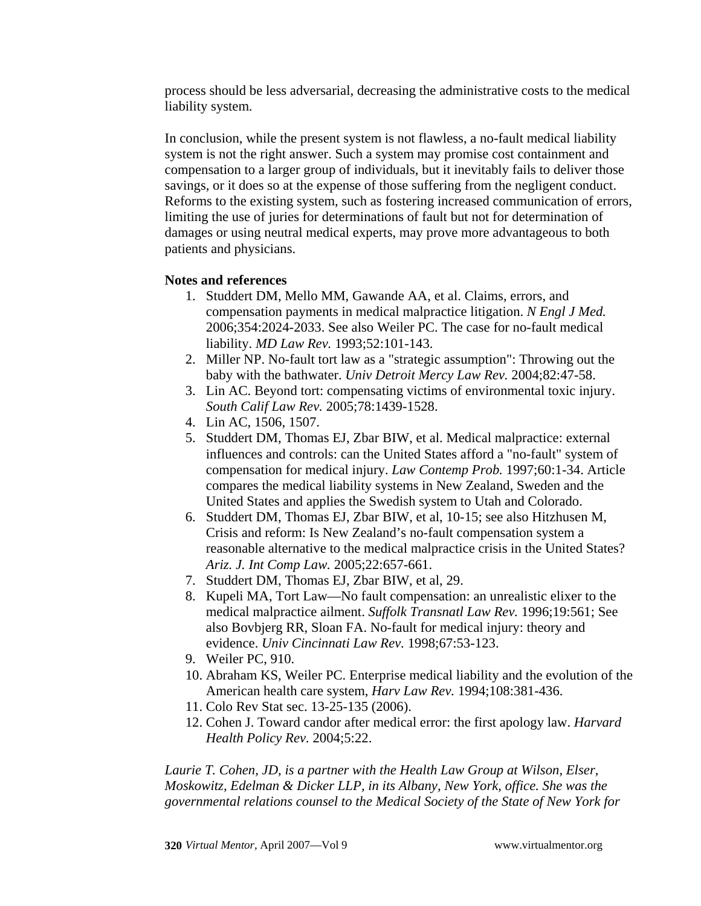process should be less adversarial, decreasing the administrative costs to the medical liability system.

In conclusion, while the present system is not flawless, a no-fault medical liability system is not the right answer. Such a system may promise cost containment and compensation to a larger group of individuals, but it inevitably fails to deliver those savings, or it does so at the expense of those suffering from the negligent conduct. Reforms to the existing system, such as fostering increased communication of errors, limiting the use of juries for determinations of fault but not for determination of damages or using neutral medical experts, may prove more advantageous to both patients and physicians.

**Notes and references**

1. Studdert DM, Mello MM, Gawande AA, et al. Claims, errors, and compensation payments in medical malpractice litigation. *N Engl J Med.* 2006;354:2024-2033. See also Weiler PC. The case for no-fault medical liability. *MD Law Rev.* 1993;52:101-143.
2. Miller NP. No-fault tort law as a "strategic assumption": Throwing out the baby with the bathwater. *Univ Detroit Mercy Law Rev.* 2004;82:47-58.
3. Lin AC. Beyond tort: compensating victims of environmental toxic injury. *South Calif Law Rev.* 2005;78:1439-1528.
4. Lin AC, 1506, 1507.
5. Studdert DM, Thomas EJ, Zbar BIW, et al. Medical malpractice: external influences and controls: can the United States afford a "no-fault" system of compensation for medical injury. *Law Contemp Prob.* 1997;60:1-34. Article compares the medical liability systems in New Zealand, Sweden and the United States and applies the Swedish system to Utah and Colorado.
6. Studdert DM, Thomas EJ, Zbar BIW, et al, 10-15; see also Hitzhusen M, Crisis and reform: Is New Zealand's no-fault compensation system a reasonable alternative to the medical malpractice crisis in the United States? *Ariz. J. Int Comp Law.* 2005;22:657-661.
7. Studdert DM, Thomas EJ, Zbar BIW, et al, 29.
8. Kupeli MA, Tort Law—No fault compensation: an unrealistic elixer to the medical malpractice ailment. *Suffolk Transnatl Law Rev.* 1996;19:561; See also Bovbjerg RR, Sloan FA. No-fault for medical injury: theory and evidence. *Univ Cincinnati Law Rev.* 1998;67:53-123.
9. Weiler PC, 910.
10. Abraham KS, Weiler PC. Enterprise medical liability and the evolution of the American health care system, *Harv Law Rev.* 1994;108:381-436.
11. Colo Rev Stat sec. 13-25-135 (2006).
12. Cohen J. Toward candor after medical error: the first apology law. *Harvard Health Policy Rev.* 2004;5:22.

*Laurie T. Cohen, JD, is a partner with the Health Law Group at Wilson, Elser, Moskowitz, Edelman & Dicker LLP, in its Albany, New York, office. She was the governmental relations counsel to the Medical Society of the State of New York for*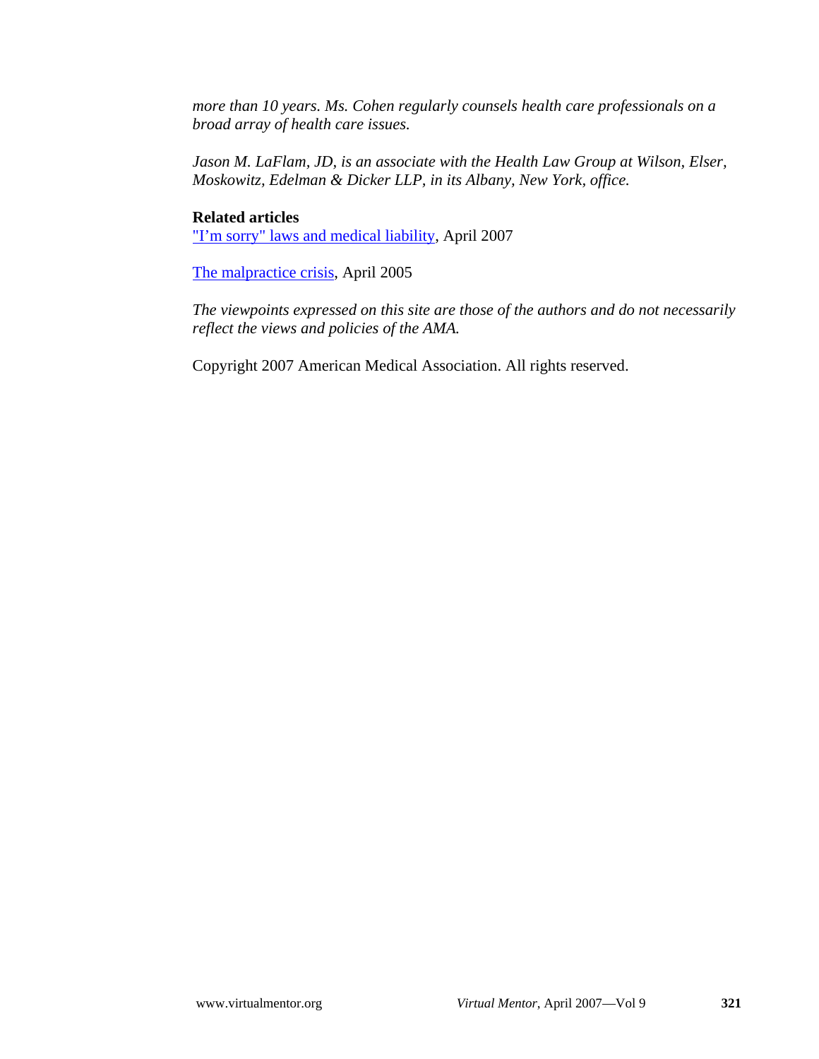*more than 10 years. Ms. Cohen regularly counsels health care professionals on a broad array of health care issues.*

*Jason M. LaFlam, JD, is an associate with the Health Law Group at Wilson, Elser, Moskowitz, Edelman & Dicker LLP, in its Albany, New York, office.*

**Related articles**

"I'm sorry" laws and medical liability, April 2007

The malpractice crisis, April 2005

*The viewpoints expressed on this site are those of the authors and do not necessarily reflect the views and policies of the AMA.*

Copyright 2007 American Medical Association. All rights reserved.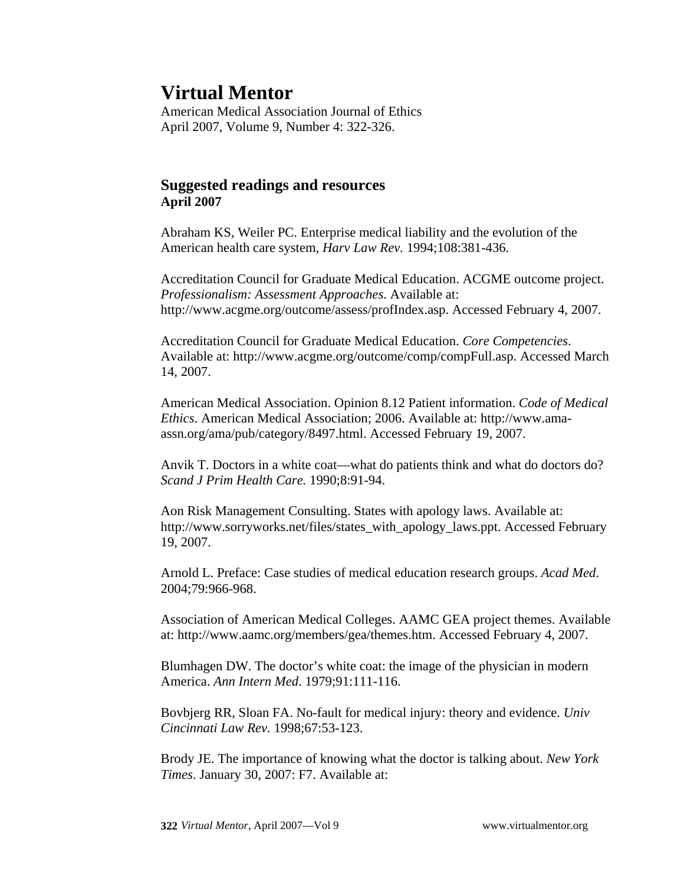# Virtual Mentor

American Medical Association Journal of Ethics
April 2007, Volume 9, Number 4: 322-326.

## Suggested readings and resources

**April 2007**

Abraham KS, Weiler PC. Enterprise medical liability and the evolution of the American health care system, *Harv Law Rev*. 1994;108:381-436.

Accreditation Council for Graduate Medical Education. ACGME outcome project. *Professionalism: Assessment Approaches*. Available at: http://www.acgme.org/outcome/assess/profIndex.asp. Accessed February 4, 2007.

Accreditation Council for Graduate Medical Education. *Core Competencies*. Available at: http://www.acgme.org/outcome/comp/compFull.asp. Accessed March 14, 2007.

American Medical Association. Opinion 8.12 Patient information. *Code of Medical Ethics*. American Medical Association; 2006. Available at: http://www.ama-assn.org/ama/pub/category/8497.html. Accessed February 19, 2007.

Anvik T. Doctors in a white coat—what do patients think and what do doctors do? *Scand J Prim Health Care.* 1990;8:91-94.

Aon Risk Management Consulting. States with apology laws. Available at: http://www.sorryworks.net/files/states_with_apology_laws.ppt. Accessed February 19, 2007.

Arnold L. Preface: Case studies of medical education research groups. *Acad Med*. 2004;79:966-968.

Association of American Medical Colleges. AAMC GEA project themes. Available at: http://www.aamc.org/members/gea/themes.htm. Accessed February 4, 2007.

Blumhagen DW. The doctor's white coat: the image of the physician in modern America. *Ann Intern Med*. 1979;91:111-116.

Bovbjerg RR, Sloan FA. No-fault for medical injury: theory and evidence. *Univ Cincinnati Law Rev.* 1998;67:53-123.

Brody JE. The importance of knowing what the doctor is talking about. *New York Times*. January 30, 2007: F7. Available at: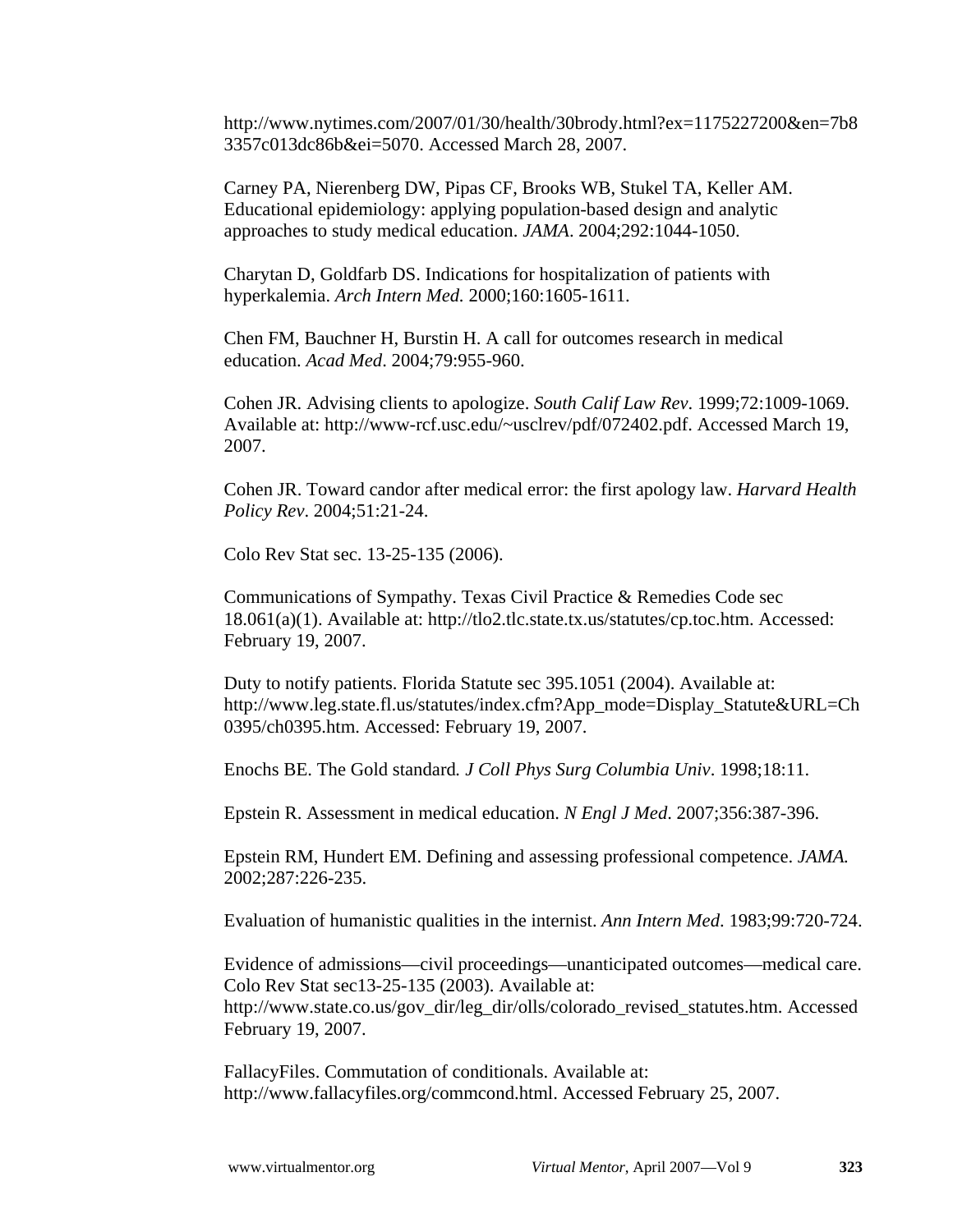http://www.nytimes.com/2007/01/30/health/30brody.html?ex=1175227200&en=7b83357c013dc86b&ei=5070. Accessed March 28, 2007.

Carney PA, Nierenberg DW, Pipas CF, Brooks WB, Stukel TA, Keller AM. Educational epidemiology: applying population-based design and analytic approaches to study medical education. *JAMA*. 2004;292:1044-1050.

Charytan D, Goldfarb DS. Indications for hospitalization of patients with hyperkalemia. *Arch Intern Med.* 2000;160:1605-1611.

Chen FM, Bauchner H, Burstin H. A call for outcomes research in medical education. *Acad Med*. 2004;79:955-960.

Cohen JR. Advising clients to apologize. *South Calif Law Rev*. 1999;72:1009-1069. Available at: http://www-rcf.usc.edu/~usclrev/pdf/072402.pdf. Accessed March 19, 2007.

Cohen JR. Toward candor after medical error: the first apology law. *Harvard Health Policy Rev*. 2004;51:21-24.

Colo Rev Stat sec. 13-25-135 (2006).

Communications of Sympathy. Texas Civil Practice & Remedies Code sec 18.061(a)(1). Available at: http://tlo2.tlc.state.tx.us/statutes/cp.toc.htm. Accessed: February 19, 2007.

Duty to notify patients. Florida Statute sec 395.1051 (2004). Available at: http://www.leg.state.fl.us/statutes/index.cfm?App_mode=Display_Statute&URL=Ch0395/ch0395.htm. Accessed: February 19, 2007.

Enochs BE. The Gold standard*. J Coll Phys Surg Columbia Univ*. 1998;18:11.

Epstein R. Assessment in medical education. *N Engl J Med*. 2007;356:387-396.

Epstein RM, Hundert EM. Defining and assessing professional competence. *JAMA.* 2002;287:226-235.

Evaluation of humanistic qualities in the internist. *Ann Intern Med*. 1983;99:720-724.

Evidence of admissions—civil proceedings—unanticipated outcomes—medical care. Colo Rev Stat sec13-25-135 (2003). Available at: http://www.state.co.us/gov_dir/leg_dir/olls/colorado_revised_statutes.htm. Accessed February 19, 2007.

FallacyFiles. Commutation of conditionals. Available at: http://www.fallacyfiles.org/commcond.html. Accessed February 25, 2007.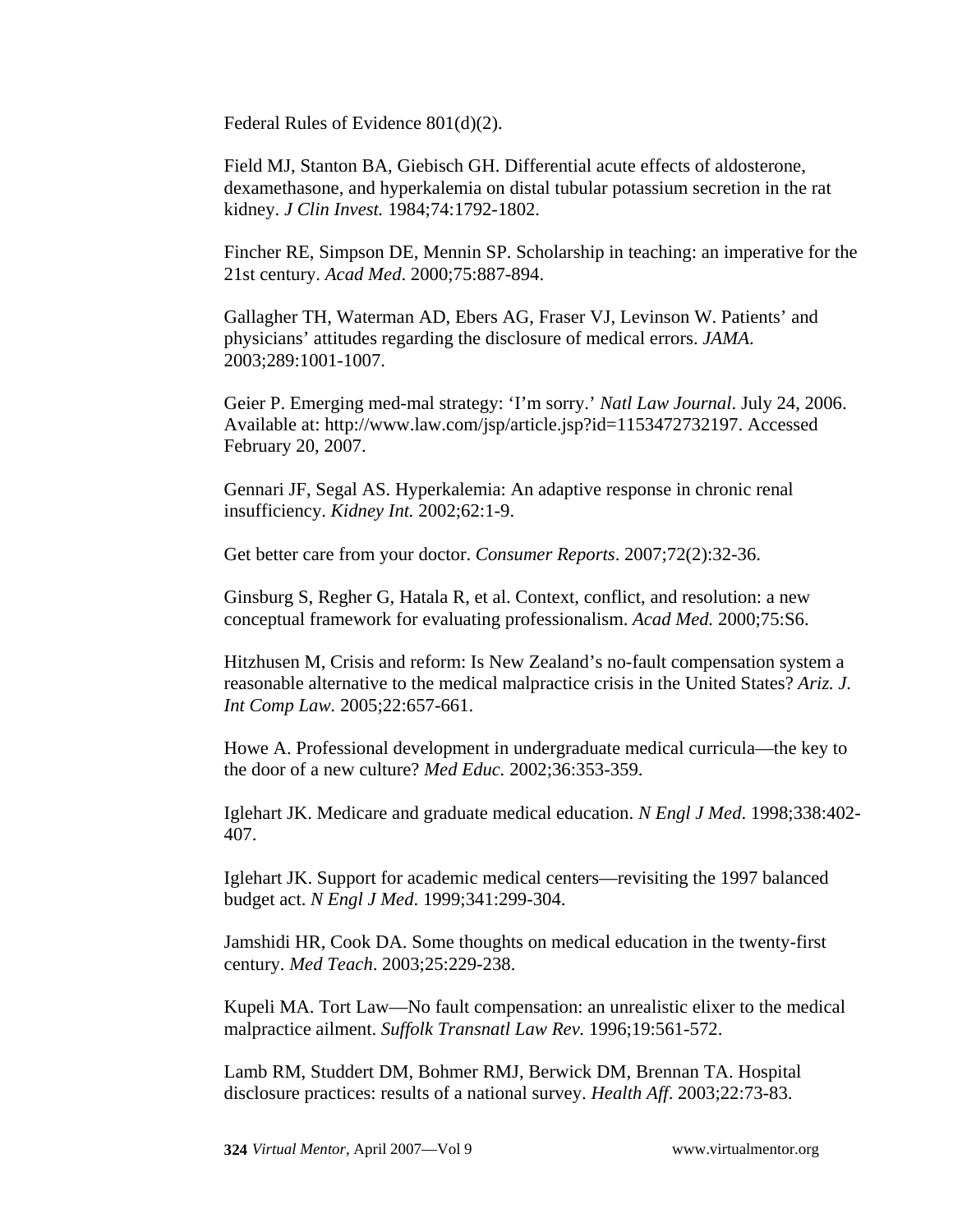Federal Rules of Evidence 801(d)(2).

Field MJ, Stanton BA, Giebisch GH. Differential acute effects of aldosterone, dexamethasone, and hyperkalemia on distal tubular potassium secretion in the rat kidney. *J Clin Invest.* 1984;74:1792-1802.

Fincher RE, Simpson DE, Mennin SP. Scholarship in teaching: an imperative for the 21st century. *Acad Med*. 2000;75:887-894.

Gallagher TH, Waterman AD, Ebers AG, Fraser VJ, Levinson W. Patients' and physicians' attitudes regarding the disclosure of medical errors. *JAMA.* 2003;289:1001-1007.

Geier P. Emerging med-mal strategy: 'I'm sorry.' *Natl Law Journal*. July 24, 2006. Available at: http://www.law.com/jsp/article.jsp?id=1153472732197. Accessed February 20, 2007.

Gennari JF, Segal AS. Hyperkalemia: An adaptive response in chronic renal insufficiency. *Kidney Int.* 2002;62:1-9.

Get better care from your doctor. *Consumer Reports*. 2007;72(2):32-36.

Ginsburg S, Regher G, Hatala R, et al. Context, conflict, and resolution: a new conceptual framework for evaluating professionalism. *Acad Med.* 2000;75:S6.

Hitzhusen M, Crisis and reform: Is New Zealand's no-fault compensation system a reasonable alternative to the medical malpractice crisis in the United States? *Ariz. J. Int Comp Law.* 2005;22:657-661.

Howe A. Professional development in undergraduate medical curricula—the key to the door of a new culture? *Med Educ.* 2002;36:353-359.

Iglehart JK. Medicare and graduate medical education. *N Engl J Med*. 1998;338:402-407.

Iglehart JK. Support for academic medical centers—revisiting the 1997 balanced budget act. *N Engl J Med*. 1999;341:299-304.

Jamshidi HR, Cook DA. Some thoughts on medical education in the twenty-first century. *Med Teach*. 2003;25:229-238.

Kupeli MA. Tort Law—No fault compensation: an unrealistic elixer to the medical malpractice ailment. *Suffolk Transnatl Law Rev.* 1996;19:561-572.

Lamb RM, Studdert DM, Bohmer RMJ, Berwick DM, Brennan TA. Hospital disclosure practices: results of a national survey. *Health Aff.* 2003;22:73-83.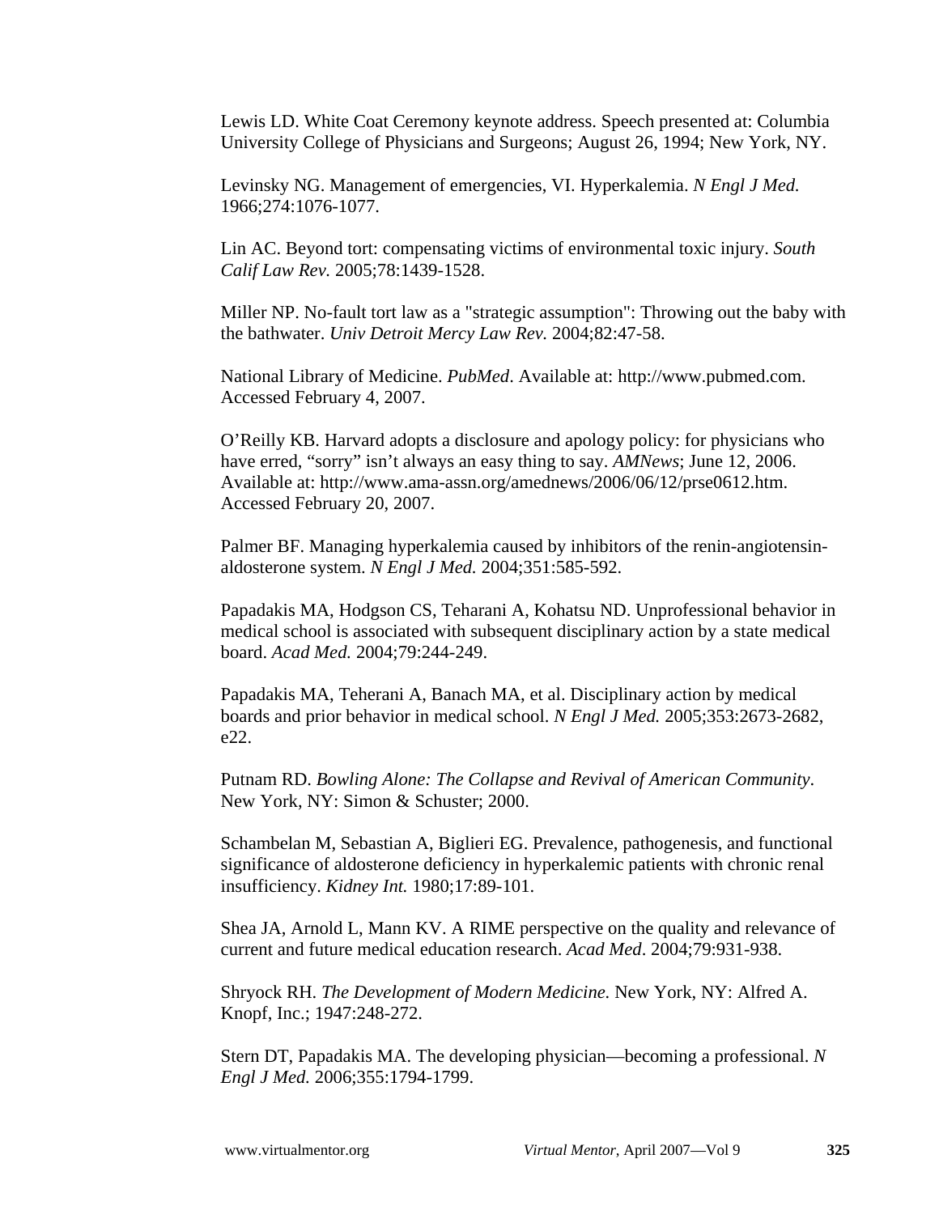Lewis LD. White Coat Ceremony keynote address. Speech presented at: Columbia University College of Physicians and Surgeons; August 26, 1994; New York, NY.

Levinsky NG. Management of emergencies, VI. Hyperkalemia. *N Engl J Med.* 1966;274:1076-1077.

Lin AC. Beyond tort: compensating victims of environmental toxic injury. *South Calif Law Rev.* 2005;78:1439-1528.

Miller NP. No-fault tort law as a "strategic assumption": Throwing out the baby with the bathwater. *Univ Detroit Mercy Law Rev.* 2004;82:47-58.

National Library of Medicine. *PubMed*. Available at: http://www.pubmed.com. Accessed February 4, 2007.

O'Reilly KB. Harvard adopts a disclosure and apology policy: for physicians who have erred, "sorry" isn't always an easy thing to say. *AMNews*; June 12, 2006. Available at: http://www.ama-assn.org/amednews/2006/06/12/prse0612.htm. Accessed February 20, 2007.

Palmer BF. Managing hyperkalemia caused by inhibitors of the renin-angiotensin-aldosterone system. *N Engl J Med.* 2004;351:585-592.

Papadakis MA, Hodgson CS, Teharani A, Kohatsu ND. Unprofessional behavior in medical school is associated with subsequent disciplinary action by a state medical board. *Acad Med.* 2004;79:244-249.

Papadakis MA, Teherani A, Banach MA, et al. Disciplinary action by medical boards and prior behavior in medical school. *N Engl J Med.* 2005;353:2673-2682, e22.

Putnam RD. *Bowling Alone: The Collapse and Revival of American Community*. New York, NY: Simon & Schuster; 2000.

Schambelan M, Sebastian A, Biglieri EG. Prevalence, pathogenesis, and functional significance of aldosterone deficiency in hyperkalemic patients with chronic renal insufficiency. *Kidney Int.* 1980;17:89-101.

Shea JA, Arnold L, Mann KV. A RIME perspective on the quality and relevance of current and future medical education research. *Acad Med*. 2004;79:931-938.

Shryock RH. *The Development of Modern Medicine.* New York, NY: Alfred A. Knopf, Inc.; 1947:248-272.

Stern DT, Papadakis MA. The developing physician—becoming a professional. *N Engl J Med.* 2006;355:1794-1799.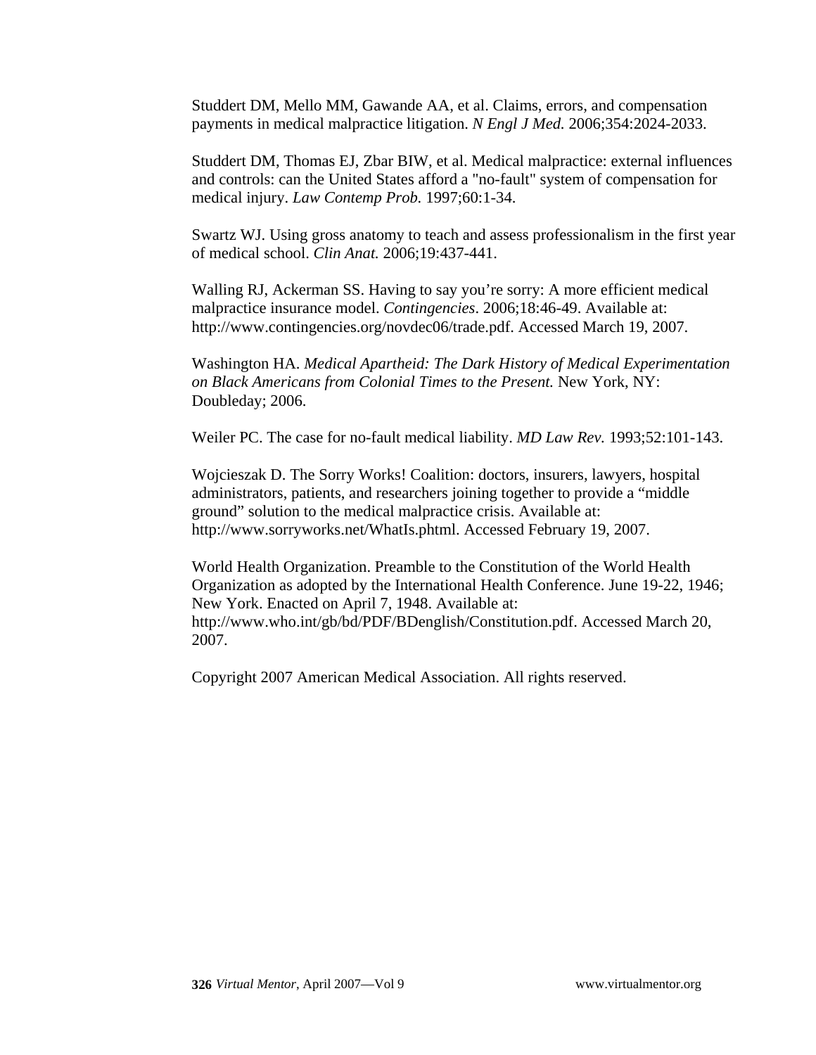Studdert DM, Mello MM, Gawande AA, et al. Claims, errors, and compensation payments in medical malpractice litigation. *N Engl J Med.* 2006;354:2024-2033.

Studdert DM, Thomas EJ, Zbar BIW, et al. Medical malpractice: external influences and controls: can the United States afford a "no-fault" system of compensation for medical injury. *Law Contemp Prob.* 1997;60:1-34.

Swartz WJ. Using gross anatomy to teach and assess professionalism in the first year of medical school. *Clin Anat.* 2006;19:437-441.

Walling RJ, Ackerman SS. Having to say you're sorry: A more efficient medical malpractice insurance model. *Contingencies*. 2006;18:46-49. Available at: http://www.contingencies.org/novdec06/trade.pdf. Accessed March 19, 2007.

Washington HA. *Medical Apartheid: The Dark History of Medical Experimentation on Black Americans from Colonial Times to the Present.* New York, NY: Doubleday; 2006.

Weiler PC. The case for no-fault medical liability. *MD Law Rev.* 1993;52:101-143.

Wojcieszak D. The Sorry Works! Coalition: doctors, insurers, lawyers, hospital administrators, patients, and researchers joining together to provide a "middle ground" solution to the medical malpractice crisis. Available at: http://www.sorryworks.net/WhatIs.phtml. Accessed February 19, 2007.

World Health Organization. Preamble to the Constitution of the World Health Organization as adopted by the International Health Conference. June 19-22, 1946; New York. Enacted on April 7, 1948. Available at: http://www.who.int/gb/bd/PDF/BDenglish/Constitution.pdf. Accessed March 20, 2007.

Copyright 2007 American Medical Association. All rights reserved.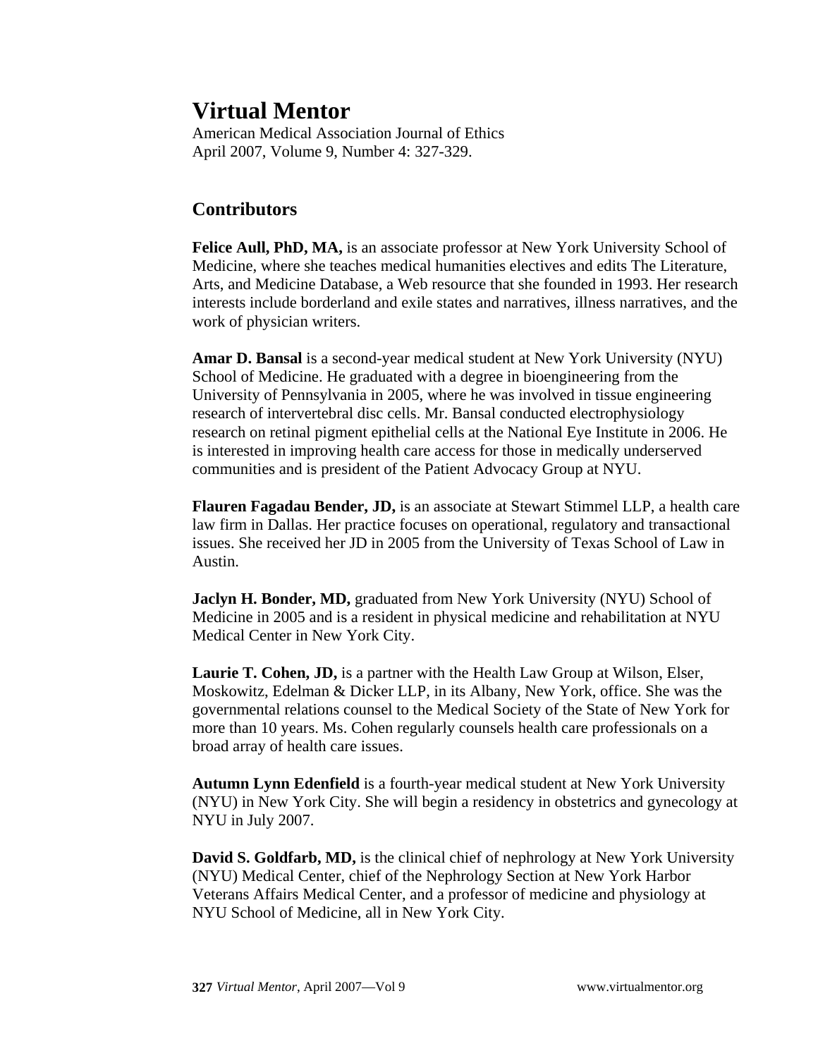# Virtual Mentor

American Medical Association Journal of Ethics
April 2007, Volume 9, Number 4: 327-329.

## Contributors

**Felice Aull, PhD, MA,** is an associate professor at New York University School of Medicine, where she teaches medical humanities electives and edits The Literature, Arts, and Medicine Database, a Web resource that she founded in 1993. Her research interests include borderland and exile states and narratives, illness narratives, and the work of physician writers.

**Amar D. Bansal** is a second-year medical student at New York University (NYU) School of Medicine. He graduated with a degree in bioengineering from the University of Pennsylvania in 2005, where he was involved in tissue engineering research of intervertebral disc cells. Mr. Bansal conducted electrophysiology research on retinal pigment epithelial cells at the National Eye Institute in 2006. He is interested in improving health care access for those in medically underserved communities and is president of the Patient Advocacy Group at NYU.

**Flauren Fagadau Bender, JD,** is an associate at Stewart Stimmel LLP, a health care law firm in Dallas. Her practice focuses on operational, regulatory and transactional issues. She received her JD in 2005 from the University of Texas School of Law in Austin.

**Jaclyn H. Bonder, MD,** graduated from New York University (NYU) School of Medicine in 2005 and is a resident in physical medicine and rehabilitation at NYU Medical Center in New York City.

**Laurie T. Cohen, JD,** is a partner with the Health Law Group at Wilson, Elser, Moskowitz, Edelman & Dicker LLP, in its Albany, New York, office. She was the governmental relations counsel to the Medical Society of the State of New York for more than 10 years. Ms. Cohen regularly counsels health care professionals on a broad array of health care issues.

**Autumn Lynn Edenfield** is a fourth-year medical student at New York University (NYU) in New York City. She will begin a residency in obstetrics and gynecology at NYU in July 2007.

**David S. Goldfarb, MD,** is the clinical chief of nephrology at New York University (NYU) Medical Center, chief of the Nephrology Section at New York Harbor Veterans Affairs Medical Center, and a professor of medicine and physiology at NYU School of Medicine, all in New York City.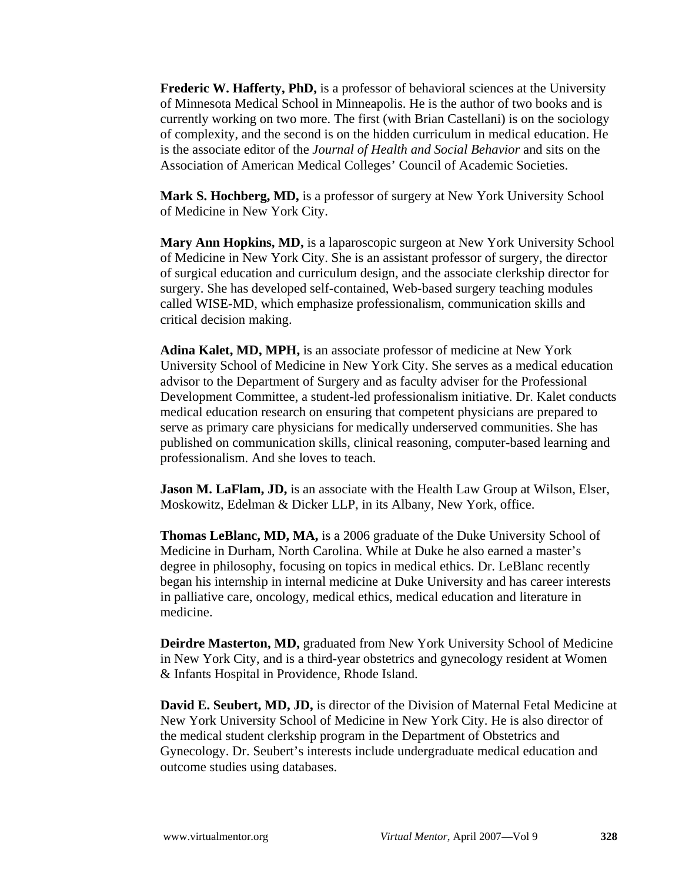**Frederic W. Hafferty, PhD,** is a professor of behavioral sciences at the University of Minnesota Medical School in Minneapolis. He is the author of two books and is currently working on two more. The first (with Brian Castellani) is on the sociology of complexity, and the second is on the hidden curriculum in medical education. He is the associate editor of the *Journal of Health and Social Behavior* and sits on the Association of American Medical Colleges' Council of Academic Societies.

**Mark S. Hochberg, MD,** is a professor of surgery at New York University School of Medicine in New York City.

**Mary Ann Hopkins, MD,** is a laparoscopic surgeon at New York University School of Medicine in New York City. She is an assistant professor of surgery, the director of surgical education and curriculum design, and the associate clerkship director for surgery. She has developed self-contained, Web-based surgery teaching modules called WISE-MD, which emphasize professionalism, communication skills and critical decision making.

**Adina Kalet, MD, MPH,** is an associate professor of medicine at New York University School of Medicine in New York City. She serves as a medical education advisor to the Department of Surgery and as faculty adviser for the Professional Development Committee, a student-led professionalism initiative. Dr. Kalet conducts medical education research on ensuring that competent physicians are prepared to serve as primary care physicians for medically underserved communities. She has published on communication skills, clinical reasoning, computer-based learning and professionalism. And she loves to teach.

**Jason M. LaFlam, JD,** is an associate with the Health Law Group at Wilson, Elser, Moskowitz, Edelman & Dicker LLP, in its Albany, New York, office.

**Thomas LeBlanc, MD, MA,** is a 2006 graduate of the Duke University School of Medicine in Durham, North Carolina. While at Duke he also earned a master's degree in philosophy, focusing on topics in medical ethics. Dr. LeBlanc recently began his internship in internal medicine at Duke University and has career interests in palliative care, oncology, medical ethics, medical education and literature in medicine.

**Deirdre Masterton, MD,** graduated from New York University School of Medicine in New York City, and is a third-year obstetrics and gynecology resident at Women & Infants Hospital in Providence, Rhode Island.

**David E. Seubert, MD, JD,** is director of the Division of Maternal Fetal Medicine at New York University School of Medicine in New York City. He is also director of the medical student clerkship program in the Department of Obstetrics and Gynecology. Dr. Seubert's interests include undergraduate medical education and outcome studies using databases.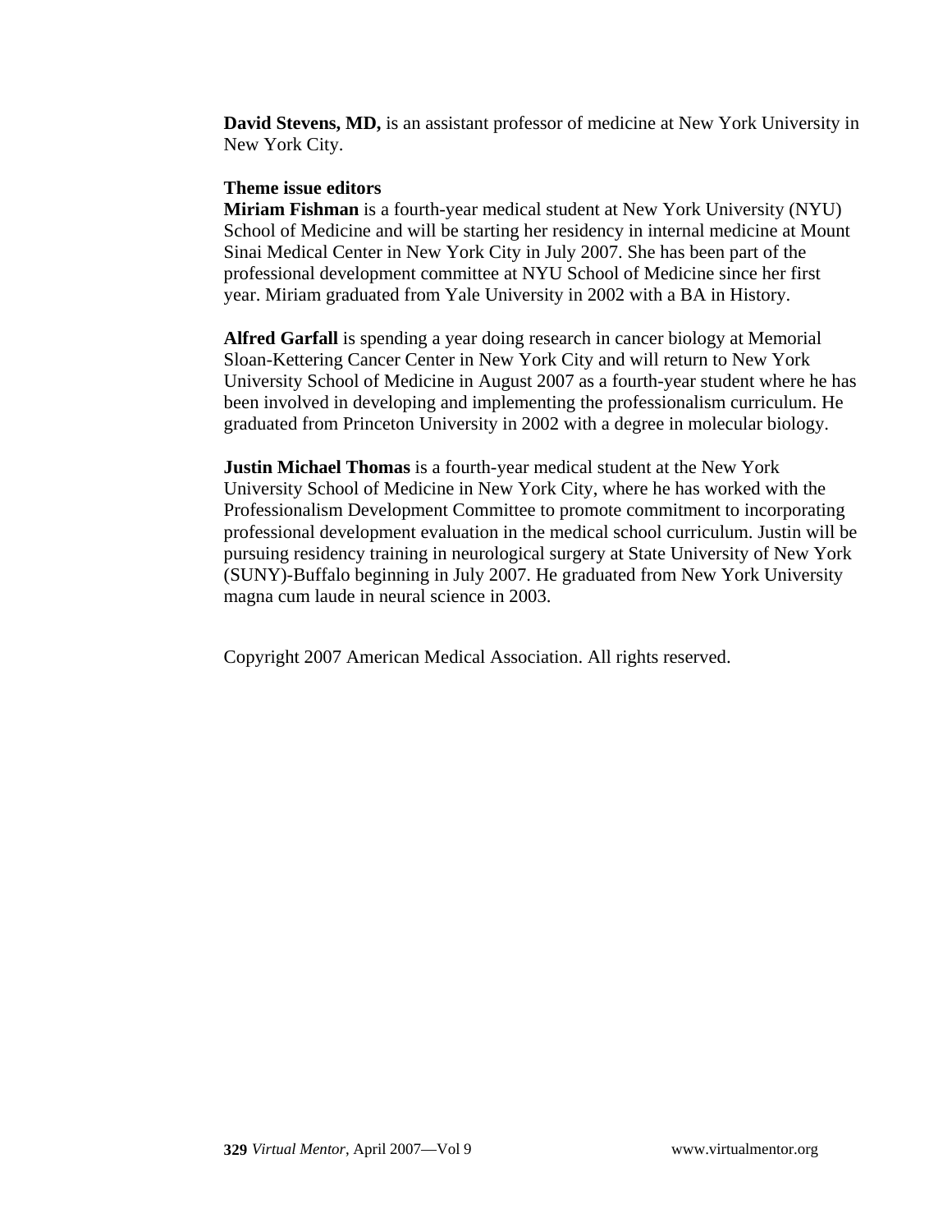**David Stevens, MD,** is an assistant professor of medicine at New York University in New York City.

**Theme issue editors**

**Miriam Fishman** is a fourth-year medical student at New York University (NYU) School of Medicine and will be starting her residency in internal medicine at Mount Sinai Medical Center in New York City in July 2007. She has been part of the professional development committee at NYU School of Medicine since her first year. Miriam graduated from Yale University in 2002 with a BA in History.

**Alfred Garfall** is spending a year doing research in cancer biology at Memorial Sloan-Kettering Cancer Center in New York City and will return to New York University School of Medicine in August 2007 as a fourth-year student where he has been involved in developing and implementing the professionalism curriculum. He graduated from Princeton University in 2002 with a degree in molecular biology.

**Justin Michael Thomas** is a fourth-year medical student at the New York University School of Medicine in New York City, where he has worked with the Professionalism Development Committee to promote commitment to incorporating professional development evaluation in the medical school curriculum. Justin will be pursuing residency training in neurological surgery at State University of New York (SUNY)-Buffalo beginning in July 2007. He graduated from New York University magna cum laude in neural science in 2003.

Copyright 2007 American Medical Association. All rights reserved.